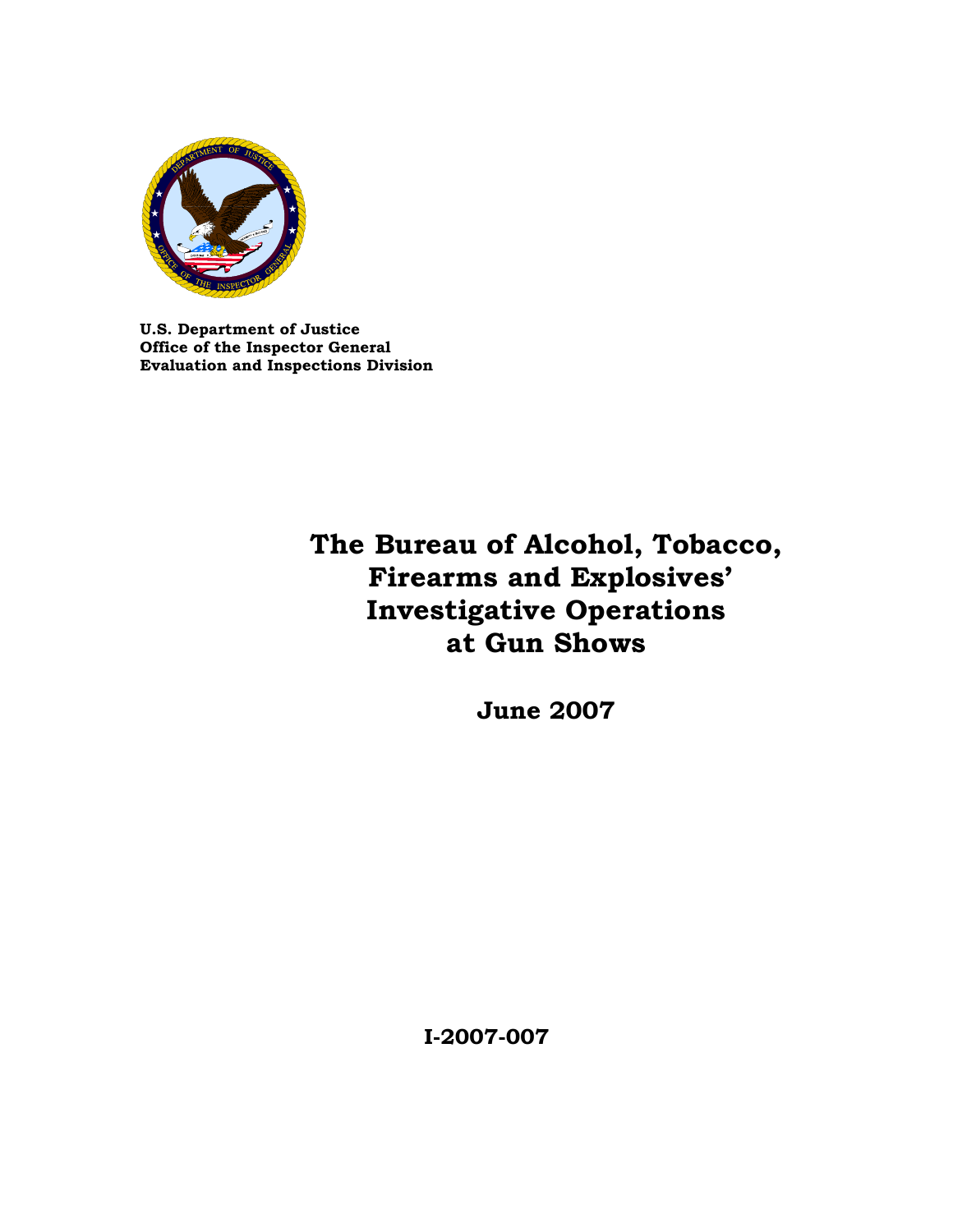**U.S. Department of Justice**
**Office of the Inspector General**
**Evaluation and Inspections Division**

# The Bureau of Alcohol, Tobacco, Firearms and Explosives' Investigative Operations at Gun Shows

**June 2007**

**I-2007-007**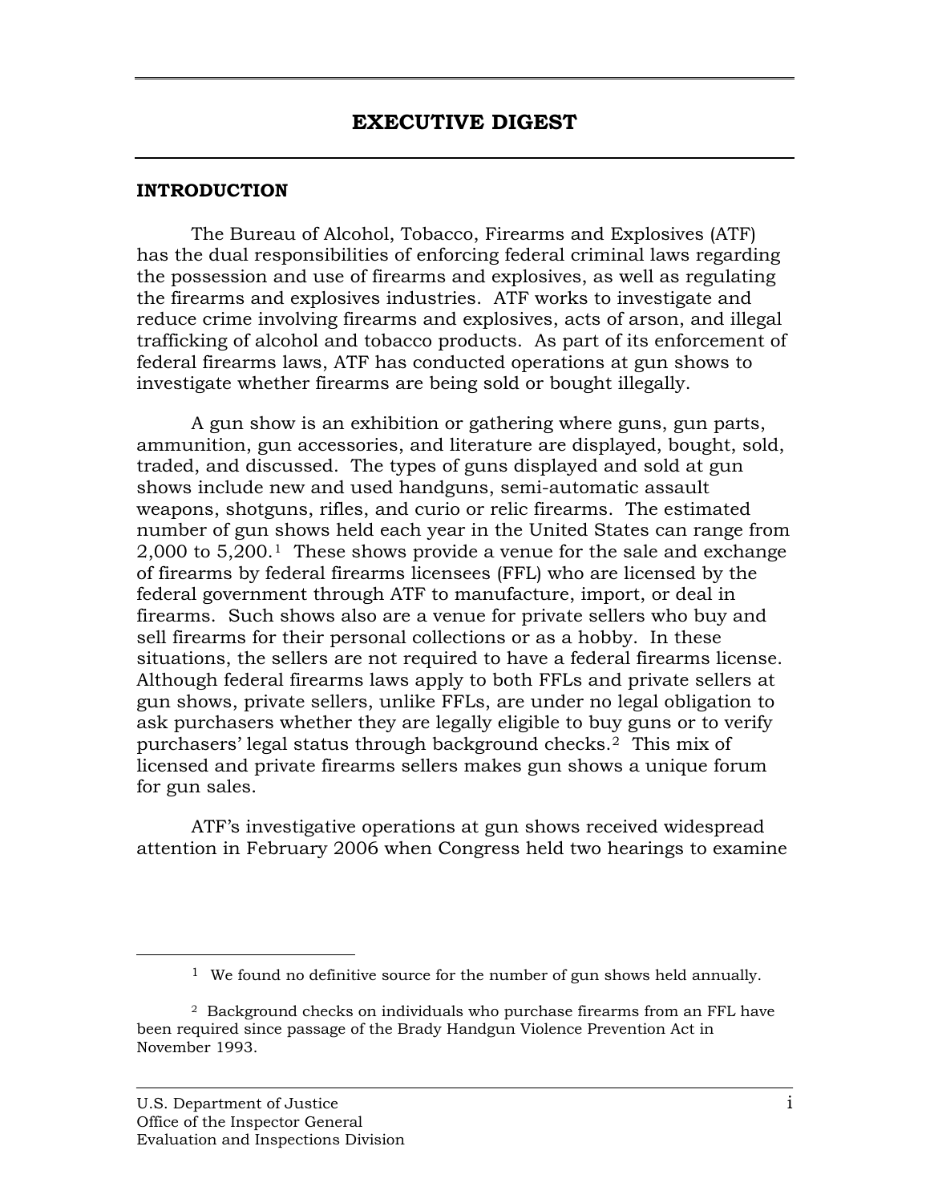# EXECUTIVE DIGEST

## INTRODUCTION

The Bureau of Alcohol, Tobacco, Firearms and Explosives (ATF) has the dual responsibilities of enforcing federal criminal laws regarding the possession and use of firearms and explosives, as well as regulating the firearms and explosives industries. ATF works to investigate and reduce crime involving firearms and explosives, acts of arson, and illegal trafficking of alcohol and tobacco products. As part of its enforcement of federal firearms laws, ATF has conducted operations at gun shows to investigate whether firearms are being sold or bought illegally.

A gun show is an exhibition or gathering where guns, gun parts, ammunition, gun accessories, and literature are displayed, bought, sold, traded, and discussed. The types of guns displayed and sold at gun shows include new and used handguns, semi-automatic assault weapons, shotguns, rifles, and curio or relic firearms. The estimated number of gun shows held each year in the United States can range from 2,000 to 5,200.[1] These shows provide a venue for the sale and exchange of firearms by federal firearms licensees (FFL) who are licensed by the federal government through ATF to manufacture, import, or deal in firearms. Such shows also are a venue for private sellers who buy and sell firearms for their personal collections or as a hobby. In these situations, the sellers are not required to have a federal firearms license. Although federal firearms laws apply to both FFLs and private sellers at gun shows, private sellers, unlike FFLs, are under no legal obligation to ask purchasers whether they are legally eligible to buy guns or to verify purchasers' legal status through background checks.[2] This mix of licensed and private firearms sellers makes gun shows a unique forum for gun sales.

ATF's investigative operations at gun shows received widespread attention in February 2006 when Congress held two hearings to examine

[1] We found no definitive source for the number of gun shows held annually.

[2] Background checks on individuals who purchase firearms from an FFL have been required since passage of the Brady Handgun Violence Prevention Act in November 1993.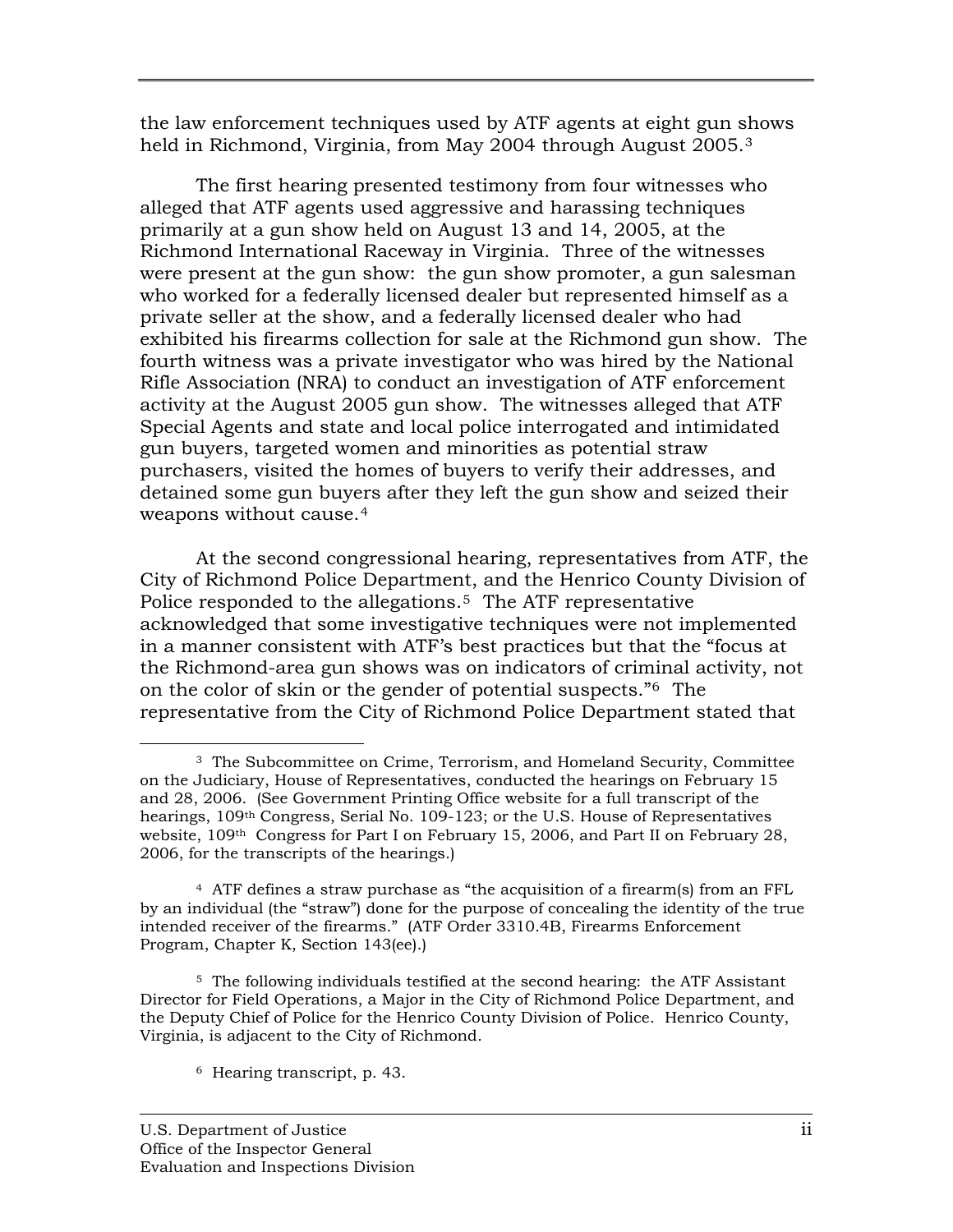the law enforcement techniques used by ATF agents at eight gun shows held in Richmond, Virginia, from May 2004 through August 2005.[3]

The first hearing presented testimony from four witnesses who alleged that ATF agents used aggressive and harassing techniques primarily at a gun show held on August 13 and 14, 2005, at the Richmond International Raceway in Virginia. Three of the witnesses were present at the gun show: the gun show promoter, a gun salesman who worked for a federally licensed dealer but represented himself as a private seller at the show, and a federally licensed dealer who had exhibited his firearms collection for sale at the Richmond gun show. The fourth witness was a private investigator who was hired by the National Rifle Association (NRA) to conduct an investigation of ATF enforcement activity at the August 2005 gun show. The witnesses alleged that ATF Special Agents and state and local police interrogated and intimidated gun buyers, targeted women and minorities as potential straw purchasers, visited the homes of buyers to verify their addresses, and detained some gun buyers after they left the gun show and seized their weapons without cause.[4]

At the second congressional hearing, representatives from ATF, the City of Richmond Police Department, and the Henrico County Division of Police responded to the allegations.[5] The ATF representative acknowledged that some investigative techniques were not implemented in a manner consistent with ATF's best practices but that the "focus at the Richmond-area gun shows was on indicators of criminal activity, not on the color of skin or the gender of potential suspects."[6] The representative from the City of Richmond Police Department stated that

---

[3] The Subcommittee on Crime, Terrorism, and Homeland Security, Committee on the Judiciary, House of Representatives, conducted the hearings on February 15 and 28, 2006. (See Government Printing Office website for a full transcript of the hearings, 109th Congress, Serial No. 109-123; or the U.S. House of Representatives website, 109th Congress for Part I on February 15, 2006, and Part II on February 28, 2006, for the transcripts of the hearings.)

[4] ATF defines a straw purchase as "the acquisition of a firearm(s) from an FFL by an individual (the "straw") done for the purpose of concealing the identity of the true intended receiver of the firearms." (ATF Order 3310.4B, Firearms Enforcement Program, Chapter K, Section 143(ee).)

[5] The following individuals testified at the second hearing: the ATF Assistant Director for Field Operations, a Major in the City of Richmond Police Department, and the Deputy Chief of Police for the Henrico County Division of Police. Henrico County, Virginia, is adjacent to the City of Richmond.

[6] Hearing transcript, p. 43.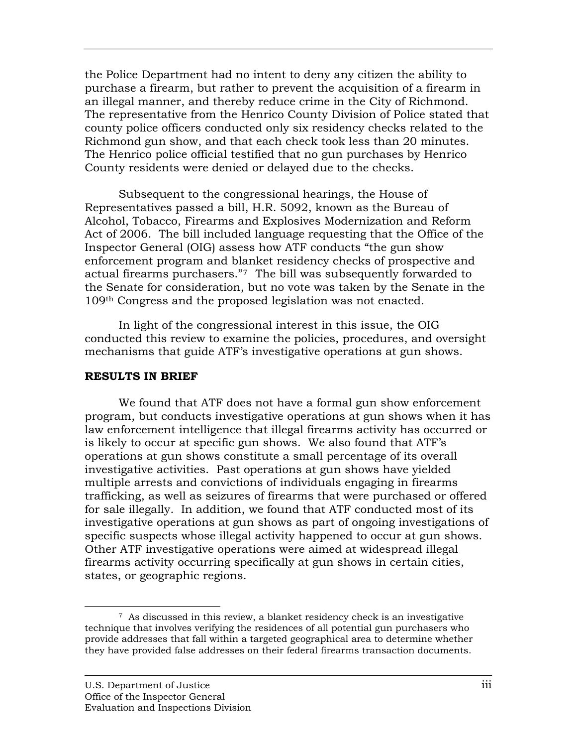the Police Department had no intent to deny any citizen the ability to purchase a firearm, but rather to prevent the acquisition of a firearm in an illegal manner, and thereby reduce crime in the City of Richmond. The representative from the Henrico County Division of Police stated that county police officers conducted only six residency checks related to the Richmond gun show, and that each check took less than 20 minutes. The Henrico police official testified that no gun purchases by Henrico County residents were denied or delayed due to the checks.

Subsequent to the congressional hearings, the House of Representatives passed a bill, H.R. 5092, known as the Bureau of Alcohol, Tobacco, Firearms and Explosives Modernization and Reform Act of 2006. The bill included language requesting that the Office of the Inspector General (OIG) assess how ATF conducts "the gun show enforcement program and blanket residency checks of prospective and actual firearms purchasers."[7] The bill was subsequently forwarded to the Senate for consideration, but no vote was taken by the Senate in the 109th Congress and the proposed legislation was not enacted.

In light of the congressional interest in this issue, the OIG conducted this review to examine the policies, procedures, and oversight mechanisms that guide ATF's investigative operations at gun shows.

**RESULTS IN BRIEF**

We found that ATF does not have a formal gun show enforcement program, but conducts investigative operations at gun shows when it has law enforcement intelligence that illegal firearms activity has occurred or is likely to occur at specific gun shows. We also found that ATF's operations at gun shows constitute a small percentage of its overall investigative activities. Past operations at gun shows have yielded multiple arrests and convictions of individuals engaging in firearms trafficking, as well as seizures of firearms that were purchased or offered for sale illegally. In addition, we found that ATF conducted most of its investigative operations at gun shows as part of ongoing investigations of specific suspects whose illegal activity happened to occur at gun shows. Other ATF investigative operations were aimed at widespread illegal firearms activity occurring specifically at gun shows in certain cities, states, or geographic regions.

[7] As discussed in this review, a blanket residency check is an investigative technique that involves verifying the residences of all potential gun purchasers who provide addresses that fall within a targeted geographical area to determine whether they have provided false addresses on their federal firearms transaction documents.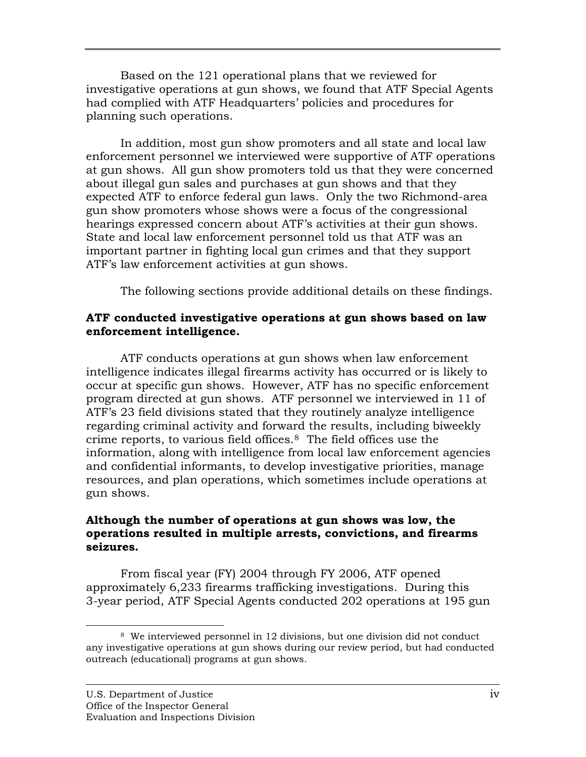Based on the 121 operational plans that we reviewed for investigative operations at gun shows, we found that ATF Special Agents had complied with ATF Headquarters' policies and procedures for planning such operations.

In addition, most gun show promoters and all state and local law enforcement personnel we interviewed were supportive of ATF operations at gun shows. All gun show promoters told us that they were concerned about illegal gun sales and purchases at gun shows and that they expected ATF to enforce federal gun laws. Only the two Richmond-area gun show promoters whose shows were a focus of the congressional hearings expressed concern about ATF's activities at their gun shows. State and local law enforcement personnel told us that ATF was an important partner in fighting local gun crimes and that they support ATF's law enforcement activities at gun shows.

The following sections provide additional details on these findings.

**ATF conducted investigative operations at gun shows based on law enforcement intelligence.**

ATF conducts operations at gun shows when law enforcement intelligence indicates illegal firearms activity has occurred or is likely to occur at specific gun shows. However, ATF has no specific enforcement program directed at gun shows. ATF personnel we interviewed in 11 of ATF's 23 field divisions stated that they routinely analyze intelligence regarding criminal activity and forward the results, including biweekly crime reports, to various field offices.[8] The field offices use the information, along with intelligence from local law enforcement agencies and confidential informants, to develop investigative priorities, manage resources, and plan operations, which sometimes include operations at gun shows.

**Although the number of operations at gun shows was low, the operations resulted in multiple arrests, convictions, and firearms seizures.**

From fiscal year (FY) 2004 through FY 2006, ATF opened approximately 6,233 firearms trafficking investigations. During this 3-year period, ATF Special Agents conducted 202 operations at 195 gun

[8] We interviewed personnel in 12 divisions, but one division did not conduct any investigative operations at gun shows during our review period, but had conducted outreach (educational) programs at gun shows.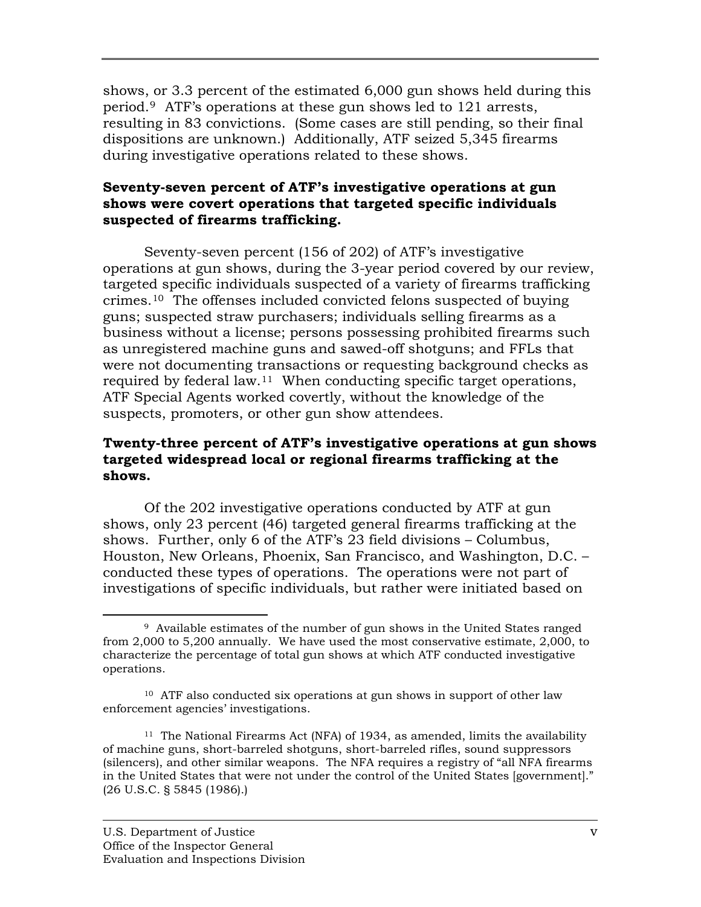shows, or 3.3 percent of the estimated 6,000 gun shows held during this period.[9] ATF's operations at these gun shows led to 121 arrests, resulting in 83 convictions. (Some cases are still pending, so their final dispositions are unknown.) Additionally, ATF seized 5,345 firearms during investigative operations related to these shows.

**Seventy-seven percent of ATF's investigative operations at gun shows were covert operations that targeted specific individuals suspected of firearms trafficking.**

Seventy-seven percent (156 of 202) of ATF's investigative operations at gun shows, during the 3-year period covered by our review, targeted specific individuals suspected of a variety of firearms trafficking crimes.[10] The offenses included convicted felons suspected of buying guns; suspected straw purchasers; individuals selling firearms as a business without a license; persons possessing prohibited firearms such as unregistered machine guns and sawed-off shotguns; and FFLs that were not documenting transactions or requesting background checks as required by federal law.[11] When conducting specific target operations, ATF Special Agents worked covertly, without the knowledge of the suspects, promoters, or other gun show attendees.

**Twenty-three percent of ATF's investigative operations at gun shows targeted widespread local or regional firearms trafficking at the shows.**

Of the 202 investigative operations conducted by ATF at gun shows, only 23 percent (46) targeted general firearms trafficking at the shows. Further, only 6 of the ATF's 23 field divisions – Columbus, Houston, New Orleans, Phoenix, San Francisco, and Washington, D.C. – conducted these types of operations. The operations were not part of investigations of specific individuals, but rather were initiated based on

---

[9] Available estimates of the number of gun shows in the United States ranged from 2,000 to 5,200 annually. We have used the most conservative estimate, 2,000, to characterize the percentage of total gun shows at which ATF conducted investigative operations.

[10] ATF also conducted six operations at gun shows in support of other law enforcement agencies' investigations.

[11] The National Firearms Act (NFA) of 1934, as amended, limits the availability of machine guns, short-barreled shotguns, short-barreled rifles, sound suppressors (silencers), and other similar weapons. The NFA requires a registry of "all NFA firearms in the United States that were not under the control of the United States [government]." (26 U.S.C. § 5845 (1986).)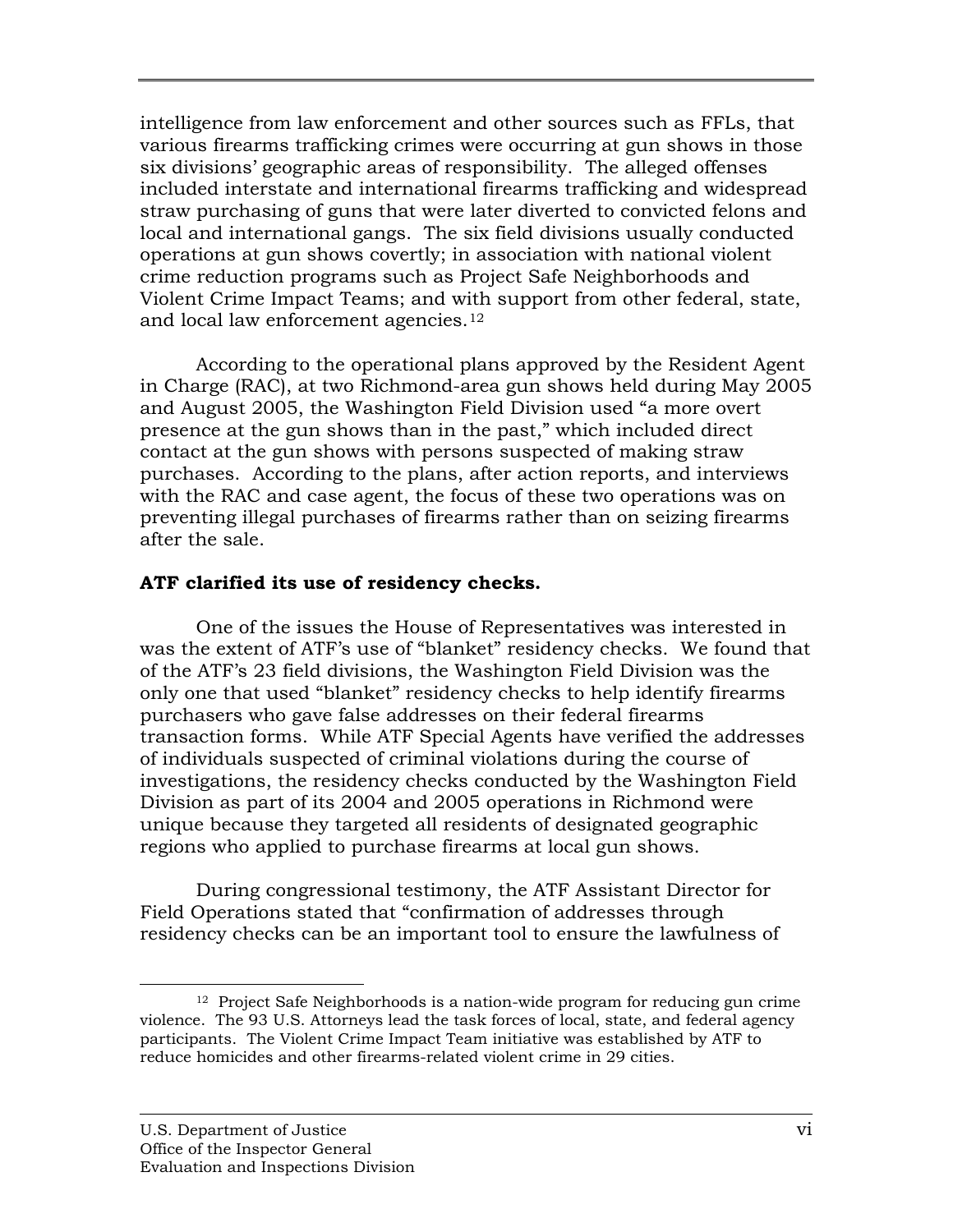intelligence from law enforcement and other sources such as FFLs, that various firearms trafficking crimes were occurring at gun shows in those six divisions' geographic areas of responsibility. The alleged offenses included interstate and international firearms trafficking and widespread straw purchasing of guns that were later diverted to convicted felons and local and international gangs. The six field divisions usually conducted operations at gun shows covertly; in association with national violent crime reduction programs such as Project Safe Neighborhoods and Violent Crime Impact Teams; and with support from other federal, state, and local law enforcement agencies.[12]

According to the operational plans approved by the Resident Agent in Charge (RAC), at two Richmond-area gun shows held during May 2005 and August 2005, the Washington Field Division used "a more overt presence at the gun shows than in the past," which included direct contact at the gun shows with persons suspected of making straw purchases. According to the plans, after action reports, and interviews with the RAC and case agent, the focus of these two operations was on preventing illegal purchases of firearms rather than on seizing firearms after the sale.

**ATF clarified its use of residency checks.**

One of the issues the House of Representatives was interested in was the extent of ATF's use of "blanket" residency checks. We found that of the ATF's 23 field divisions, the Washington Field Division was the only one that used "blanket" residency checks to help identify firearms purchasers who gave false addresses on their federal firearms transaction forms. While ATF Special Agents have verified the addresses of individuals suspected of criminal violations during the course of investigations, the residency checks conducted by the Washington Field Division as part of its 2004 and 2005 operations in Richmond were unique because they targeted all residents of designated geographic regions who applied to purchase firearms at local gun shows.

During congressional testimony, the ATF Assistant Director for Field Operations stated that "confirmation of addresses through residency checks can be an important tool to ensure the lawfulness of

[12] Project Safe Neighborhoods is a nation-wide program for reducing gun crime violence. The 93 U.S. Attorneys lead the task forces of local, state, and federal agency participants. The Violent Crime Impact Team initiative was established by ATF to reduce homicides and other firearms-related violent crime in 29 cities.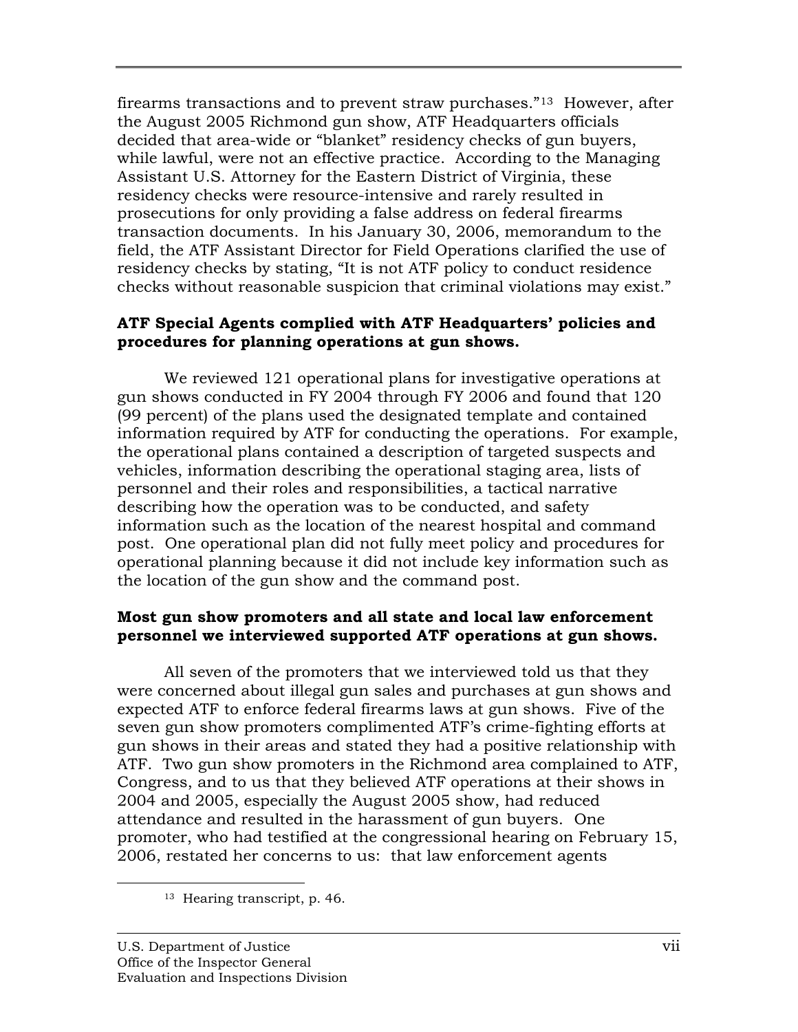firearms transactions and to prevent straw purchases."[13] However, after the August 2005 Richmond gun show, ATF Headquarters officials decided that area-wide or "blanket" residency checks of gun buyers, while lawful, were not an effective practice. According to the Managing Assistant U.S. Attorney for the Eastern District of Virginia, these residency checks were resource-intensive and rarely resulted in prosecutions for only providing a false address on federal firearms transaction documents. In his January 30, 2006, memorandum to the field, the ATF Assistant Director for Field Operations clarified the use of residency checks by stating, "It is not ATF policy to conduct residence checks without reasonable suspicion that criminal violations may exist."

**ATF Special Agents complied with ATF Headquarters' policies and procedures for planning operations at gun shows.**

We reviewed 121 operational plans for investigative operations at gun shows conducted in FY 2004 through FY 2006 and found that 120 (99 percent) of the plans used the designated template and contained information required by ATF for conducting the operations. For example, the operational plans contained a description of targeted suspects and vehicles, information describing the operational staging area, lists of personnel and their roles and responsibilities, a tactical narrative describing how the operation was to be conducted, and safety information such as the location of the nearest hospital and command post. One operational plan did not fully meet policy and procedures for operational planning because it did not include key information such as the location of the gun show and the command post.

**Most gun show promoters and all state and local law enforcement personnel we interviewed supported ATF operations at gun shows.**

All seven of the promoters that we interviewed told us that they were concerned about illegal gun sales and purchases at gun shows and expected ATF to enforce federal firearms laws at gun shows. Five of the seven gun show promoters complimented ATF's crime-fighting efforts at gun shows in their areas and stated they had a positive relationship with ATF. Two gun show promoters in the Richmond area complained to ATF, Congress, and to us that they believed ATF operations at their shows in 2004 and 2005, especially the August 2005 show, had reduced attendance and resulted in the harassment of gun buyers. One promoter, who had testified at the congressional hearing on February 15, 2006, restated her concerns to us: that law enforcement agents

[13] Hearing transcript, p. 46.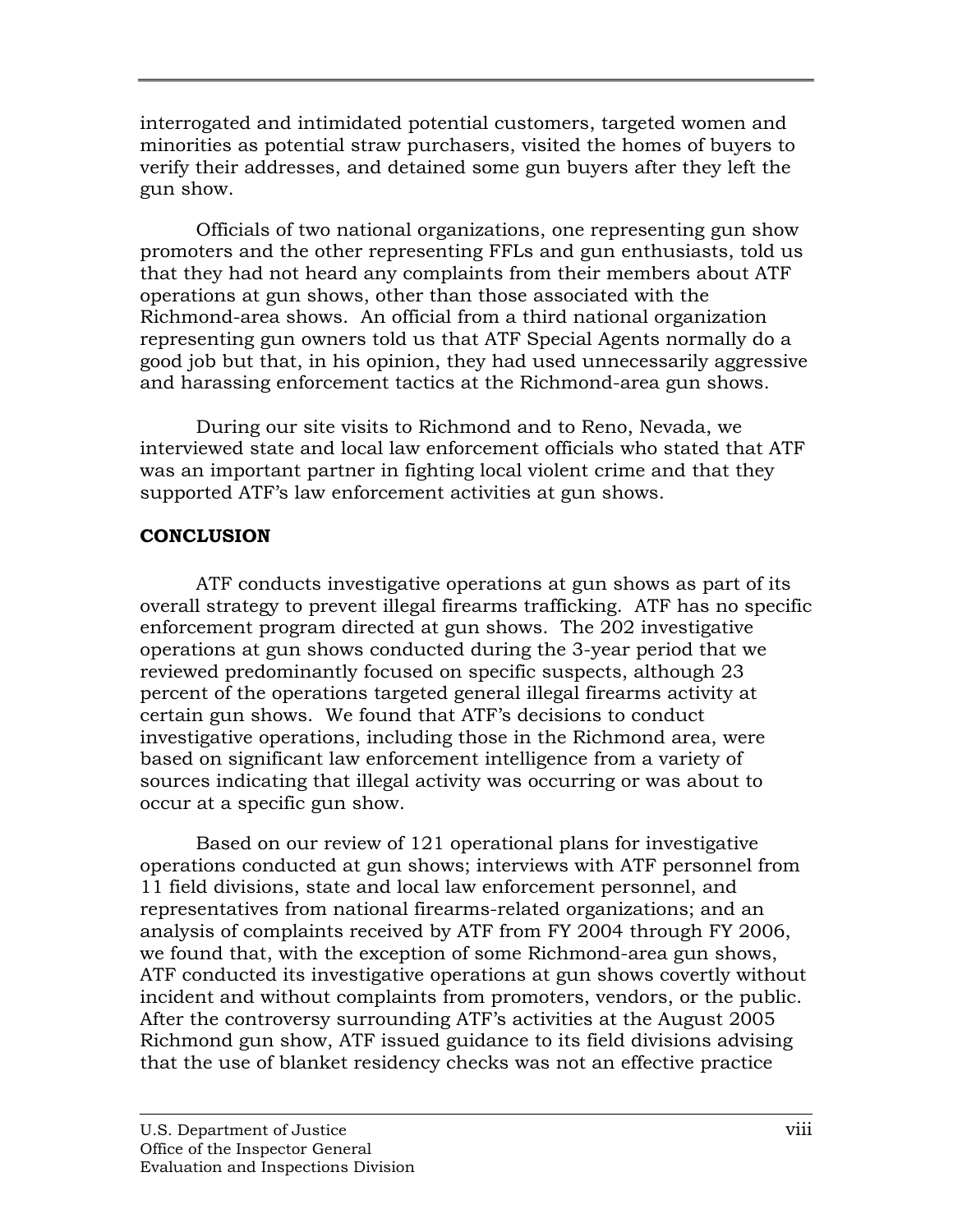interrogated and intimidated potential customers, targeted women and minorities as potential straw purchasers, visited the homes of buyers to verify their addresses, and detained some gun buyers after they left the gun show.

Officials of two national organizations, one representing gun show promoters and the other representing FFLs and gun enthusiasts, told us that they had not heard any complaints from their members about ATF operations at gun shows, other than those associated with the Richmond-area shows. An official from a third national organization representing gun owners told us that ATF Special Agents normally do a good job but that, in his opinion, they had used unnecessarily aggressive and harassing enforcement tactics at the Richmond-area gun shows.

During our site visits to Richmond and to Reno, Nevada, we interviewed state and local law enforcement officials who stated that ATF was an important partner in fighting local violent crime and that they supported ATF's law enforcement activities at gun shows.

**CONCLUSION**

ATF conducts investigative operations at gun shows as part of its overall strategy to prevent illegal firearms trafficking. ATF has no specific enforcement program directed at gun shows. The 202 investigative operations at gun shows conducted during the 3-year period that we reviewed predominantly focused on specific suspects, although 23 percent of the operations targeted general illegal firearms activity at certain gun shows. We found that ATF's decisions to conduct investigative operations, including those in the Richmond area, were based on significant law enforcement intelligence from a variety of sources indicating that illegal activity was occurring or was about to occur at a specific gun show.

Based on our review of 121 operational plans for investigative operations conducted at gun shows; interviews with ATF personnel from 11 field divisions, state and local law enforcement personnel, and representatives from national firearms-related organizations; and an analysis of complaints received by ATF from FY 2004 through FY 2006, we found that, with the exception of some Richmond-area gun shows, ATF conducted its investigative operations at gun shows covertly without incident and without complaints from promoters, vendors, or the public. After the controversy surrounding ATF's activities at the August 2005 Richmond gun show, ATF issued guidance to its field divisions advising that the use of blanket residency checks was not an effective practice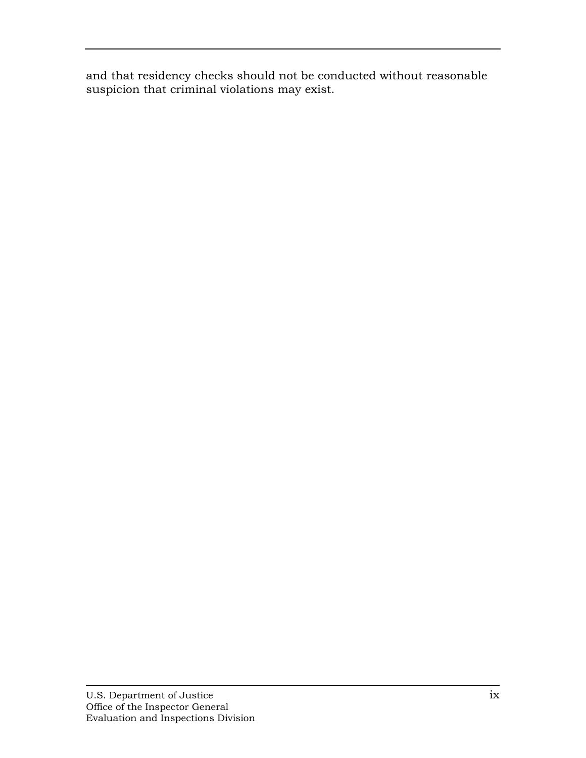and that residency checks should not be conducted without reasonable suspicion that criminal violations may exist.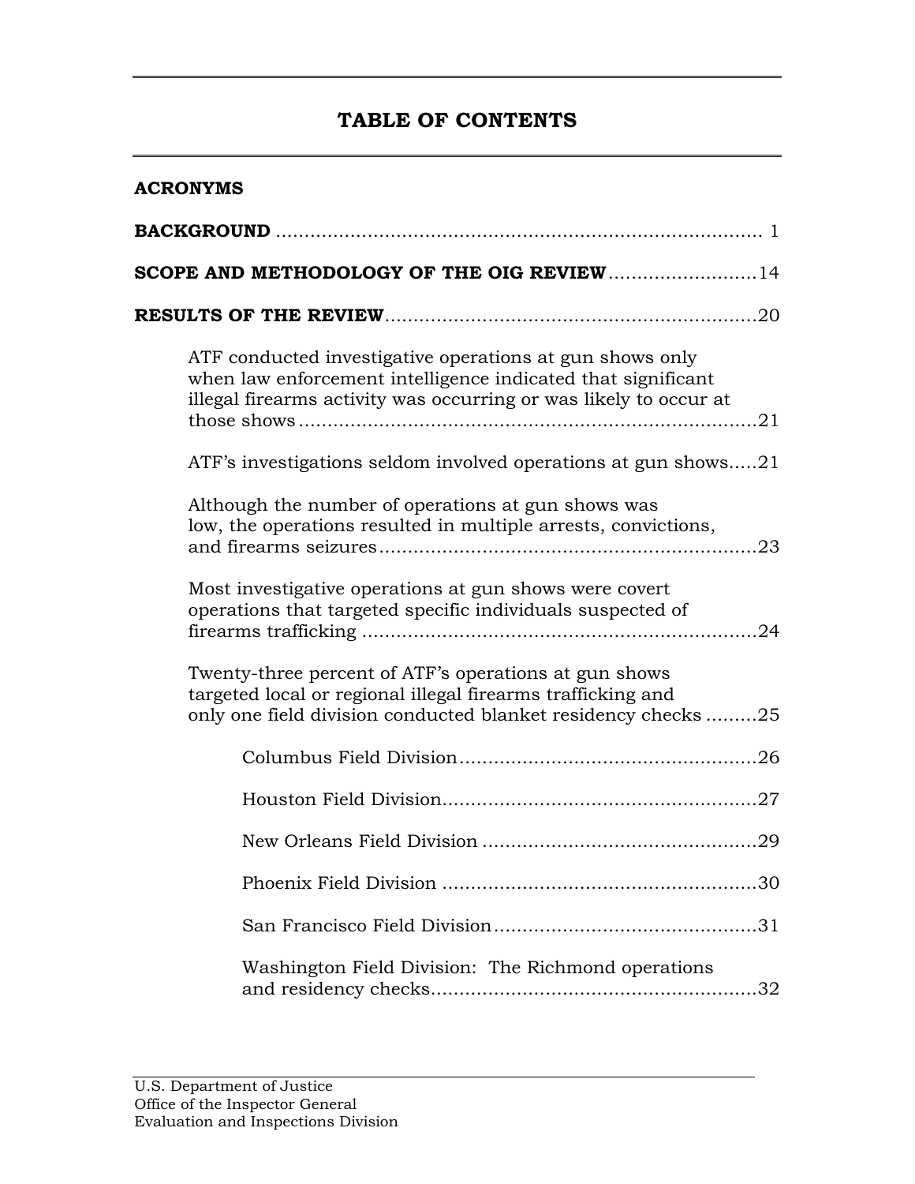# TABLE OF CONTENTS

**ACRONYMS**

**BACKGROUND** .................................................................................... 1

**SCOPE AND METHODOLOGY OF THE OIG REVIEW**..........................14

**RESULTS OF THE REVIEW**.................................................................20

- ATF conducted investigative operations at gun shows only when law enforcement intelligence indicated that significant illegal firearms activity was occurring or was likely to occur at those shows ................................................................................21
- ATF's investigations seldom involved operations at gun shows.....21
- Although the number of operations at gun shows was low, the operations resulted in multiple arrests, convictions, and firearms seizures..................................................................23
- Most investigative operations at gun shows were covert operations that targeted specific individuals suspected of firearms trafficking .....................................................................24
- Twenty-three percent of ATF's operations at gun shows targeted local or regional illegal firearms trafficking and only one field division conducted blanket residency checks .........25
  - Columbus Field Division....................................................26
  - Houston Field Division.......................................................27
  - New Orleans Field Division ................................................29
  - Phoenix Field Division .......................................................30
  - San Francisco Field Division..............................................31
  - Washington Field Division: The Richmond operations and residency checks.........................................................32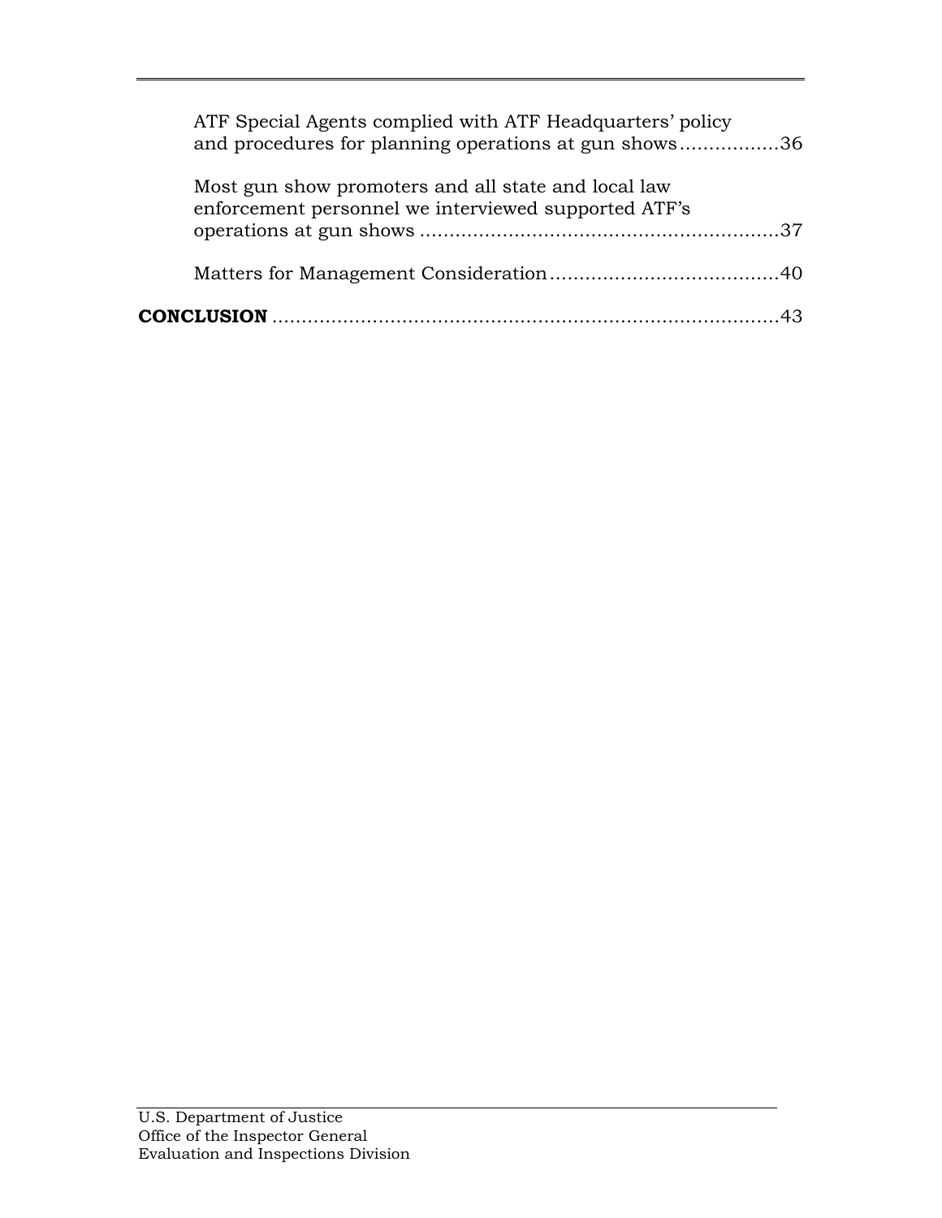ATF Special Agents complied with ATF Headquarters' policy and procedures for planning operations at gun shows.................36

Most gun show promoters and all state and local law enforcement personnel we interviewed supported ATF's operations at gun shows .............................................................37

Matters for Management Consideration......................................40

**CONCLUSION** ........................................................................43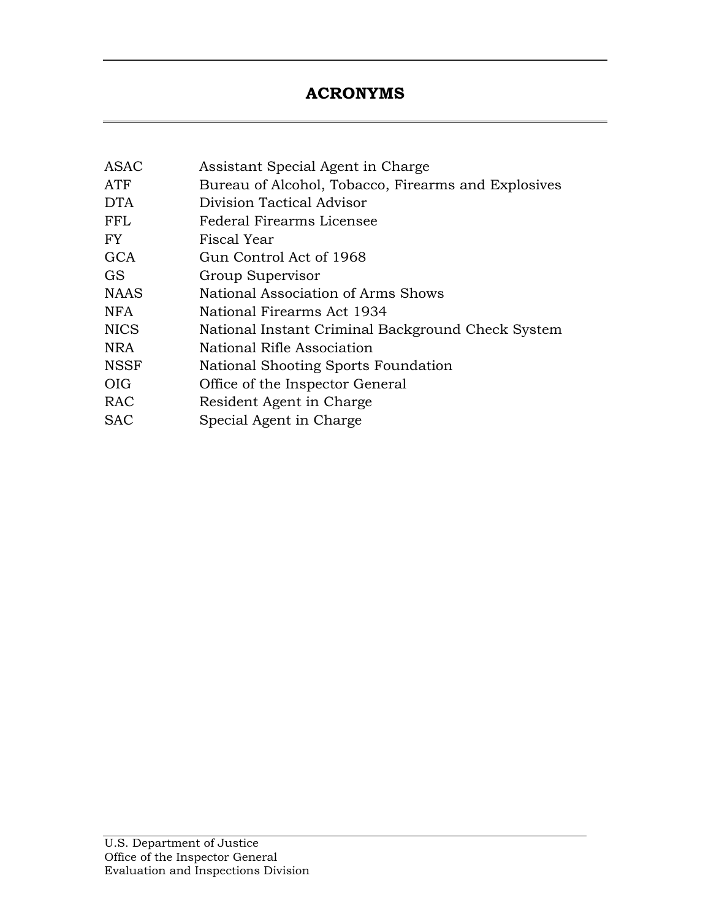# ACRONYMS

| | |
|---|---|
| ASAC | Assistant Special Agent in Charge |
| ATF | Bureau of Alcohol, Tobacco, Firearms and Explosives |
| DTA | Division Tactical Advisor |
| FFL | Federal Firearms Licensee |
| FY | Fiscal Year |
| GCA | Gun Control Act of 1968 |
| GS | Group Supervisor |
| NAAS | National Association of Arms Shows |
| NFA | National Firearms Act 1934 |
| NICS | National Instant Criminal Background Check System |
| NRA | National Rifle Association |
| NSSF | National Shooting Sports Foundation |
| OIG | Office of the Inspector General |
| RAC | Resident Agent in Charge |
| SAC | Special Agent in Charge |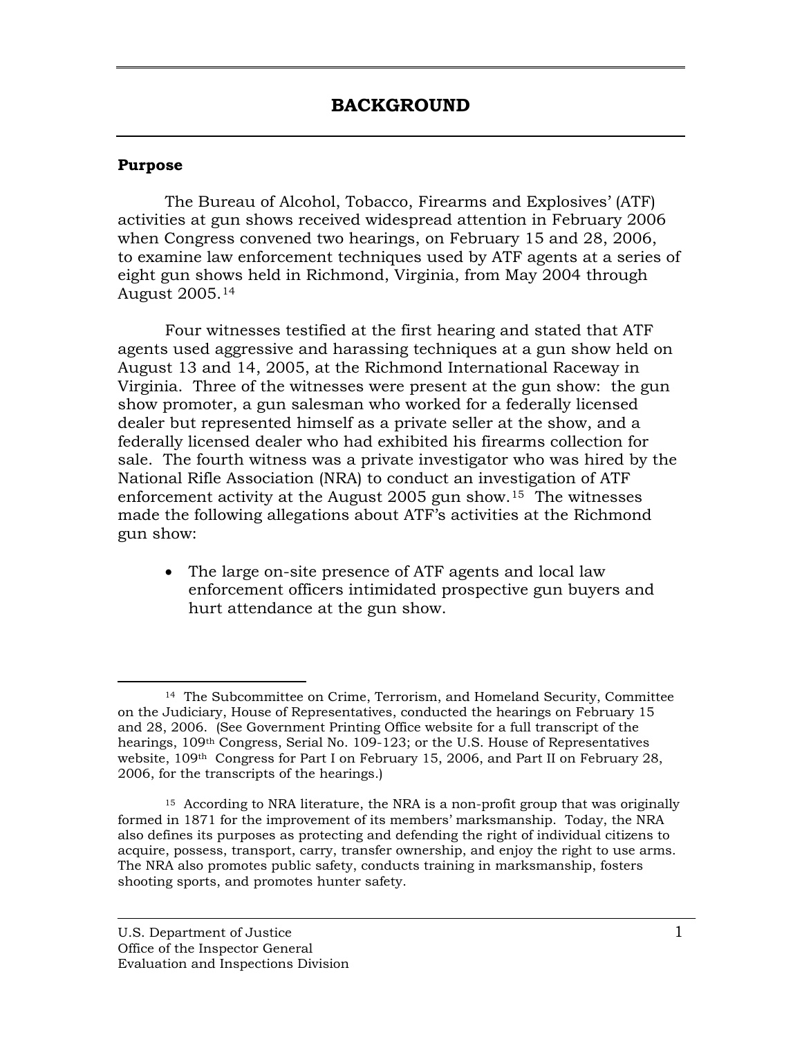# BACKGROUND

## Purpose

The Bureau of Alcohol, Tobacco, Firearms and Explosives' (ATF) activities at gun shows received widespread attention in February 2006 when Congress convened two hearings, on February 15 and 28, 2006, to examine law enforcement techniques used by ATF agents at a series of eight gun shows held in Richmond, Virginia, from May 2004 through August 2005.[14]

Four witnesses testified at the first hearing and stated that ATF agents used aggressive and harassing techniques at a gun show held on August 13 and 14, 2005, at the Richmond International Raceway in Virginia. Three of the witnesses were present at the gun show: the gun show promoter, a gun salesman who worked for a federally licensed dealer but represented himself as a private seller at the show, and a federally licensed dealer who had exhibited his firearms collection for sale. The fourth witness was a private investigator who was hired by the National Rifle Association (NRA) to conduct an investigation of ATF enforcement activity at the August 2005 gun show.[15] The witnesses made the following allegations about ATF's activities at the Richmond gun show:

- The large on-site presence of ATF agents and local law enforcement officers intimidated prospective gun buyers and hurt attendance at the gun show.

---

[14] The Subcommittee on Crime, Terrorism, and Homeland Security, Committee on the Judiciary, House of Representatives, conducted the hearings on February 15 and 28, 2006. (See Government Printing Office website for a full transcript of the hearings, 109th Congress, Serial No. 109-123; or the U.S. House of Representatives website, 109th Congress for Part I on February 15, 2006, and Part II on February 28, 2006, for the transcripts of the hearings.)

[15] According to NRA literature, the NRA is a non-profit group that was originally formed in 1871 for the improvement of its members' marksmanship. Today, the NRA also defines its purposes as protecting and defending the right of individual citizens to acquire, possess, transport, carry, transfer ownership, and enjoy the right to use arms. The NRA also promotes public safety, conducts training in marksmanship, fosters shooting sports, and promotes hunter safety.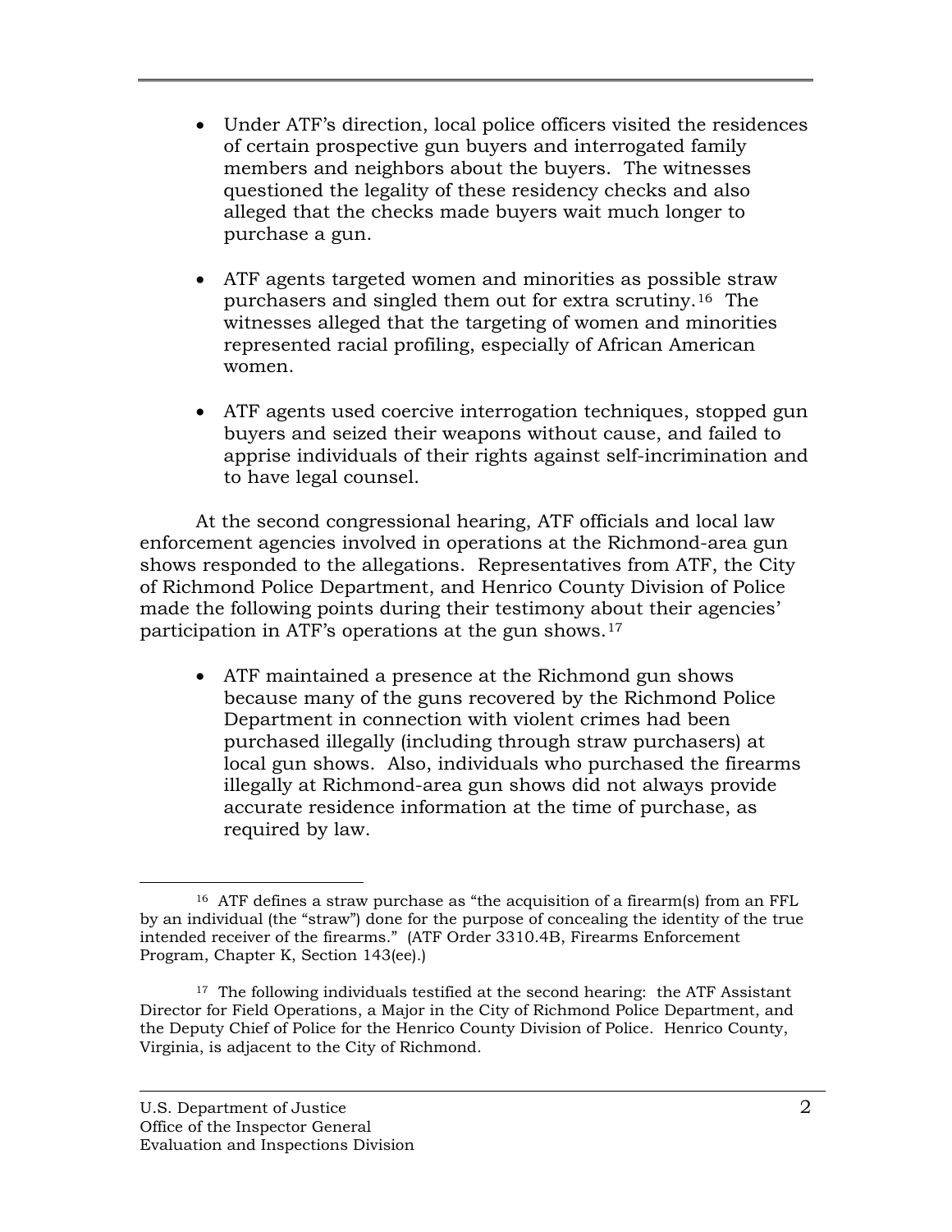- Under ATF's direction, local police officers visited the residences of certain prospective gun buyers and interrogated family members and neighbors about the buyers. The witnesses questioned the legality of these residency checks and also alleged that the checks made buyers wait much longer to purchase a gun.

- ATF agents targeted women and minorities as possible straw purchasers and singled them out for extra scrutiny.[16] The witnesses alleged that the targeting of women and minorities represented racial profiling, especially of African American women.

- ATF agents used coercive interrogation techniques, stopped gun buyers and seized their weapons without cause, and failed to apprise individuals of their rights against self-incrimination and to have legal counsel.

At the second congressional hearing, ATF officials and local law enforcement agencies involved in operations at the Richmond-area gun shows responded to the allegations. Representatives from ATF, the City of Richmond Police Department, and Henrico County Division of Police made the following points during their testimony about their agencies' participation in ATF's operations at the gun shows.[17]

- ATF maintained a presence at the Richmond gun shows because many of the guns recovered by the Richmond Police Department in connection with violent crimes had been purchased illegally (including through straw purchasers) at local gun shows. Also, individuals who purchased the firearms illegally at Richmond-area gun shows did not always provide accurate residence information at the time of purchase, as required by law.

---

[16] ATF defines a straw purchase as "the acquisition of a firearm(s) from an FFL by an individual (the "straw") done for the purpose of concealing the identity of the true intended receiver of the firearms." (ATF Order 3310.4B, Firearms Enforcement Program, Chapter K, Section 143(ee).)

[17] The following individuals testified at the second hearing: the ATF Assistant Director for Field Operations, a Major in the City of Richmond Police Department, and the Deputy Chief of Police for the Henrico County Division of Police. Henrico County, Virginia, is adjacent to the City of Richmond.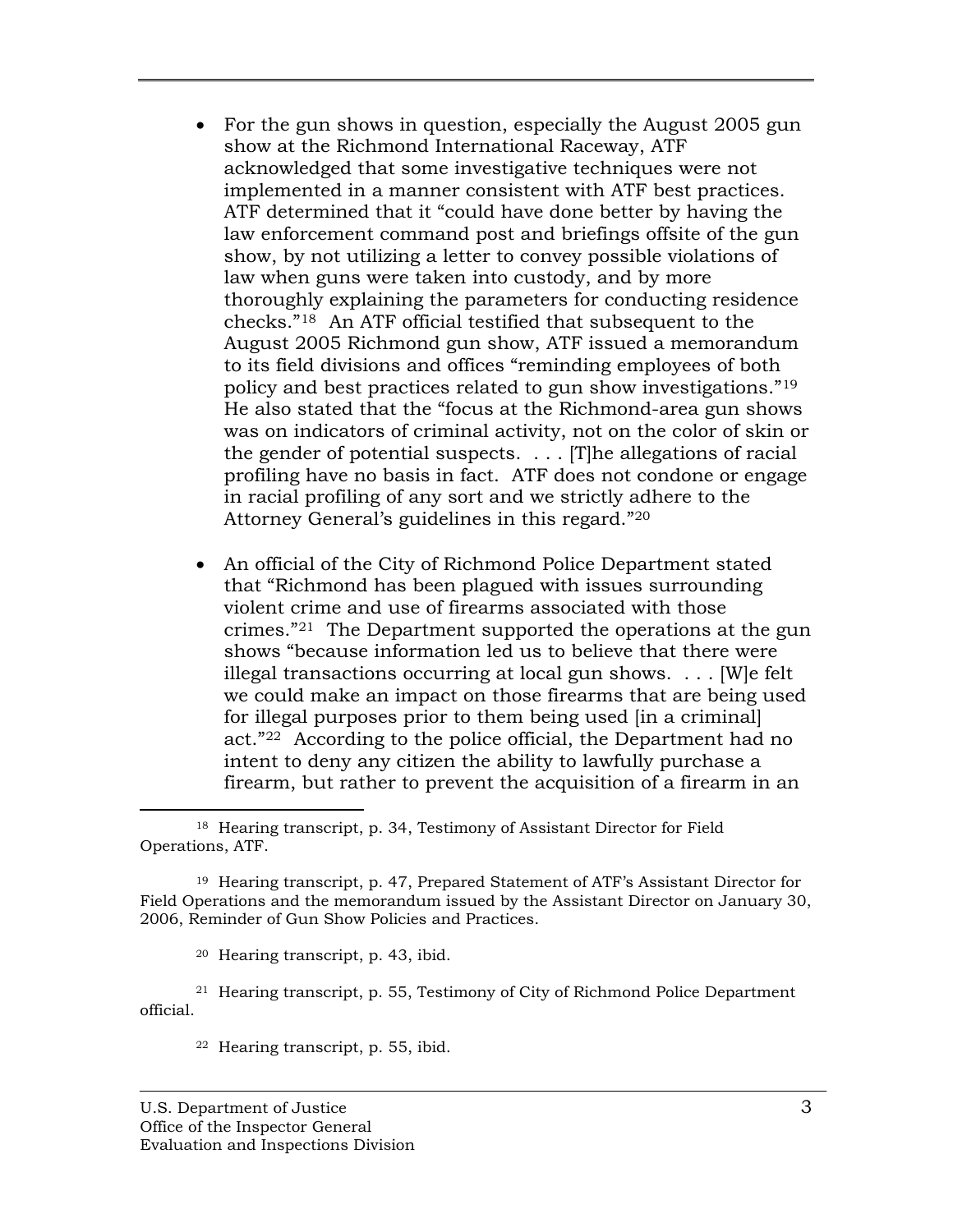- For the gun shows in question, especially the August 2005 gun show at the Richmond International Raceway, ATF acknowledged that some investigative techniques were not implemented in a manner consistent with ATF best practices. ATF determined that it "could have done better by having the law enforcement command post and briefings offsite of the gun show, by not utilizing a letter to convey possible violations of law when guns were taken into custody, and by more thoroughly explaining the parameters for conducting residence checks."[18] An ATF official testified that subsequent to the August 2005 Richmond gun show, ATF issued a memorandum to its field divisions and offices "reminding employees of both policy and best practices related to gun show investigations."[19] He also stated that the "focus at the Richmond-area gun shows was on indicators of criminal activity, not on the color of skin or the gender of potential suspects. . . . [T]he allegations of racial profiling have no basis in fact. ATF does not condone or engage in racial profiling of any sort and we strictly adhere to the Attorney General's guidelines in this regard."[20]

- An official of the City of Richmond Police Department stated that "Richmond has been plagued with issues surrounding violent crime and use of firearms associated with those crimes."[21] The Department supported the operations at the gun shows "because information led us to believe that there were illegal transactions occurring at local gun shows. . . . [W]e felt we could make an impact on those firearms that are being used for illegal purposes prior to them being used [in a criminal] act."[22] According to the police official, the Department had no intent to deny any citizen the ability to lawfully purchase a firearm, but rather to prevent the acquisition of a firearm in an

---

[18] Hearing transcript, p. 34, Testimony of Assistant Director for Field Operations, ATF.

[19] Hearing transcript, p. 47, Prepared Statement of ATF's Assistant Director for Field Operations and the memorandum issued by the Assistant Director on January 30, 2006, Reminder of Gun Show Policies and Practices.

[20] Hearing transcript, p. 43, ibid.

[21] Hearing transcript, p. 55, Testimony of City of Richmond Police Department official.

[22] Hearing transcript, p. 55, ibid.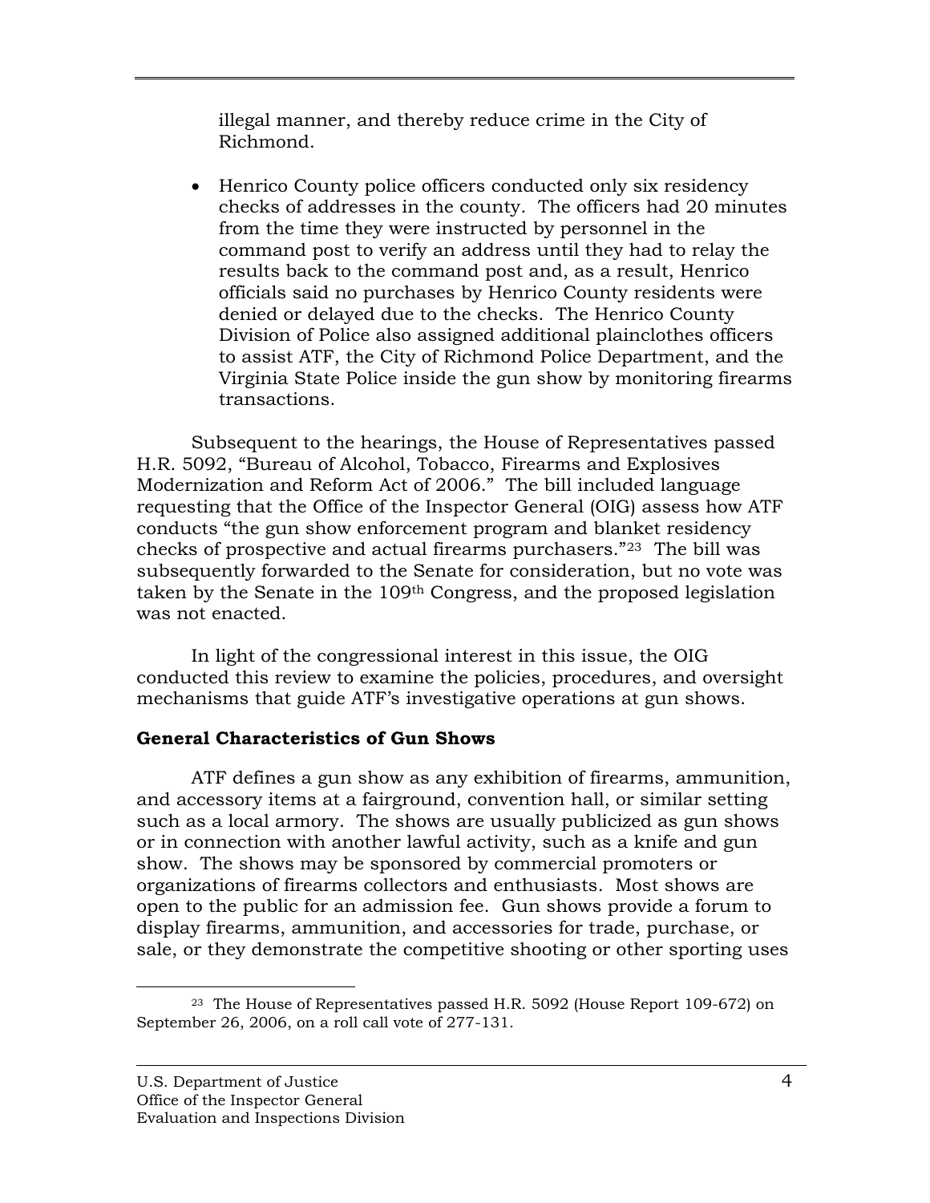illegal manner, and thereby reduce crime in the City of Richmond.

- Henrico County police officers conducted only six residency checks of addresses in the county. The officers had 20 minutes from the time they were instructed by personnel in the command post to verify an address until they had to relay the results back to the command post and, as a result, Henrico officials said no purchases by Henrico County residents were denied or delayed due to the checks. The Henrico County Division of Police also assigned additional plainclothes officers to assist ATF, the City of Richmond Police Department, and the Virginia State Police inside the gun show by monitoring firearms transactions.

Subsequent to the hearings, the House of Representatives passed H.R. 5092, "Bureau of Alcohol, Tobacco, Firearms and Explosives Modernization and Reform Act of 2006." The bill included language requesting that the Office of the Inspector General (OIG) assess how ATF conducts "the gun show enforcement program and blanket residency checks of prospective and actual firearms purchasers."[23] The bill was subsequently forwarded to the Senate for consideration, but no vote was taken by the Senate in the 109th Congress, and the proposed legislation was not enacted.

In light of the congressional interest in this issue, the OIG conducted this review to examine the policies, procedures, and oversight mechanisms that guide ATF's investigative operations at gun shows.

**General Characteristics of Gun Shows**

ATF defines a gun show as any exhibition of firearms, ammunition, and accessory items at a fairground, convention hall, or similar setting such as a local armory. The shows are usually publicized as gun shows or in connection with another lawful activity, such as a knife and gun show. The shows may be sponsored by commercial promoters or organizations of firearms collectors and enthusiasts. Most shows are open to the public for an admission fee. Gun shows provide a forum to display firearms, ammunition, and accessories for trade, purchase, or sale, or they demonstrate the competitive shooting or other sporting uses

---

[23] The House of Representatives passed H.R. 5092 (House Report 109-672) on September 26, 2006, on a roll call vote of 277-131.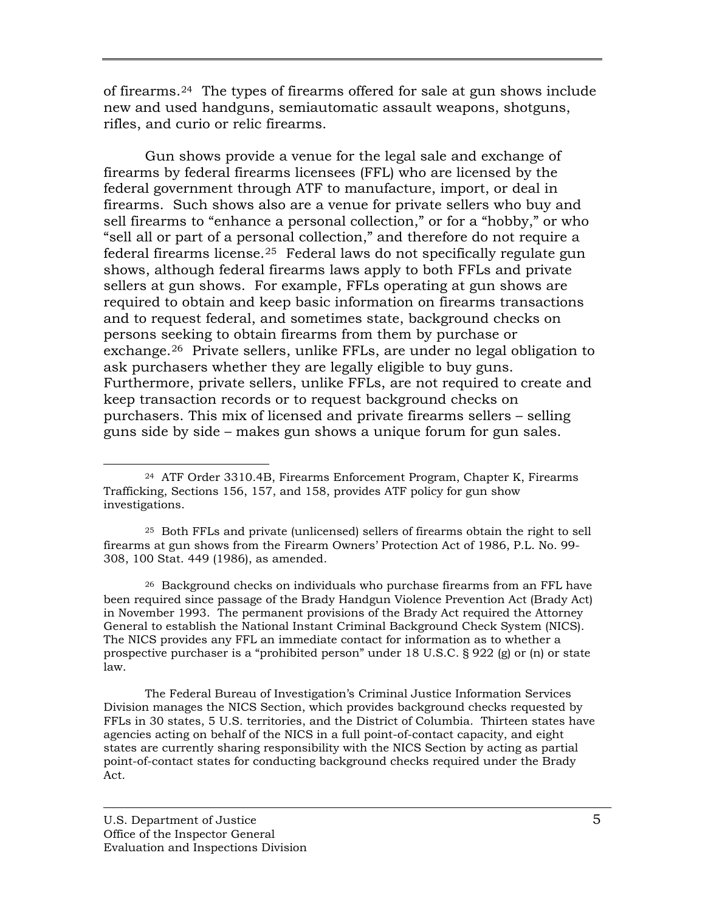of firearms.[24] The types of firearms offered for sale at gun shows include new and used handguns, semiautomatic assault weapons, shotguns, rifles, and curio or relic firearms.

Gun shows provide a venue for the legal sale and exchange of firearms by federal firearms licensees (FFL) who are licensed by the federal government through ATF to manufacture, import, or deal in firearms. Such shows also are a venue for private sellers who buy and sell firearms to "enhance a personal collection," or for a "hobby," or who "sell all or part of a personal collection," and therefore do not require a federal firearms license.[25] Federal laws do not specifically regulate gun shows, although federal firearms laws apply to both FFLs and private sellers at gun shows. For example, FFLs operating at gun shows are required to obtain and keep basic information on firearms transactions and to request federal, and sometimes state, background checks on persons seeking to obtain firearms from them by purchase or exchange.[26] Private sellers, unlike FFLs, are under no legal obligation to ask purchasers whether they are legally eligible to buy guns. Furthermore, private sellers, unlike FFLs, are not required to create and keep transaction records or to request background checks on purchasers. This mix of licensed and private firearms sellers – selling guns side by side – makes gun shows a unique forum for gun sales.

---

[24] ATF Order 3310.4B, Firearms Enforcement Program, Chapter K, Firearms Trafficking, Sections 156, 157, and 158, provides ATF policy for gun show investigations.

[25] Both FFLs and private (unlicensed) sellers of firearms obtain the right to sell firearms at gun shows from the Firearm Owners' Protection Act of 1986, P.L. No. 99-308, 100 Stat. 449 (1986), as amended.

[26] Background checks on individuals who purchase firearms from an FFL have been required since passage of the Brady Handgun Violence Prevention Act (Brady Act) in November 1993. The permanent provisions of the Brady Act required the Attorney General to establish the National Instant Criminal Background Check System (NICS). The NICS provides any FFL an immediate contact for information as to whether a prospective purchaser is a "prohibited person" under 18 U.S.C. § 922 (g) or (n) or state law.

The Federal Bureau of Investigation's Criminal Justice Information Services Division manages the NICS Section, which provides background checks requested by FFLs in 30 states, 5 U.S. territories, and the District of Columbia. Thirteen states have agencies acting on behalf of the NICS in a full point-of-contact capacity, and eight states are currently sharing responsibility with the NICS Section by acting as partial point-of-contact states for conducting background checks required under the Brady Act.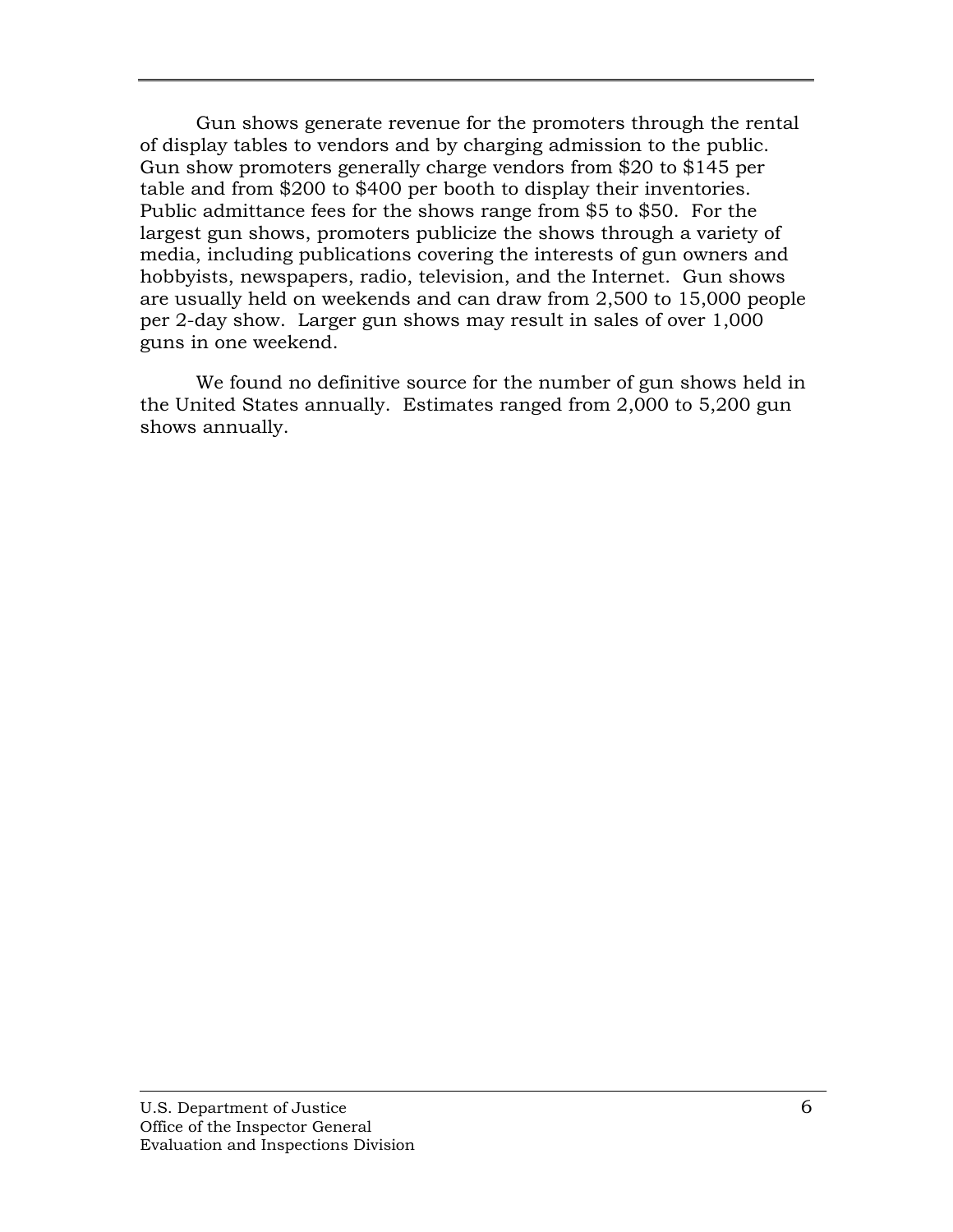Gun shows generate revenue for the promoters through the rental of display tables to vendors and by charging admission to the public. Gun show promoters generally charge vendors from $20 to $145 per table and from $200 to $400 per booth to display their inventories. Public admittance fees for the shows range from $5 to $50. For the largest gun shows, promoters publicize the shows through a variety of media, including publications covering the interests of gun owners and hobbyists, newspapers, radio, television, and the Internet. Gun shows are usually held on weekends and can draw from 2,500 to 15,000 people per 2-day show. Larger gun shows may result in sales of over 1,000 guns in one weekend.

We found no definitive source for the number of gun shows held in the United States annually. Estimates ranged from 2,000 to 5,200 gun shows annually.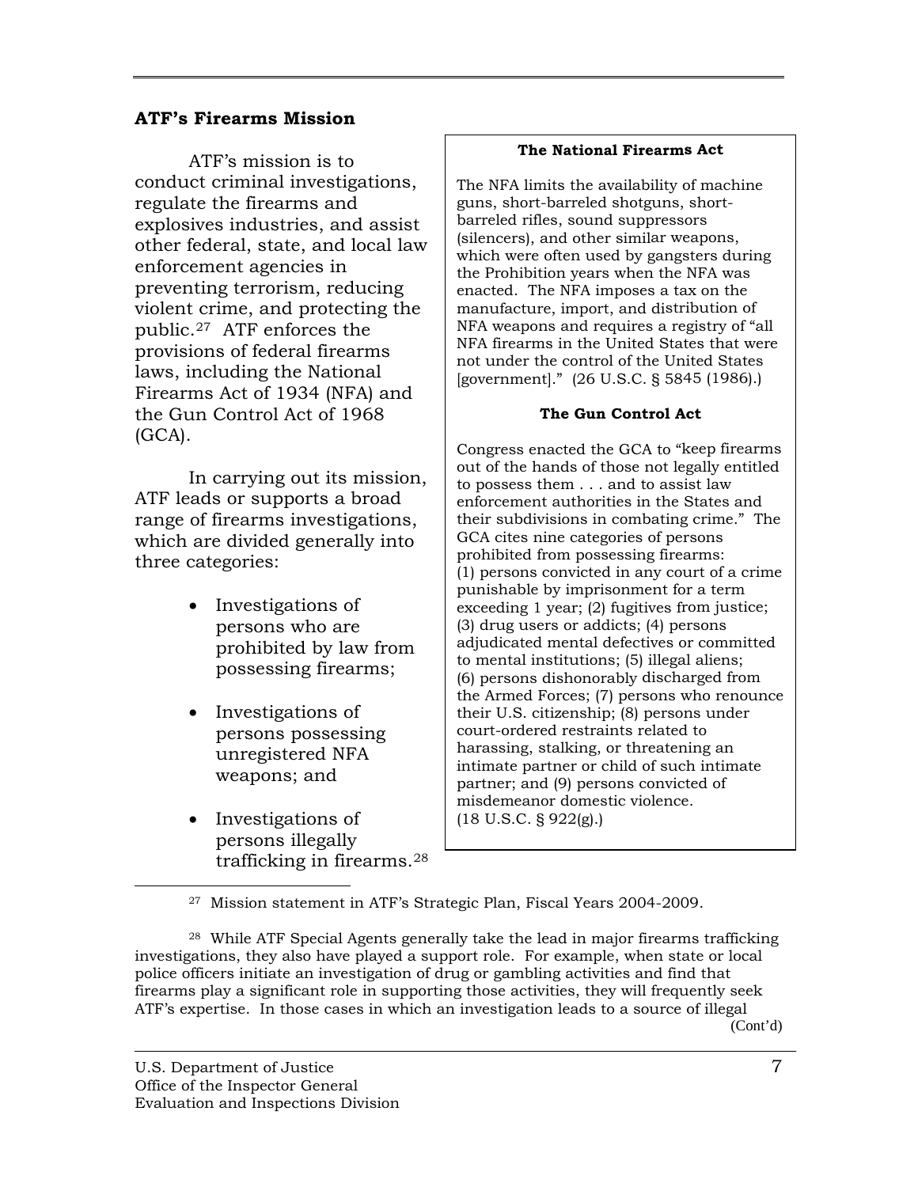## ATF's Firearms Mission

ATF's mission is to conduct criminal investigations, regulate the firearms and explosives industries, and assist other federal, state, and local law enforcement agencies in preventing terrorism, reducing violent crime, and protecting the public.[27] ATF enforces the provisions of federal firearms laws, including the National Firearms Act of 1934 (NFA) and the Gun Control Act of 1968 (GCA).

In carrying out its mission, ATF leads or supports a broad range of firearms investigations, which are divided generally into three categories:

- Investigations of persons who are prohibited by law from possessing firearms;
- Investigations of persons possessing unregistered NFA weapons; and
- Investigations of persons illegally trafficking in firearms.[28]

**The National Firearms Act**

The NFA limits the availability of machine guns, short-barreled shotguns, short-barreled rifles, sound suppressors (silencers), and other similar weapons, which were often used by gangsters during the Prohibition years when the NFA was enacted. The NFA imposes a tax on the manufacture, import, and distribution of NFA weapons and requires a registry of "all NFA firearms in the United States that were not under the control of the United States [government]." (26 U.S.C. § 5845 (1986).)

**The Gun Control Act**

Congress enacted the GCA to "keep firearms out of the hands of those not legally entitled to possess them . . . and to assist law enforcement authorities in the States and their subdivisions in combating crime." The GCA cites nine categories of persons prohibited from possessing firearms: (1) persons convicted in any court of a crime punishable by imprisonment for a term exceeding 1 year; (2) fugitives from justice; (3) drug users or addicts; (4) persons adjudicated mental defectives or committed to mental institutions; (5) illegal aliens; (6) persons dishonorably discharged from the Armed Forces; (7) persons who renounce their U.S. citizenship; (8) persons under court-ordered restraints related to harassing, stalking, or threatening an intimate partner or child of such intimate partner; and (9) persons convicted of misdemeanor domestic violence. (18 U.S.C. § 922(g).)

---

[27] Mission statement in ATF's Strategic Plan, Fiscal Years 2004-2009.

[28] While ATF Special Agents generally take the lead in major firearms trafficking investigations, they also have played a support role. For example, when state or local police officers initiate an investigation of drug or gambling activities and find that firearms play a significant role in supporting those activities, they will frequently seek ATF's expertise. In those cases in which an investigation leads to a source of illegal (Cont'd)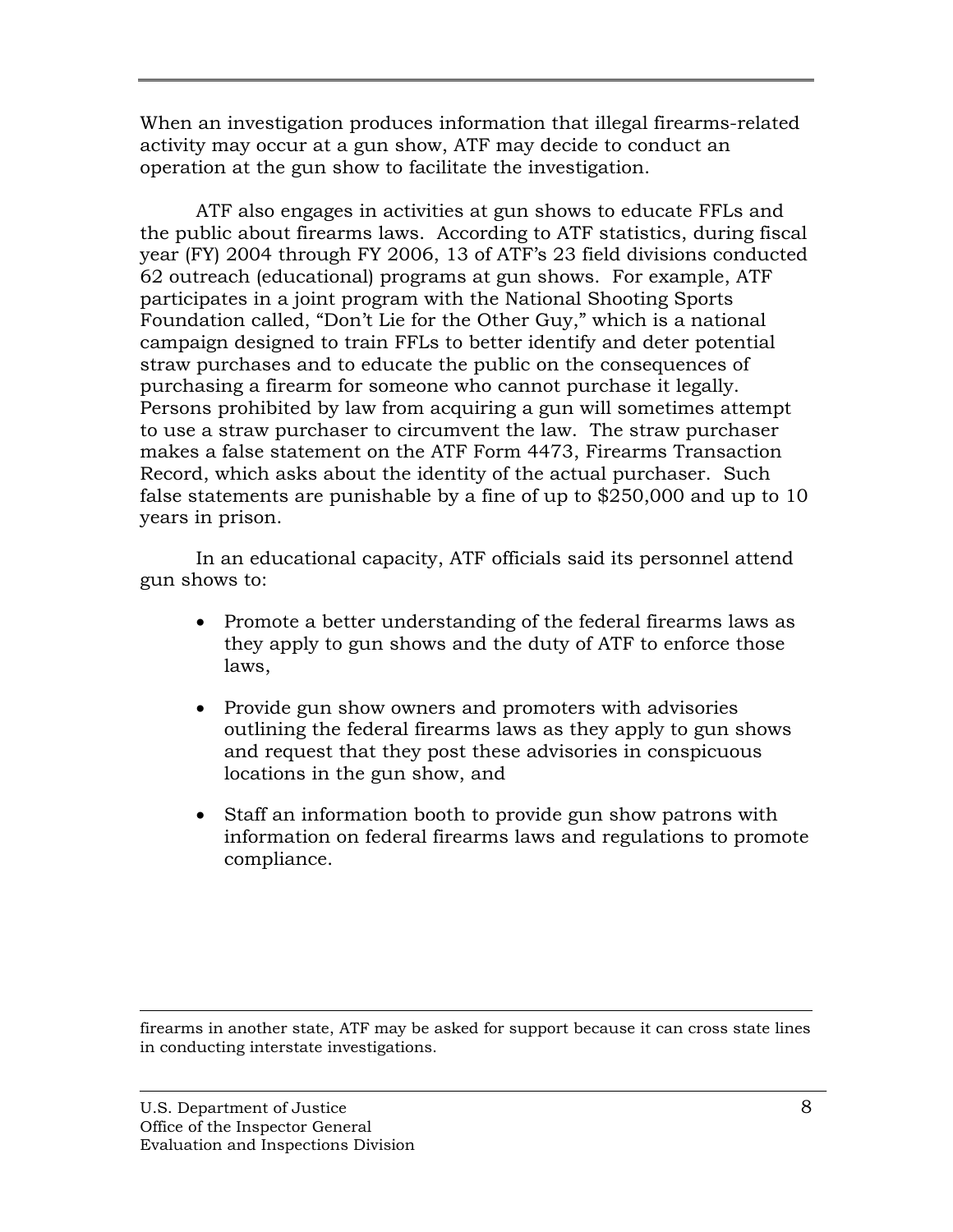When an investigation produces information that illegal firearms-related activity may occur at a gun show, ATF may decide to conduct an operation at the gun show to facilitate the investigation.

ATF also engages in activities at gun shows to educate FFLs and the public about firearms laws. According to ATF statistics, during fiscal year (FY) 2004 through FY 2006, 13 of ATF's 23 field divisions conducted 62 outreach (educational) programs at gun shows. For example, ATF participates in a joint program with the National Shooting Sports Foundation called, "Don't Lie for the Other Guy," which is a national campaign designed to train FFLs to better identify and deter potential straw purchases and to educate the public on the consequences of purchasing a firearm for someone who cannot purchase it legally. Persons prohibited by law from acquiring a gun will sometimes attempt to use a straw purchaser to circumvent the law. The straw purchaser makes a false statement on the ATF Form 4473, Firearms Transaction Record, which asks about the identity of the actual purchaser. Such false statements are punishable by a fine of up to $250,000 and up to 10 years in prison.

In an educational capacity, ATF officials said its personnel attend gun shows to:

- Promote a better understanding of the federal firearms laws as they apply to gun shows and the duty of ATF to enforce those laws,
- Provide gun show owners and promoters with advisories outlining the federal firearms laws as they apply to gun shows and request that they post these advisories in conspicuous locations in the gun show, and
- Staff an information booth to provide gun show patrons with information on federal firearms laws and regulations to promote compliance.

---

firearms in another state, ATF may be asked for support because it can cross state lines in conducting interstate investigations.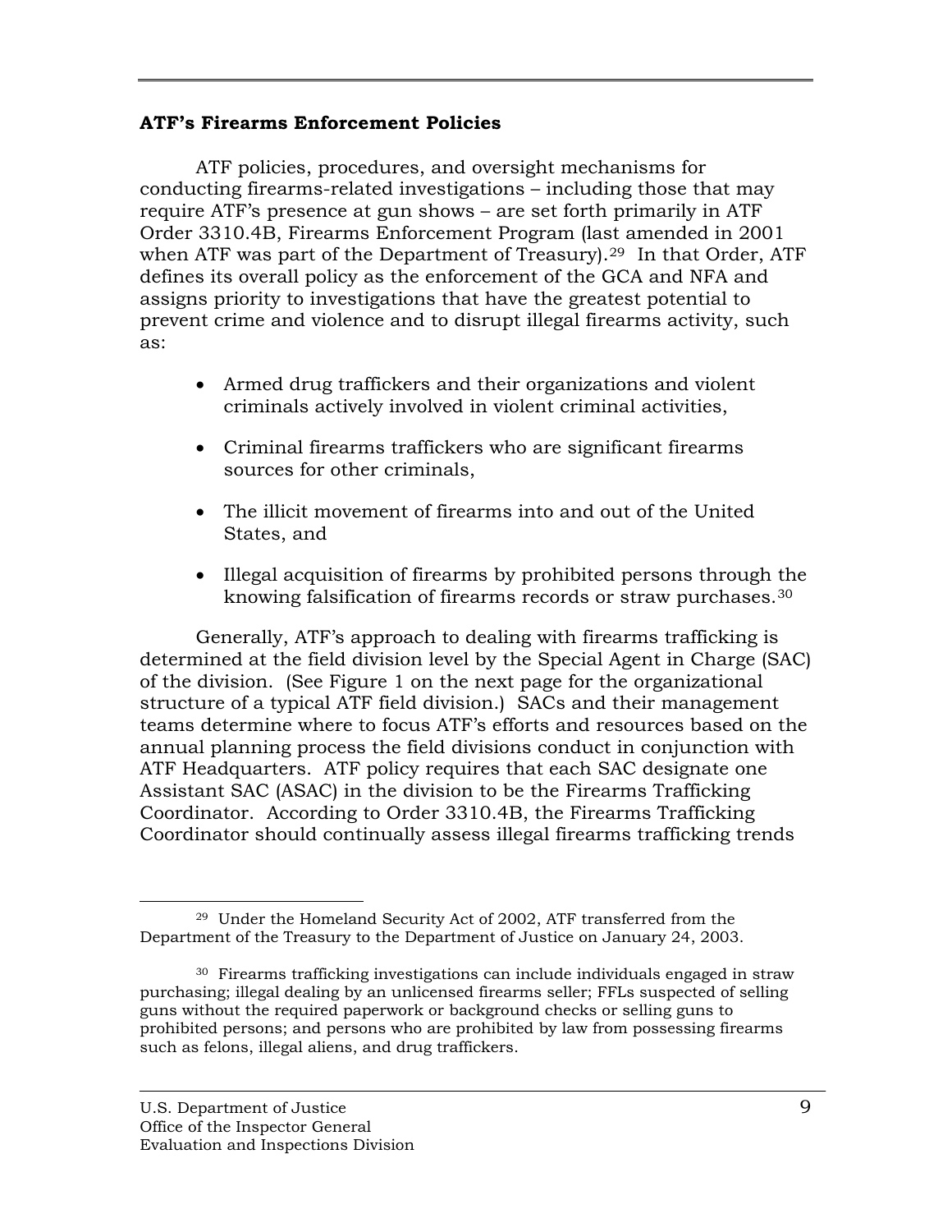## ATF's Firearms Enforcement Policies

ATF policies, procedures, and oversight mechanisms for conducting firearms-related investigations – including those that may require ATF's presence at gun shows – are set forth primarily in ATF Order 3310.4B, Firearms Enforcement Program (last amended in 2001 when ATF was part of the Department of Treasury).[29] In that Order, ATF defines its overall policy as the enforcement of the GCA and NFA and assigns priority to investigations that have the greatest potential to prevent crime and violence and to disrupt illegal firearms activity, such as:

- Armed drug traffickers and their organizations and violent criminals actively involved in violent criminal activities,
- Criminal firearms traffickers who are significant firearms sources for other criminals,
- The illicit movement of firearms into and out of the United States, and
- Illegal acquisition of firearms by prohibited persons through the knowing falsification of firearms records or straw purchases.[30]

Generally, ATF's approach to dealing with firearms trafficking is determined at the field division level by the Special Agent in Charge (SAC) of the division. (See Figure 1 on the next page for the organizational structure of a typical ATF field division.) SACs and their management teams determine where to focus ATF's efforts and resources based on the annual planning process the field divisions conduct in conjunction with ATF Headquarters. ATF policy requires that each SAC designate one Assistant SAC (ASAC) in the division to be the Firearms Trafficking Coordinator. According to Order 3310.4B, the Firearms Trafficking Coordinator should continually assess illegal firearms trafficking trends

---

[29] Under the Homeland Security Act of 2002, ATF transferred from the Department of the Treasury to the Department of Justice on January 24, 2003.

[30] Firearms trafficking investigations can include individuals engaged in straw purchasing; illegal dealing by an unlicensed firearms seller; FFLs suspected of selling guns without the required paperwork or background checks or selling guns to prohibited persons; and persons who are prohibited by law from possessing firearms such as felons, illegal aliens, and drug traffickers.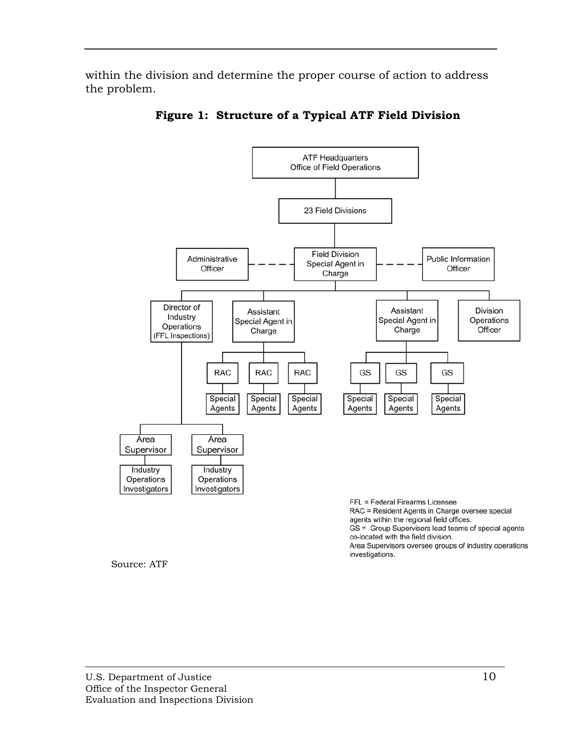within the division and determine the proper course of action to address the problem.

**Figure 1: Structure of a Typical ATF Field Division**

ATF Headquarters Office of Field Operations

23 Field Divisions

Administrative Officer

Field Division Special Agent in Charge

Public Information Officer

Director of Industry Operations (FFL Inspections)

Assistant Special Agent in Charge

Assistant Special Agent in Charge

Division Operations Officer

RAC

RAC

RAC

GS

GS

GS

Special Agents

Special Agents

Special Agents

Special Agents

Special Agents

Special Agents

Area Supervisor

Area Supervisor

Industry Operations Investigators

Industry Operations Investigators

FFL = Federal Firearms Licensee
RAC = Resident Agents in Charge oversee special agents within the regional field offices.
GS = Group Supervisors lead teams of special agents co-located with the field division.
Area Supervisors oversee groups of industry operations investigations.

Source: ATF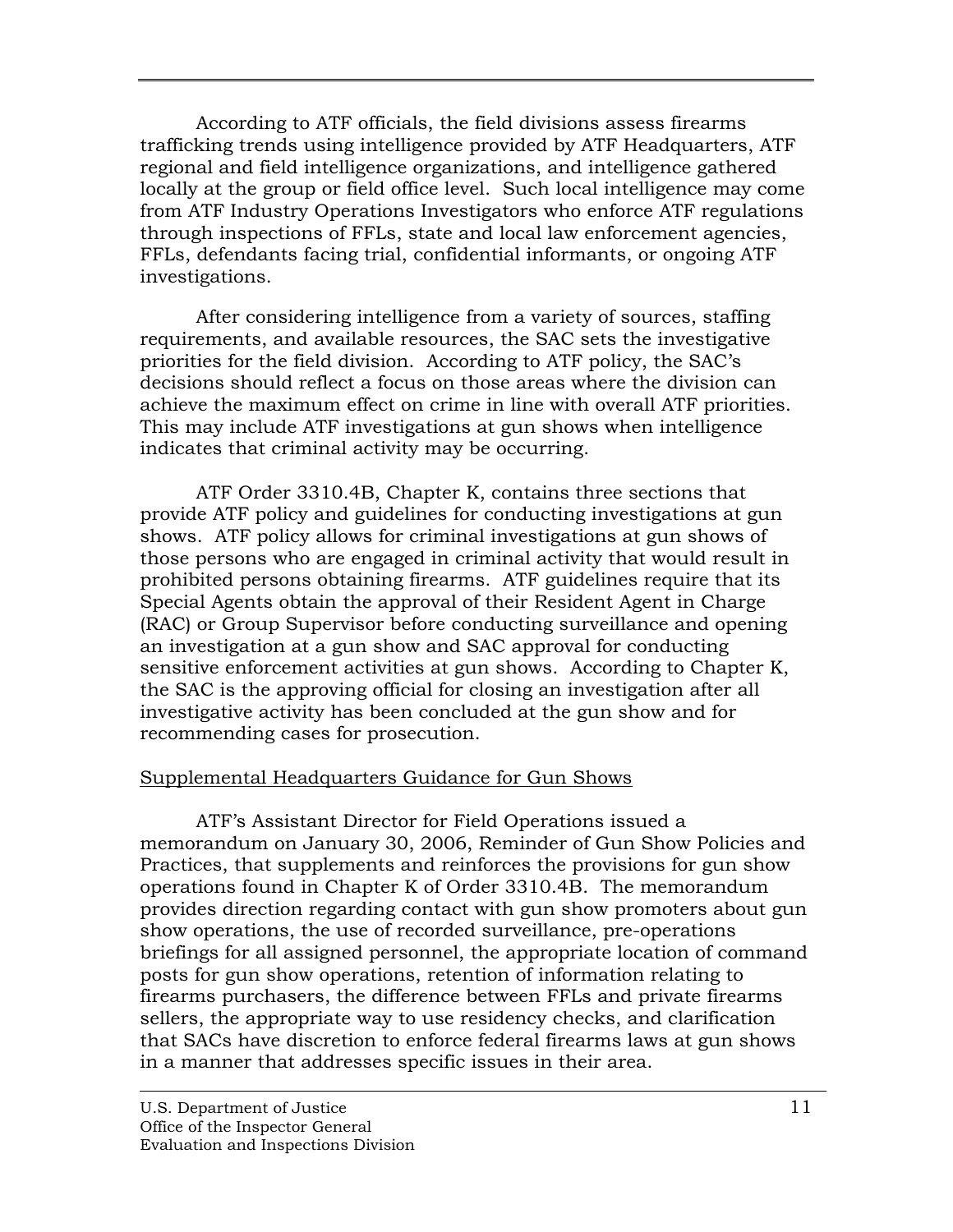According to ATF officials, the field divisions assess firearms trafficking trends using intelligence provided by ATF Headquarters, ATF regional and field intelligence organizations, and intelligence gathered locally at the group or field office level. Such local intelligence may come from ATF Industry Operations Investigators who enforce ATF regulations through inspections of FFLs, state and local law enforcement agencies, FFLs, defendants facing trial, confidential informants, or ongoing ATF investigations.

After considering intelligence from a variety of sources, staffing requirements, and available resources, the SAC sets the investigative priorities for the field division. According to ATF policy, the SAC's decisions should reflect a focus on those areas where the division can achieve the maximum effect on crime in line with overall ATF priorities. This may include ATF investigations at gun shows when intelligence indicates that criminal activity may be occurring.

ATF Order 3310.4B, Chapter K, contains three sections that provide ATF policy and guidelines for conducting investigations at gun shows. ATF policy allows for criminal investigations at gun shows of those persons who are engaged in criminal activity that would result in prohibited persons obtaining firearms. ATF guidelines require that its Special Agents obtain the approval of their Resident Agent in Charge (RAC) or Group Supervisor before conducting surveillance and opening an investigation at a gun show and SAC approval for conducting sensitive enforcement activities at gun shows. According to Chapter K, the SAC is the approving official for closing an investigation after all investigative activity has been concluded at the gun show and for recommending cases for prosecution.

<u>Supplemental Headquarters Guidance for Gun Shows</u>

ATF's Assistant Director for Field Operations issued a memorandum on January 30, 2006, Reminder of Gun Show Policies and Practices, that supplements and reinforces the provisions for gun show operations found in Chapter K of Order 3310.4B. The memorandum provides direction regarding contact with gun show promoters about gun show operations, the use of recorded surveillance, pre-operations briefings for all assigned personnel, the appropriate location of command posts for gun show operations, retention of information relating to firearms purchasers, the difference between FFLs and private firearms sellers, the appropriate way to use residency checks, and clarification that SACs have discretion to enforce federal firearms laws at gun shows in a manner that addresses specific issues in their area.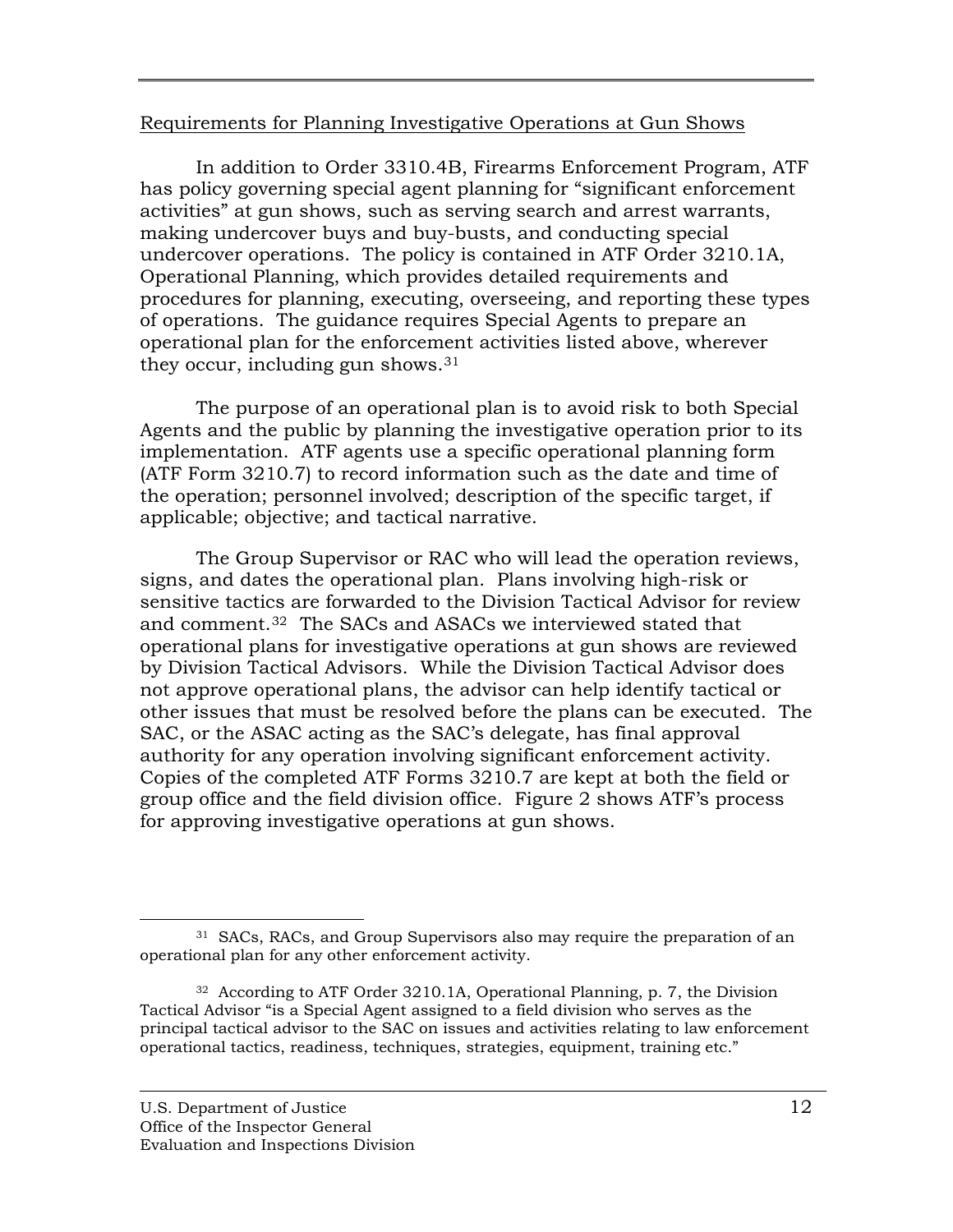Requirements for Planning Investigative Operations at Gun Shows

In addition to Order 3310.4B, Firearms Enforcement Program, ATF has policy governing special agent planning for "significant enforcement activities" at gun shows, such as serving search and arrest warrants, making undercover buys and buy-busts, and conducting special undercover operations. The policy is contained in ATF Order 3210.1A, Operational Planning, which provides detailed requirements and procedures for planning, executing, overseeing, and reporting these types of operations. The guidance requires Special Agents to prepare an operational plan for the enforcement activities listed above, wherever they occur, including gun shows.[31]

The purpose of an operational plan is to avoid risk to both Special Agents and the public by planning the investigative operation prior to its implementation. ATF agents use a specific operational planning form (ATF Form 3210.7) to record information such as the date and time of the operation; personnel involved; description of the specific target, if applicable; objective; and tactical narrative.

The Group Supervisor or RAC who will lead the operation reviews, signs, and dates the operational plan. Plans involving high-risk or sensitive tactics are forwarded to the Division Tactical Advisor for review and comment.[32] The SACs and ASACs we interviewed stated that operational plans for investigative operations at gun shows are reviewed by Division Tactical Advisors. While the Division Tactical Advisor does not approve operational plans, the advisor can help identify tactical or other issues that must be resolved before the plans can be executed. The SAC, or the ASAC acting as the SAC's delegate, has final approval authority for any operation involving significant enforcement activity. Copies of the completed ATF Forms 3210.7 are kept at both the field or group office and the field division office. Figure 2 shows ATF's process for approving investigative operations at gun shows.

---

[31] SACs, RACs, and Group Supervisors also may require the preparation of an operational plan for any other enforcement activity.

[32] According to ATF Order 3210.1A, Operational Planning, p. 7, the Division Tactical Advisor "is a Special Agent assigned to a field division who serves as the principal tactical advisor to the SAC on issues and activities relating to law enforcement operational tactics, readiness, techniques, strategies, equipment, training etc."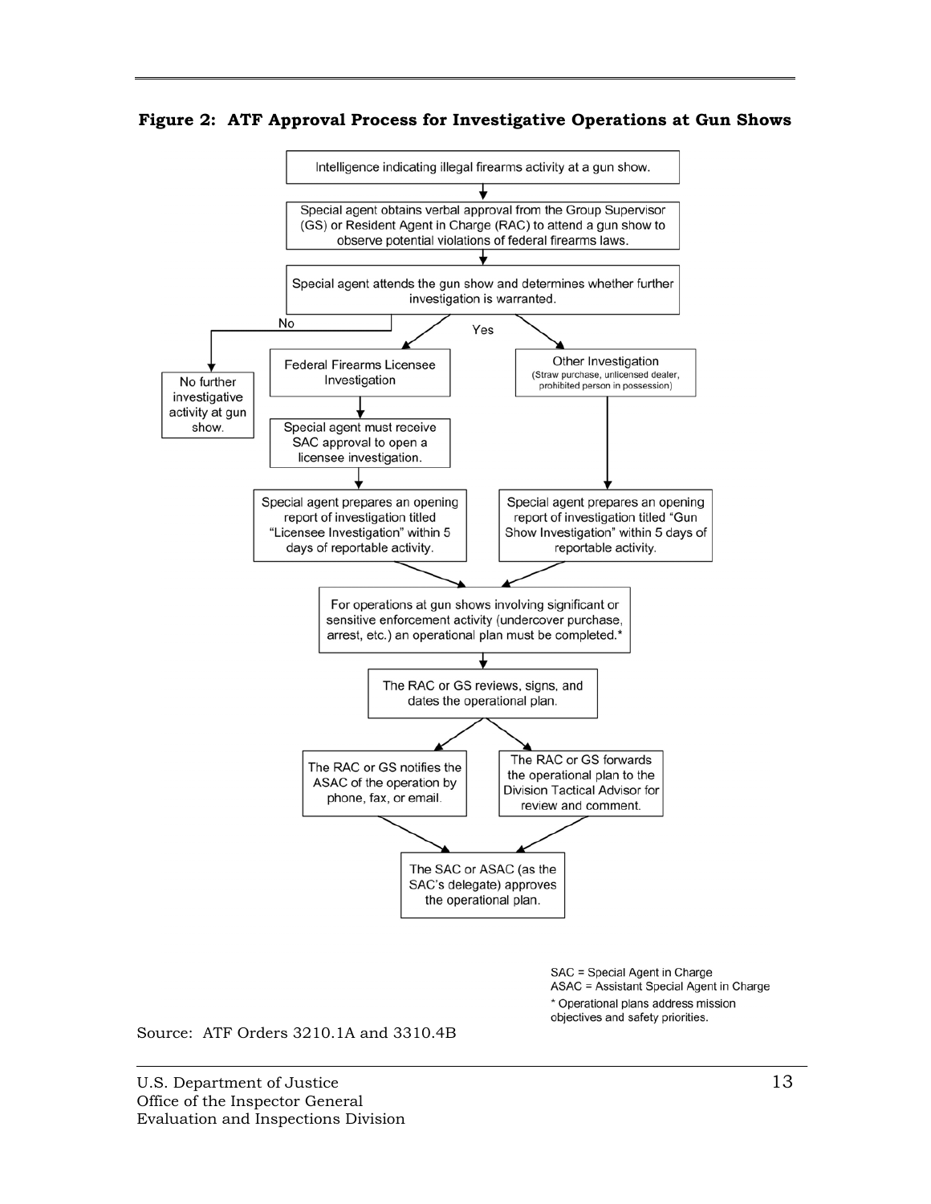**Figure 2: ATF Approval Process for Investigative Operations at Gun Shows**

Intelligence indicating illegal firearms activity at a gun show.

↓

Special agent obtains verbal approval from the Group Supervisor (GS) or Resident Agent in Charge (RAC) to attend a gun show to observe potential violations of federal firearms laws.

↓

Special agent attends the gun show and determines whether further investigation is warranted.

- **No** → No further investigative activity at gun show.
- **Yes** →
  - Federal Firearms Licensee Investigation
    ↓
    Special agent must receive SAC approval to open a licensee investigation.
    ↓
    Special agent prepares an opening report of investigation titled "Licensee Investigation" within 5 days of reportable activity.
  - Other Investigation (Straw purchase, unlicensed dealer, prohibited person in possession)
    ↓
    Special agent prepares an opening report of investigation titled "Gun Show Investigation" within 5 days of reportable activity.

↓

For operations at gun shows involving significant or sensitive enforcement activity (undercover purchase, arrest, etc.) an operational plan must be completed.*

↓

The RAC or GS reviews, signs, and dates the operational plan.

↓

- The RAC or GS notifies the ASAC of the operation by phone, fax, or email.
- The RAC or GS forwards the operational plan to the Division Tactical Advisor for review and comment.

↓

The SAC or ASAC (as the SAC's delegate) approves the operational plan.

SAC = Special Agent in Charge
ASAC = Assistant Special Agent in Charge
* Operational plans address mission objectives and safety priorities.

Source: ATF Orders 3210.1A and 3310.4B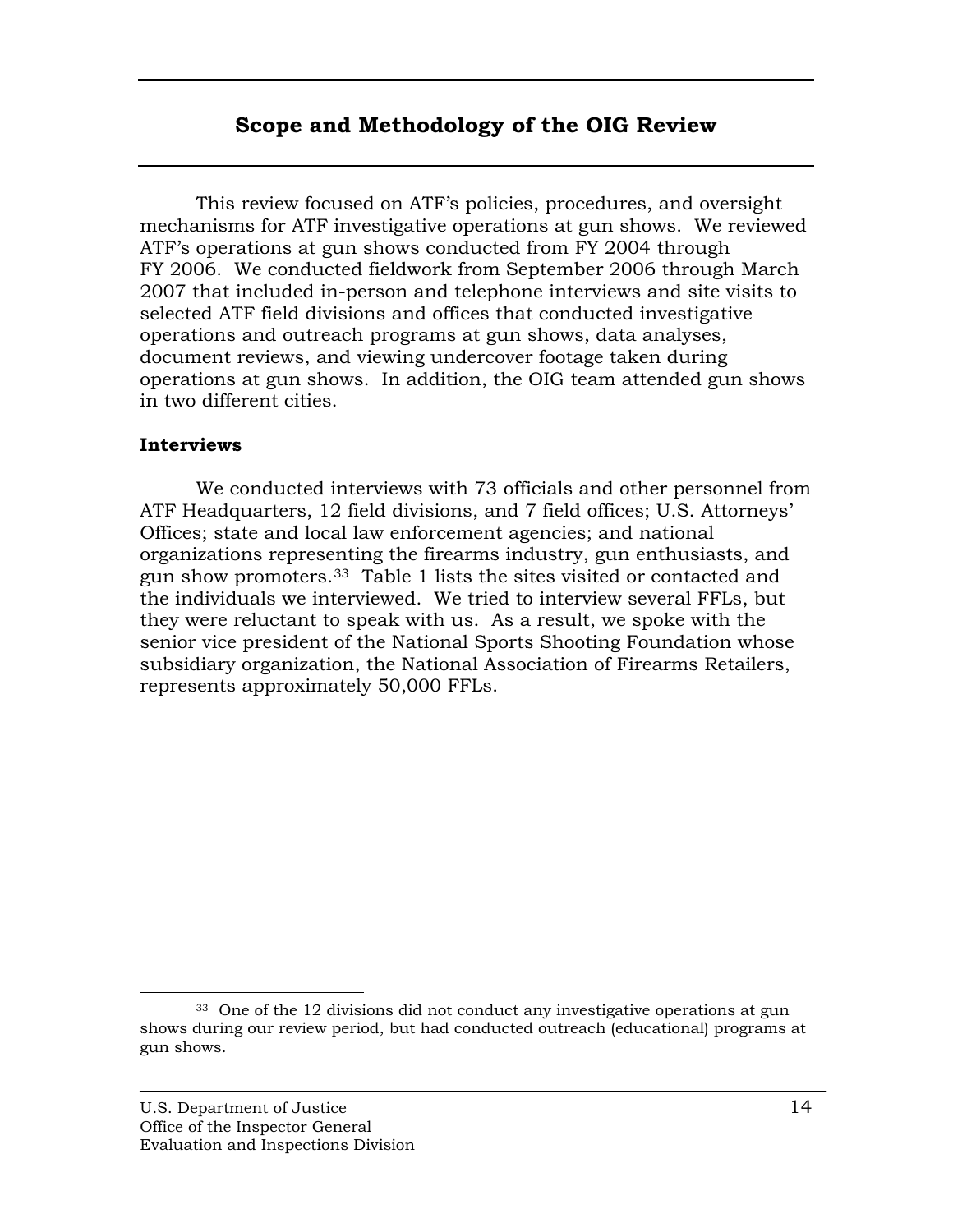## Scope and Methodology of the OIG Review

This review focused on ATF's policies, procedures, and oversight mechanisms for ATF investigative operations at gun shows. We reviewed ATF's operations at gun shows conducted from FY 2004 through FY 2006. We conducted fieldwork from September 2006 through March 2007 that included in-person and telephone interviews and site visits to selected ATF field divisions and offices that conducted investigative operations and outreach programs at gun shows, data analyses, document reviews, and viewing undercover footage taken during operations at gun shows. In addition, the OIG team attended gun shows in two different cities.

### Interviews

We conducted interviews with 73 officials and other personnel from ATF Headquarters, 12 field divisions, and 7 field offices; U.S. Attorneys' Offices; state and local law enforcement agencies; and national organizations representing the firearms industry, gun enthusiasts, and gun show promoters.[33] Table 1 lists the sites visited or contacted and the individuals we interviewed. We tried to interview several FFLs, but they were reluctant to speak with us. As a result, we spoke with the senior vice president of the National Sports Shooting Foundation whose subsidiary organization, the National Association of Firearms Retailers, represents approximately 50,000 FFLs.

---

[33] One of the 12 divisions did not conduct any investigative operations at gun shows during our review period, but had conducted outreach (educational) programs at gun shows.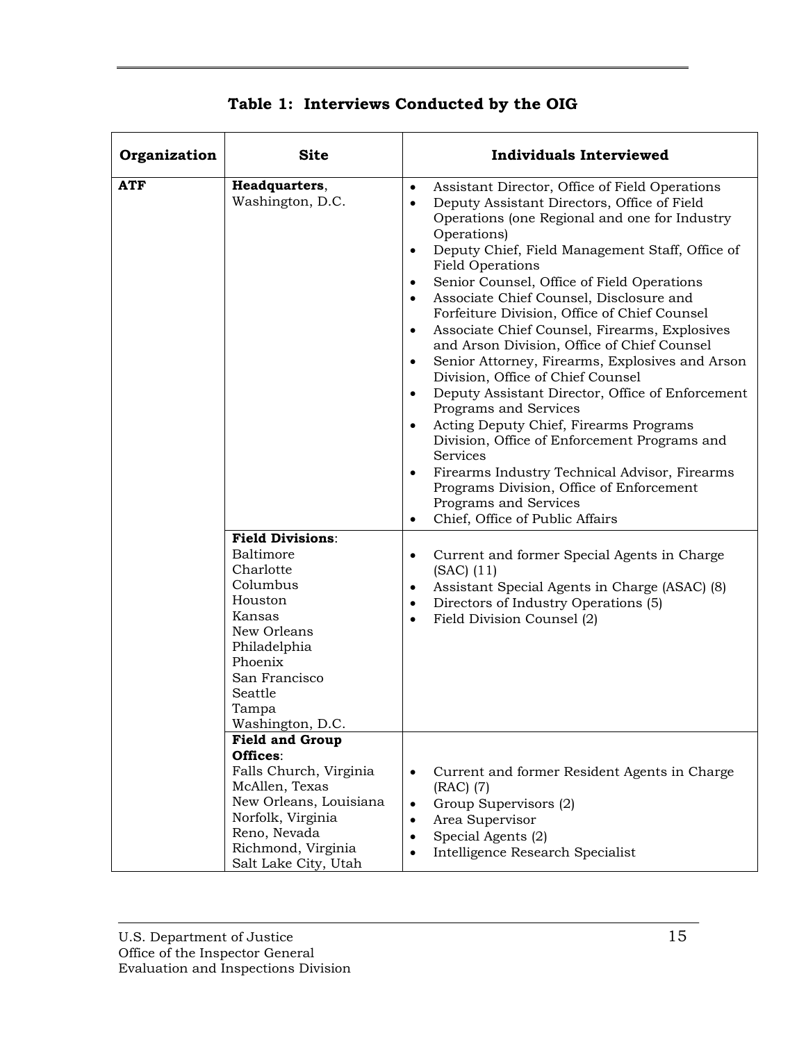**Table 1: Interviews Conducted by the OIG**

| Organization | Site | Individuals Interviewed |
|---|---|---|
| **ATF** | **Headquarters**, Washington, D.C. | • Assistant Director, Office of Field Operations<br>• Deputy Assistant Directors, Office of Field Operations (one Regional and one for Industry Operations)<br>• Deputy Chief, Field Management Staff, Office of Field Operations<br>• Senior Counsel, Office of Field Operations<br>• Associate Chief Counsel, Disclosure and Forfeiture Division, Office of Chief Counsel<br>• Associate Chief Counsel, Firearms, Explosives and Arson Division, Office of Chief Counsel<br>• Senior Attorney, Firearms, Explosives and Arson Division, Office of Chief Counsel<br>• Deputy Assistant Director, Office of Enforcement Programs and Services<br>• Acting Deputy Chief, Firearms Programs Division, Office of Enforcement Programs and Services<br>• Firearms Industry Technical Advisor, Firearms Programs Division, Office of Enforcement Programs and Services<br>• Chief, Office of Public Affairs |
| | **Field Divisions**:<br>Baltimore<br>Charlotte<br>Columbus<br>Houston<br>Kansas<br>New Orleans<br>Philadelphia<br>Phoenix<br>San Francisco<br>Seattle<br>Tampa<br>Washington, D.C. | • Current and former Special Agents in Charge (SAC) (11)<br>• Assistant Special Agents in Charge (ASAC) (8)<br>• Directors of Industry Operations (5)<br>• Field Division Counsel (2) |
| | **Field and Group Offices**:<br>Falls Church, Virginia<br>McAllen, Texas<br>New Orleans, Louisiana<br>Norfolk, Virginia<br>Reno, Nevada<br>Richmond, Virginia<br>Salt Lake City, Utah | • Current and former Resident Agents in Charge (RAC) (7)<br>• Group Supervisors (2)<br>• Area Supervisor<br>• Special Agents (2)<br>• Intelligence Research Specialist |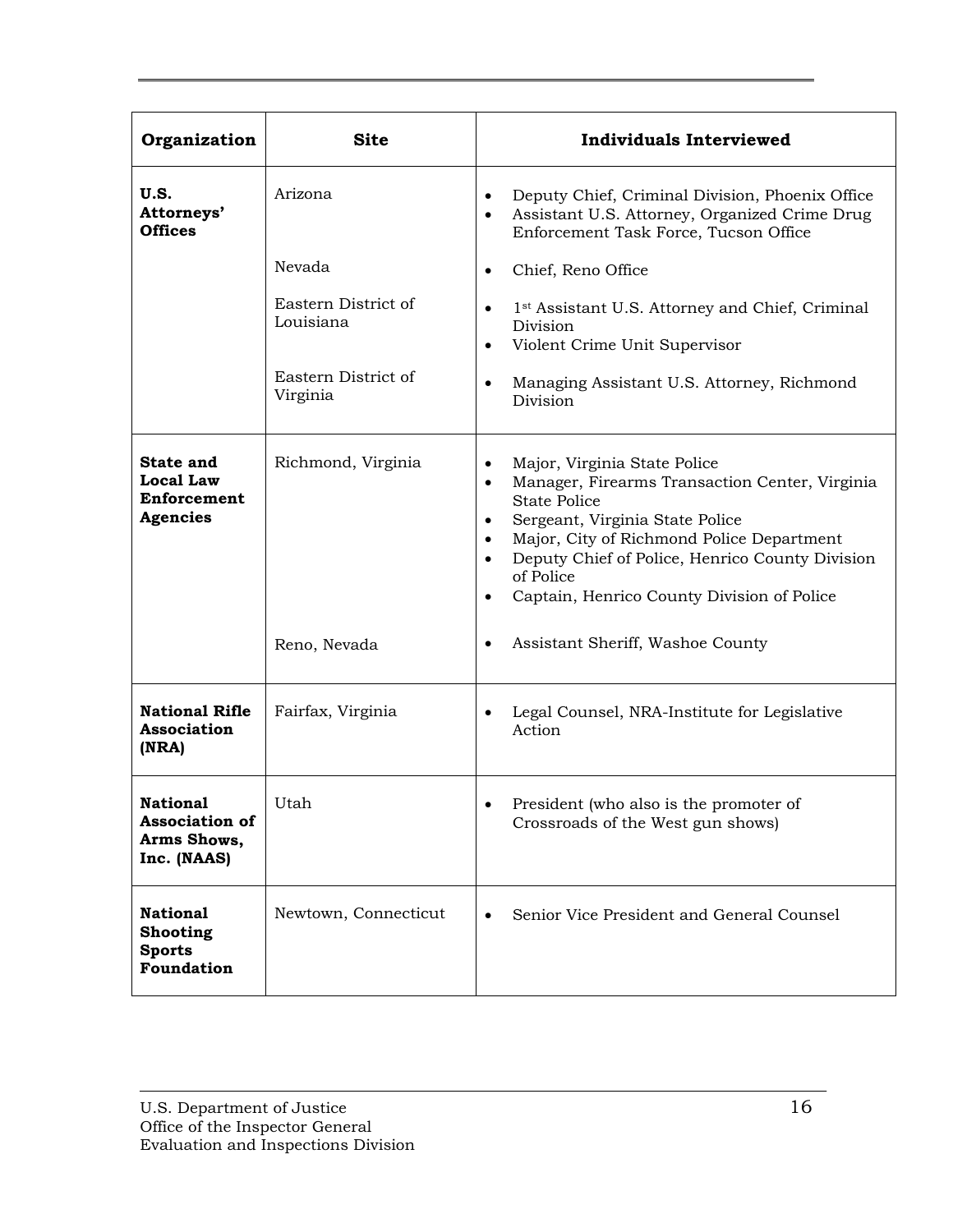| Organization | Site | Individuals Interviewed |
|---|---|---|
| **U.S. Attorneys' Offices** | Arizona | • Deputy Chief, Criminal Division, Phoenix Office<br>• Assistant U.S. Attorney, Organized Crime Drug Enforcement Task Force, Tucson Office |
| | Nevada | • Chief, Reno Office |
| | Eastern District of Louisiana | • 1st Assistant U.S. Attorney and Chief, Criminal Division<br>• Violent Crime Unit Supervisor |
| | Eastern District of Virginia | • Managing Assistant U.S. Attorney, Richmond Division |
| **State and Local Law Enforcement Agencies** | Richmond, Virginia | • Major, Virginia State Police<br>• Manager, Firearms Transaction Center, Virginia State Police<br>• Sergeant, Virginia State Police<br>• Major, City of Richmond Police Department<br>• Deputy Chief of Police, Henrico County Division of Police<br>• Captain, Henrico County Division of Police |
| | Reno, Nevada | • Assistant Sheriff, Washoe County |
| **National Rifle Association (NRA)** | Fairfax, Virginia | • Legal Counsel, NRA-Institute for Legislative Action |
| **National Association of Arms Shows, Inc. (NAAS)** | Utah | • President (who also is the promoter of Crossroads of the West gun shows) |
| **National Shooting Sports Foundation** | Newtown, Connecticut | • Senior Vice President and General Counsel |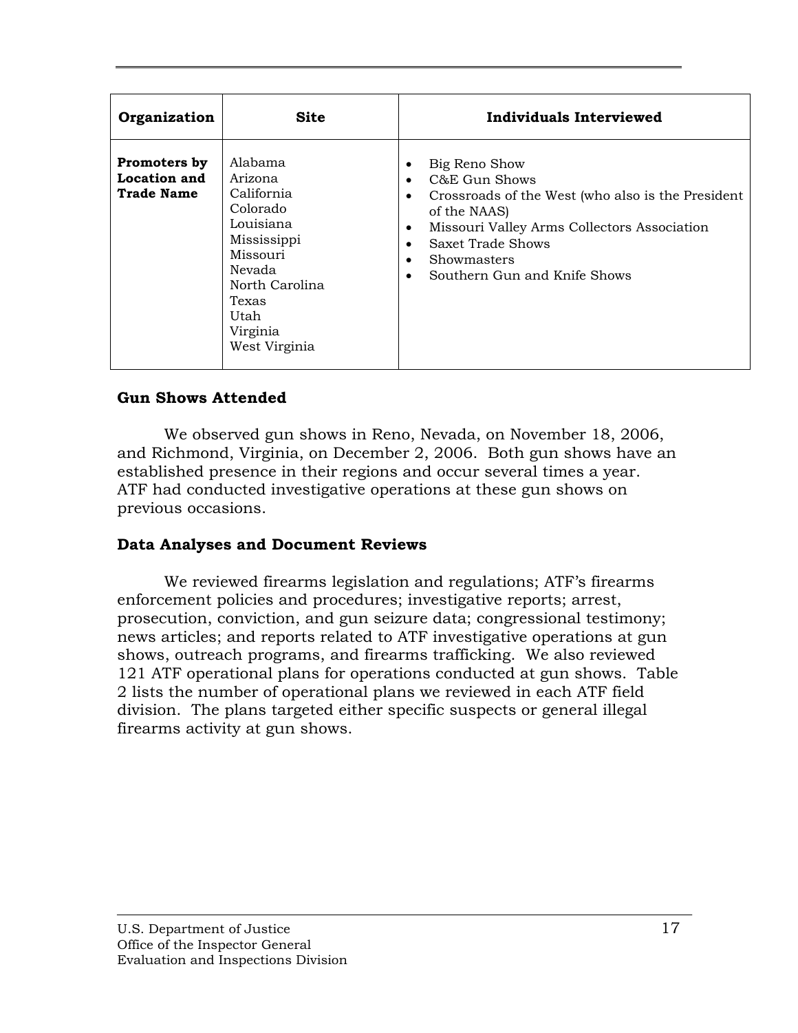| Organization | Site | Individuals Interviewed |
|---|---|---|
| **Promoters by Location and Trade Name** | Alabama<br>Arizona<br>California<br>Colorado<br>Louisiana<br>Mississippi<br>Missouri<br>Nevada<br>North Carolina<br>Texas<br>Utah<br>Virginia<br>West Virginia | • Big Reno Show<br>• C&E Gun Shows<br>• Crossroads of the West (who also is the President of the NAAS)<br>• Missouri Valley Arms Collectors Association<br>• Saxet Trade Shows<br>• Showmasters<br>• Southern Gun and Knife Shows |

### Gun Shows Attended

We observed gun shows in Reno, Nevada, on November 18, 2006, and Richmond, Virginia, on December 2, 2006. Both gun shows have an established presence in their regions and occur several times a year. ATF had conducted investigative operations at these gun shows on previous occasions.

### Data Analyses and Document Reviews

We reviewed firearms legislation and regulations; ATF's firearms enforcement policies and procedures; investigative reports; arrest, prosecution, conviction, and gun seizure data; congressional testimony; news articles; and reports related to ATF investigative operations at gun shows, outreach programs, and firearms trafficking. We also reviewed 121 ATF operational plans for operations conducted at gun shows. Table 2 lists the number of operational plans we reviewed in each ATF field division. The plans targeted either specific suspects or general illegal firearms activity at gun shows.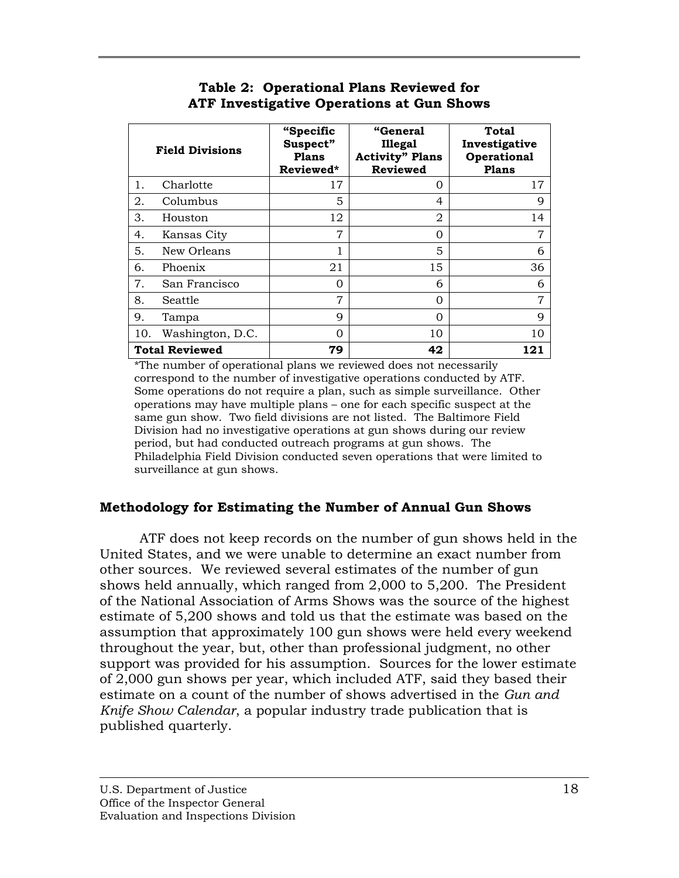**Table 2: Operational Plans Reviewed for ATF Investigative Operations at Gun Shows**

| Field Divisions | "Specific Suspect" Plans Reviewed* | "General Illegal Activity" Plans Reviewed | Total Investigative Operational Plans |
|---|---|---|---|
| 1. Charlotte | 17 | 0 | 17 |
| 2. Columbus | 5 | 4 | 9 |
| 3. Houston | 12 | 2 | 14 |
| 4. Kansas City | 7 | 0 | 7 |
| 5. New Orleans | 1 | 5 | 6 |
| 6. Phoenix | 21 | 15 | 36 |
| 7. San Francisco | 0 | 6 | 6 |
| 8. Seattle | 7 | 0 | 7 |
| 9. Tampa | 9 | 0 | 9 |
| 10. Washington, D.C. | 0 | 10 | 10 |
| **Total Reviewed** | **79** | **42** | **121** |

*The number of operational plans we reviewed does not necessarily correspond to the number of investigative operations conducted by ATF. Some operations do not require a plan, such as simple surveillance. Other operations may have multiple plans – one for each specific suspect at the same gun show. Two field divisions are not listed. The Baltimore Field Division had no investigative operations at gun shows during our review period, but had conducted outreach programs at gun shows. The Philadelphia Field Division conducted seven operations that were limited to surveillance at gun shows.

### Methodology for Estimating the Number of Annual Gun Shows

ATF does not keep records on the number of gun shows held in the United States, and we were unable to determine an exact number from other sources. We reviewed several estimates of the number of gun shows held annually, which ranged from 2,000 to 5,200. The President of the National Association of Arms Shows was the source of the highest estimate of 5,200 shows and told us that the estimate was based on the assumption that approximately 100 gun shows were held every weekend throughout the year, but, other than professional judgment, no other support was provided for his assumption. Sources for the lower estimate of 2,000 gun shows per year, which included ATF, said they based their estimate on a count of the number of shows advertised in the *Gun and Knife Show Calendar*, a popular industry trade publication that is published quarterly.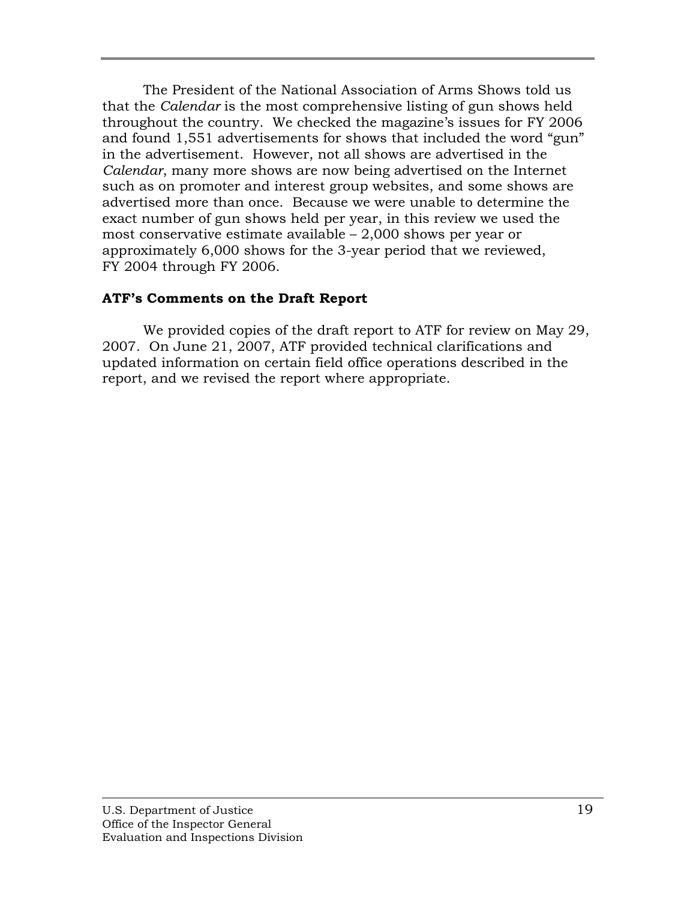The President of the National Association of Arms Shows told us that the *Calendar* is the most comprehensive listing of gun shows held throughout the country. We checked the magazine's issues for FY 2006 and found 1,551 advertisements for shows that included the word "gun" in the advertisement. However, not all shows are advertised in the *Calendar*, many more shows are now being advertised on the Internet such as on promoter and interest group websites, and some shows are advertised more than once. Because we were unable to determine the exact number of gun shows held per year, in this review we used the most conservative estimate available – 2,000 shows per year or approximately 6,000 shows for the 3-year period that we reviewed, FY 2004 through FY 2006.

**ATF's Comments on the Draft Report**

We provided copies of the draft report to ATF for review on May 29, 2007. On June 21, 2007, ATF provided technical clarifications and updated information on certain field office operations described in the report, and we revised the report where appropriate.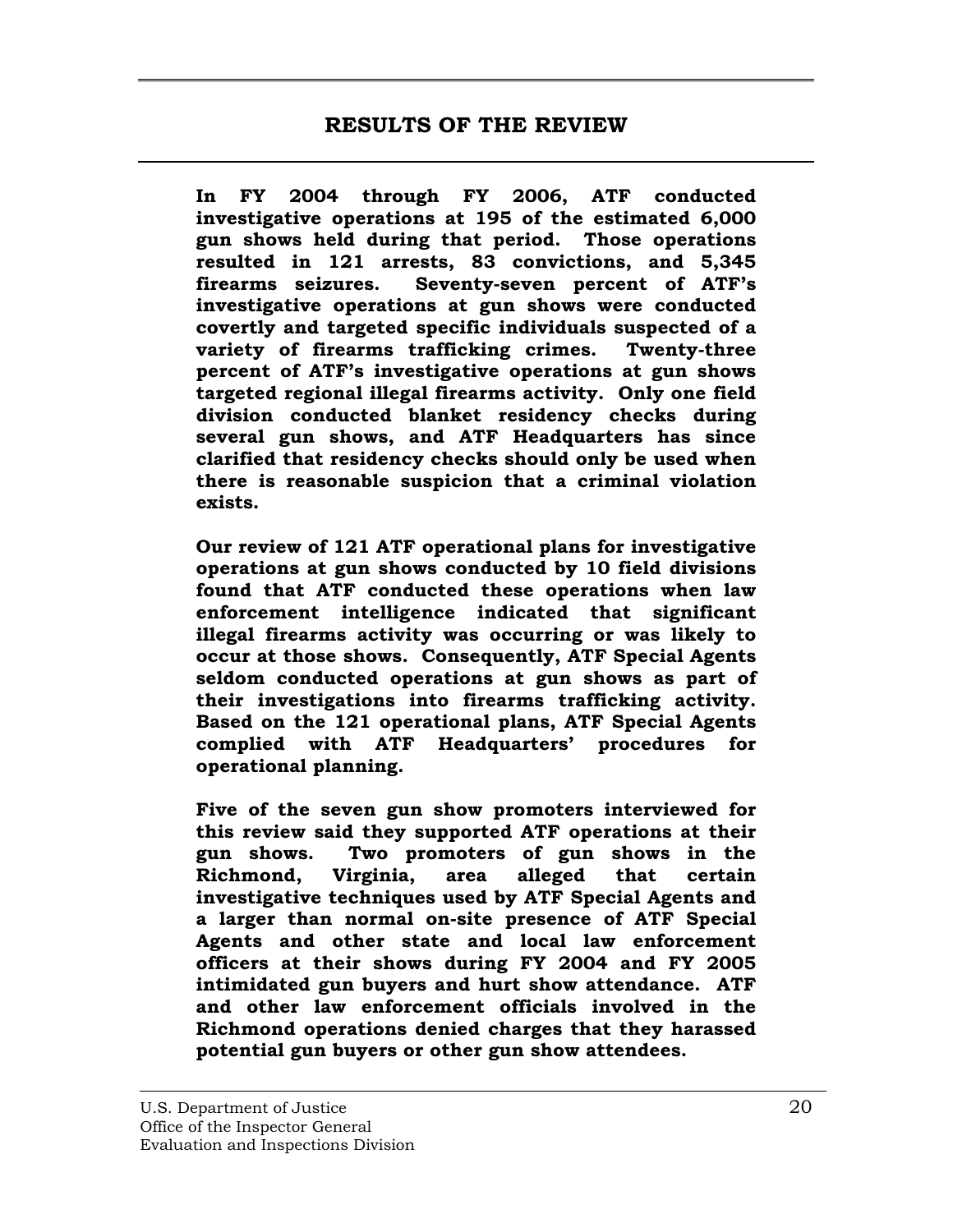# RESULTS OF THE REVIEW

**In FY 2004 through FY 2006, ATF conducted investigative operations at 195 of the estimated 6,000 gun shows held during that period. Those operations resulted in 121 arrests, 83 convictions, and 5,345 firearms seizures. Seventy-seven percent of ATF's investigative operations at gun shows were conducted covertly and targeted specific individuals suspected of a variety of firearms trafficking crimes. Twenty-three percent of ATF's investigative operations at gun shows targeted regional illegal firearms activity. Only one field division conducted blanket residency checks during several gun shows, and ATF Headquarters has since clarified that residency checks should only be used when there is reasonable suspicion that a criminal violation exists.**

**Our review of 121 ATF operational plans for investigative operations at gun shows conducted by 10 field divisions found that ATF conducted these operations when law enforcement intelligence indicated that significant illegal firearms activity was occurring or was likely to occur at those shows. Consequently, ATF Special Agents seldom conducted operations at gun shows as part of their investigations into firearms trafficking activity. Based on the 121 operational plans, ATF Special Agents complied with ATF Headquarters' procedures for operational planning.**

**Five of the seven gun show promoters interviewed for this review said they supported ATF operations at their gun shows. Two promoters of gun shows in the Richmond, Virginia, area alleged that certain investigative techniques used by ATF Special Agents and a larger than normal on-site presence of ATF Special Agents and other state and local law enforcement officers at their shows during FY 2004 and FY 2005 intimidated gun buyers and hurt show attendance. ATF and other law enforcement officials involved in the Richmond operations denied charges that they harassed potential gun buyers or other gun show attendees.**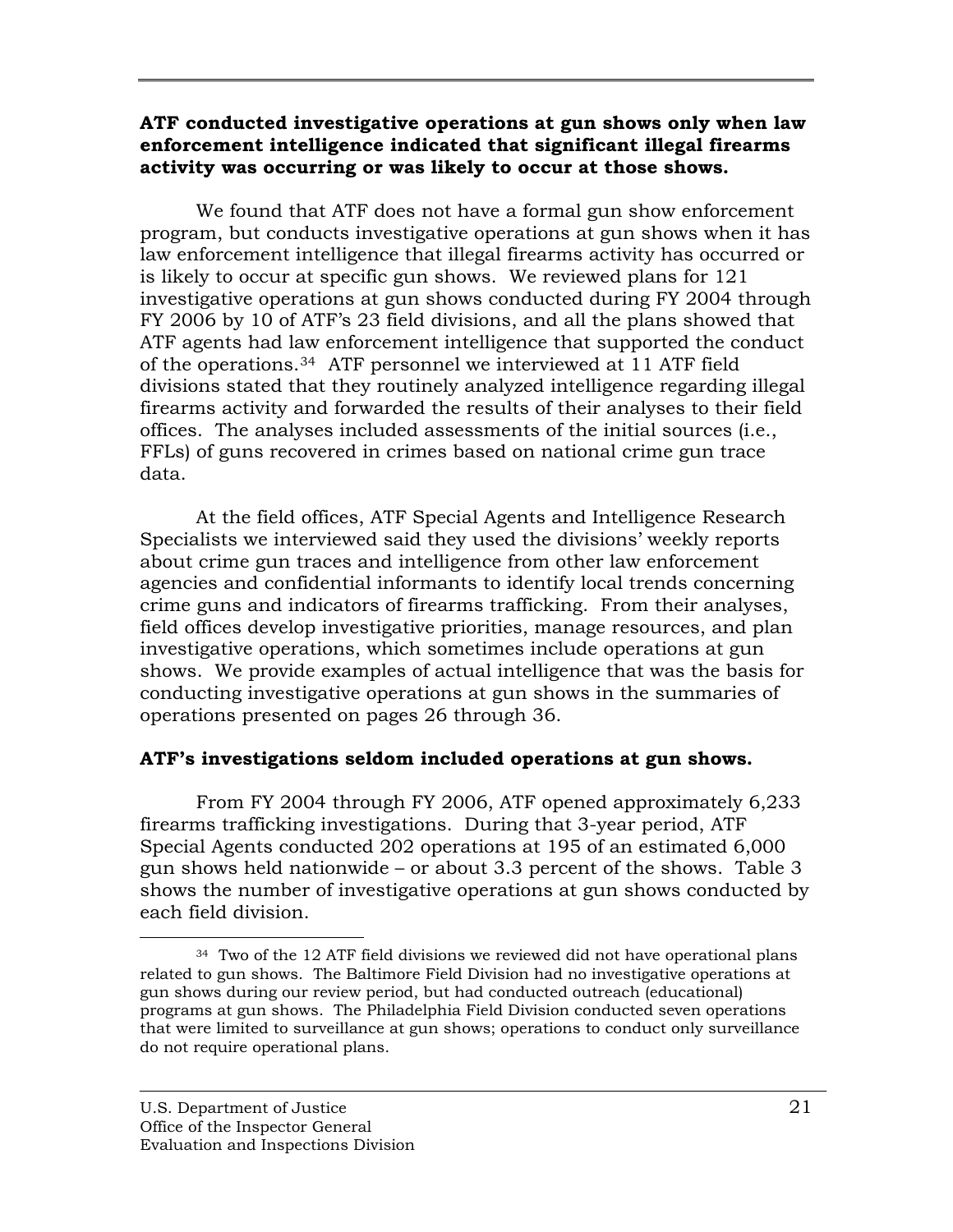**ATF conducted investigative operations at gun shows only when law enforcement intelligence indicated that significant illegal firearms activity was occurring or was likely to occur at those shows.**

We found that ATF does not have a formal gun show enforcement program, but conducts investigative operations at gun shows when it has law enforcement intelligence that illegal firearms activity has occurred or is likely to occur at specific gun shows. We reviewed plans for 121 investigative operations at gun shows conducted during FY 2004 through FY 2006 by 10 of ATF's 23 field divisions, and all the plans showed that ATF agents had law enforcement intelligence that supported the conduct of the operations.[34] ATF personnel we interviewed at 11 ATF field divisions stated that they routinely analyzed intelligence regarding illegal firearms activity and forwarded the results of their analyses to their field offices. The analyses included assessments of the initial sources (i.e., FFLs) of guns recovered in crimes based on national crime gun trace data.

At the field offices, ATF Special Agents and Intelligence Research Specialists we interviewed said they used the divisions' weekly reports about crime gun traces and intelligence from other law enforcement agencies and confidential informants to identify local trends concerning crime guns and indicators of firearms trafficking. From their analyses, field offices develop investigative priorities, manage resources, and plan investigative operations, which sometimes include operations at gun shows. We provide examples of actual intelligence that was the basis for conducting investigative operations at gun shows in the summaries of operations presented on pages 26 through 36.

**ATF's investigations seldom included operations at gun shows.**

From FY 2004 through FY 2006, ATF opened approximately 6,233 firearms trafficking investigations. During that 3-year period, ATF Special Agents conducted 202 operations at 195 of an estimated 6,000 gun shows held nationwide – or about 3.3 percent of the shows. Table 3 shows the number of investigative operations at gun shows conducted by each field division.

---

[34] Two of the 12 ATF field divisions we reviewed did not have operational plans related to gun shows. The Baltimore Field Division had no investigative operations at gun shows during our review period, but had conducted outreach (educational) programs at gun shows. The Philadelphia Field Division conducted seven operations that were limited to surveillance at gun shows; operations to conduct only surveillance do not require operational plans.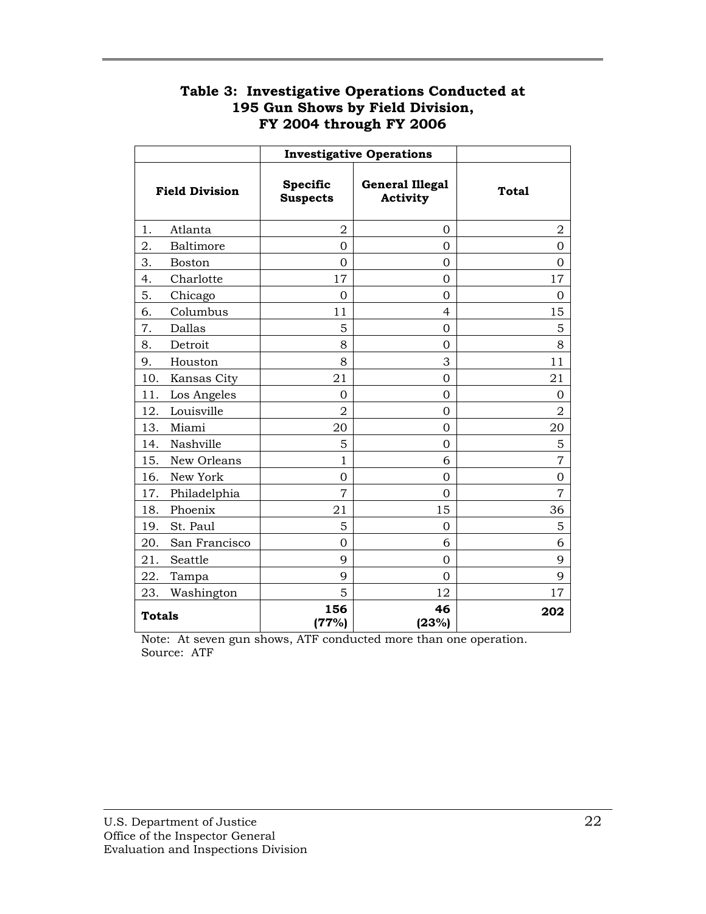**Table 3: Investigative Operations Conducted at 195 Gun Shows by Field Division, FY 2004 through FY 2006**

| Field Division | Investigative Operations | | |
|---|---|---|---|
| | Specific Suspects | General Illegal Activity | Total |
| 1. Atlanta | 2 | 0 | 2 |
| 2. Baltimore | 0 | 0 | 0 |
| 3. Boston | 0 | 0 | 0 |
| 4. Charlotte | 17 | 0 | 17 |
| 5. Chicago | 0 | 0 | 0 |
| 6. Columbus | 11 | 4 | 15 |
| 7. Dallas | 5 | 0 | 5 |
| 8. Detroit | 8 | 0 | 8 |
| 9. Houston | 8 | 3 | 11 |
| 10. Kansas City | 21 | 0 | 21 |
| 11. Los Angeles | 0 | 0 | 0 |
| 12. Louisville | 2 | 0 | 2 |
| 13. Miami | 20 | 0 | 20 |
| 14. Nashville | 5 | 0 | 5 |
| 15. New Orleans | 1 | 6 | 7 |
| 16. New York | 0 | 0 | 0 |
| 17. Philadelphia | 7 | 0 | 7 |
| 18. Phoenix | 21 | 15 | 36 |
| 19. St. Paul | 5 | 0 | 5 |
| 20. San Francisco | 0 | 6 | 6 |
| 21. Seattle | 9 | 0 | 9 |
| 22. Tampa | 9 | 0 | 9 |
| 23. Washington | 5 | 12 | 17 |
| **Totals** | **156 (77%)** | **46 (23%)** | **202** |

Note: At seven gun shows, ATF conducted more than one operation.
Source: ATF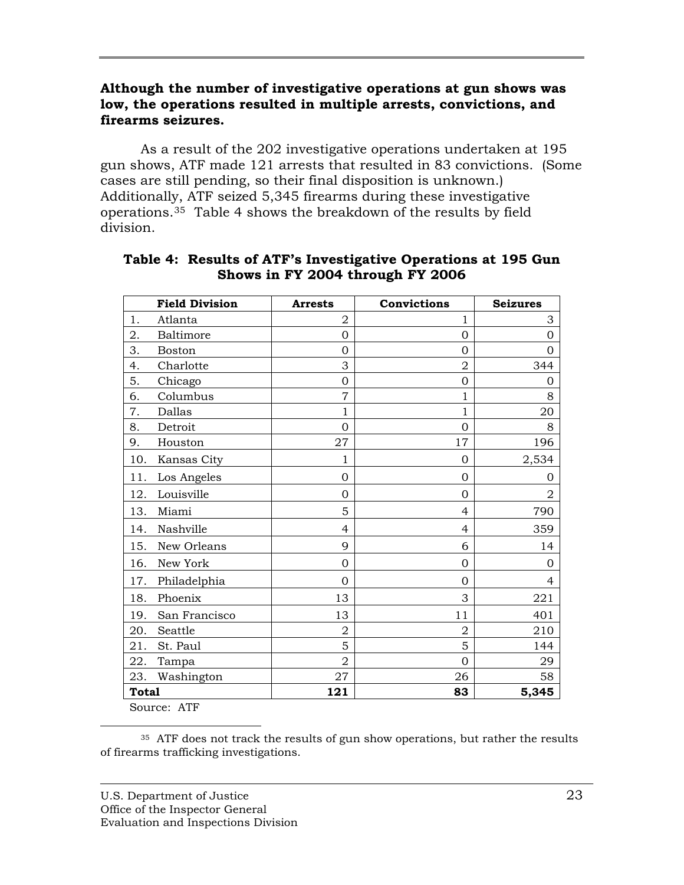**Although the number of investigative operations at gun shows was low, the operations resulted in multiple arrests, convictions, and firearms seizures.**

As a result of the 202 investigative operations undertaken at 195 gun shows, ATF made 121 arrests that resulted in 83 convictions. (Some cases are still pending, so their final disposition is unknown.) Additionally, ATF seized 5,345 firearms during these investigative operations.[35] Table 4 shows the breakdown of the results by field division.

**Table 4: Results of ATF's Investigative Operations at 195 Gun Shows in FY 2004 through FY 2006**

| Field Division | Arrests | Convictions | Seizures |
|---|---|---|---|
| 1. Atlanta | 2 | 1 | 3 |
| 2. Baltimore | 0 | 0 | 0 |
| 3. Boston | 0 | 0 | 0 |
| 4. Charlotte | 3 | 2 | 344 |
| 5. Chicago | 0 | 0 | 0 |
| 6. Columbus | 7 | 1 | 8 |
| 7. Dallas | 1 | 1 | 20 |
| 8. Detroit | 0 | 0 | 8 |
| 9. Houston | 27 | 17 | 196 |
| 10. Kansas City | 1 | 0 | 2,534 |
| 11. Los Angeles | 0 | 0 | 0 |
| 12. Louisville | 0 | 0 | 2 |
| 13. Miami | 5 | 4 | 790 |
| 14. Nashville | 4 | 4 | 359 |
| 15. New Orleans | 9 | 6 | 14 |
| 16. New York | 0 | 0 | 0 |
| 17. Philadelphia | 0 | 0 | 4 |
| 18. Phoenix | 13 | 3 | 221 |
| 19. San Francisco | 13 | 11 | 401 |
| 20. Seattle | 2 | 2 | 210 |
| 21. St. Paul | 5 | 5 | 144 |
| 22. Tampa | 2 | 0 | 29 |
| 23. Washington | 27 | 26 | 58 |
| **Total** | **121** | **83** | **5,345** |

Source: ATF

[35] ATF does not track the results of gun show operations, but rather the results of firearms trafficking investigations.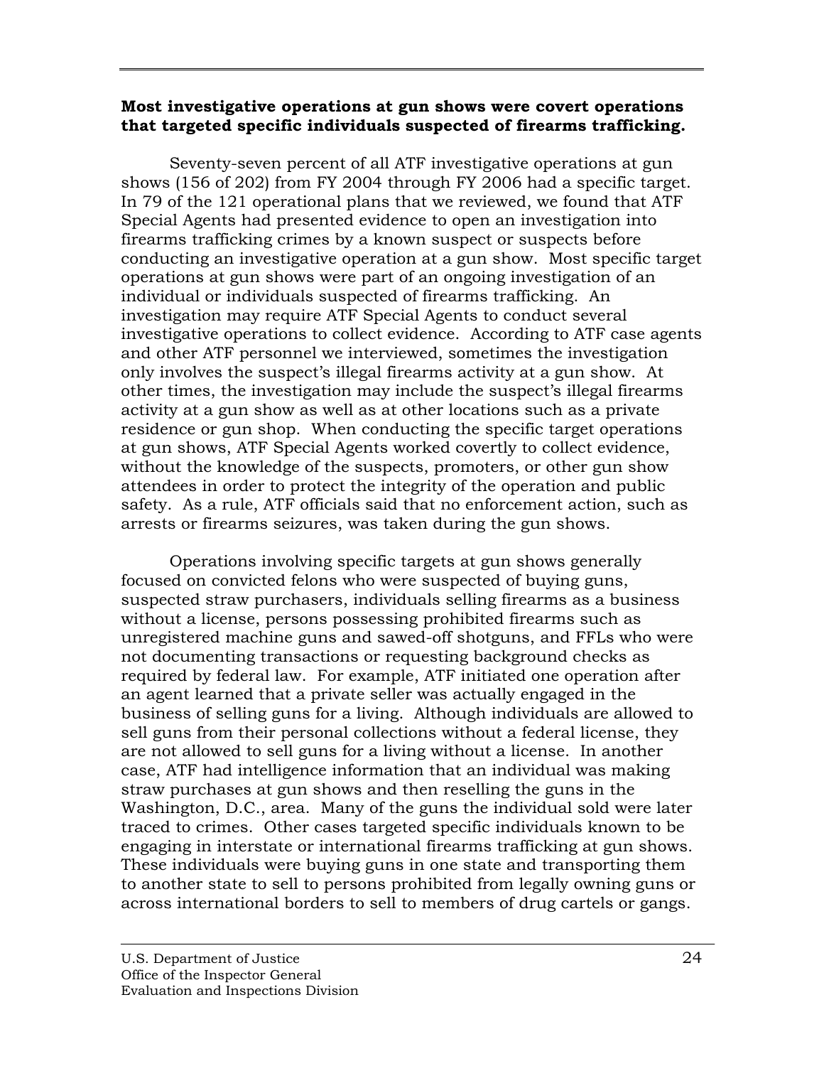**Most investigative operations at gun shows were covert operations that targeted specific individuals suspected of firearms trafficking.**

Seventy-seven percent of all ATF investigative operations at gun shows (156 of 202) from FY 2004 through FY 2006 had a specific target. In 79 of the 121 operational plans that we reviewed, we found that ATF Special Agents had presented evidence to open an investigation into firearms trafficking crimes by a known suspect or suspects before conducting an investigative operation at a gun show. Most specific target operations at gun shows were part of an ongoing investigation of an individual or individuals suspected of firearms trafficking. An investigation may require ATF Special Agents to conduct several investigative operations to collect evidence. According to ATF case agents and other ATF personnel we interviewed, sometimes the investigation only involves the suspect's illegal firearms activity at a gun show. At other times, the investigation may include the suspect's illegal firearms activity at a gun show as well as at other locations such as a private residence or gun shop. When conducting the specific target operations at gun shows, ATF Special Agents worked covertly to collect evidence, without the knowledge of the suspects, promoters, or other gun show attendees in order to protect the integrity of the operation and public safety. As a rule, ATF officials said that no enforcement action, such as arrests or firearms seizures, was taken during the gun shows.

Operations involving specific targets at gun shows generally focused on convicted felons who were suspected of buying guns, suspected straw purchasers, individuals selling firearms as a business without a license, persons possessing prohibited firearms such as unregistered machine guns and sawed-off shotguns, and FFLs who were not documenting transactions or requesting background checks as required by federal law. For example, ATF initiated one operation after an agent learned that a private seller was actually engaged in the business of selling guns for a living. Although individuals are allowed to sell guns from their personal collections without a federal license, they are not allowed to sell guns for a living without a license. In another case, ATF had intelligence information that an individual was making straw purchases at gun shows and then reselling the guns in the Washington, D.C., area. Many of the guns the individual sold were later traced to crimes. Other cases targeted specific individuals known to be engaging in interstate or international firearms trafficking at gun shows. These individuals were buying guns in one state and transporting them to another state to sell to persons prohibited from legally owning guns or across international borders to sell to members of drug cartels or gangs.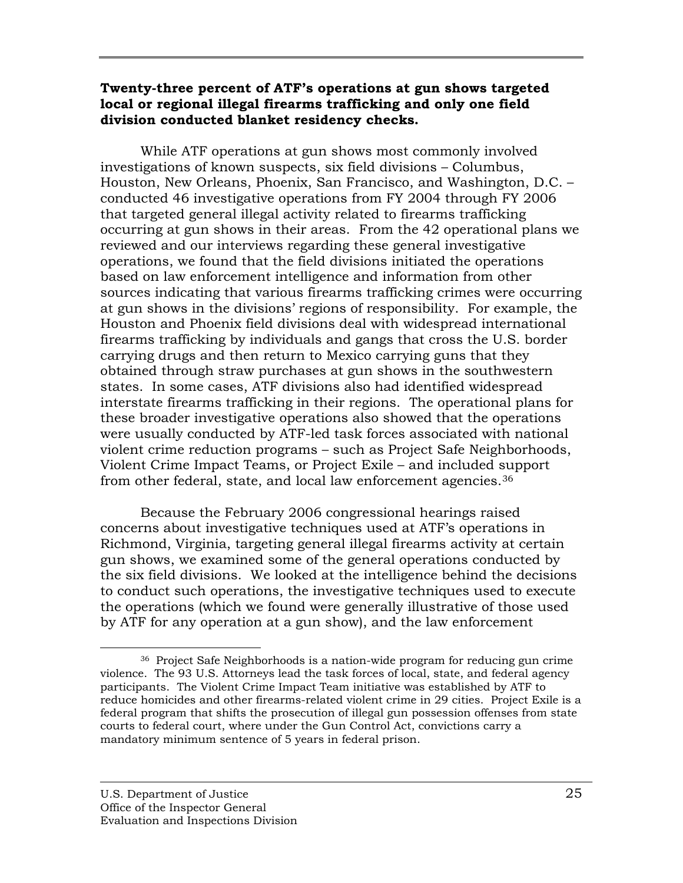**Twenty-three percent of ATF's operations at gun shows targeted local or regional illegal firearms trafficking and only one field division conducted blanket residency checks.**

While ATF operations at gun shows most commonly involved investigations of known suspects, six field divisions – Columbus, Houston, New Orleans, Phoenix, San Francisco, and Washington, D.C. – conducted 46 investigative operations from FY 2004 through FY 2006 that targeted general illegal activity related to firearms trafficking occurring at gun shows in their areas. From the 42 operational plans we reviewed and our interviews regarding these general investigative operations, we found that the field divisions initiated the operations based on law enforcement intelligence and information from other sources indicating that various firearms trafficking crimes were occurring at gun shows in the divisions' regions of responsibility. For example, the Houston and Phoenix field divisions deal with widespread international firearms trafficking by individuals and gangs that cross the U.S. border carrying drugs and then return to Mexico carrying guns that they obtained through straw purchases at gun shows in the southwestern states. In some cases, ATF divisions also had identified widespread interstate firearms trafficking in their regions. The operational plans for these broader investigative operations also showed that the operations were usually conducted by ATF-led task forces associated with national violent crime reduction programs – such as Project Safe Neighborhoods, Violent Crime Impact Teams, or Project Exile – and included support from other federal, state, and local law enforcement agencies.[36]

Because the February 2006 congressional hearings raised concerns about investigative techniques used at ATF's operations in Richmond, Virginia, targeting general illegal firearms activity at certain gun shows, we examined some of the general operations conducted by the six field divisions. We looked at the intelligence behind the decisions to conduct such operations, the investigative techniques used to execute the operations (which we found were generally illustrative of those used by ATF for any operation at a gun show), and the law enforcement

[36] Project Safe Neighborhoods is a nation-wide program for reducing gun crime violence. The 93 U.S. Attorneys lead the task forces of local, state, and federal agency participants. The Violent Crime Impact Team initiative was established by ATF to reduce homicides and other firearms-related violent crime in 29 cities. Project Exile is a federal program that shifts the prosecution of illegal gun possession offenses from state courts to federal court, where under the Gun Control Act, convictions carry a mandatory minimum sentence of 5 years in federal prison.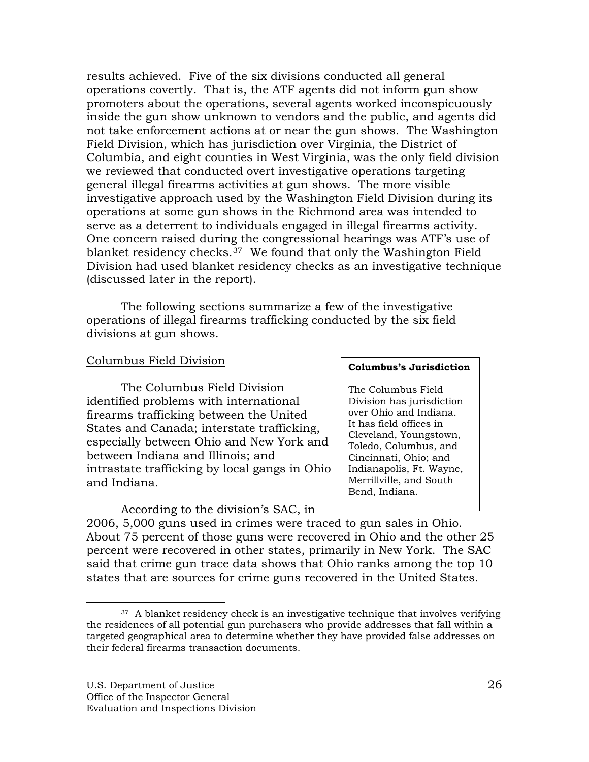results achieved. Five of the six divisions conducted all general operations covertly. That is, the ATF agents did not inform gun show promoters about the operations, several agents worked inconspicuously inside the gun show unknown to vendors and the public, and agents did not take enforcement actions at or near the gun shows. The Washington Field Division, which has jurisdiction over Virginia, the District of Columbia, and eight counties in West Virginia, was the only field division we reviewed that conducted overt investigative operations targeting general illegal firearms activities at gun shows. The more visible investigative approach used by the Washington Field Division during its operations at some gun shows in the Richmond area was intended to serve as a deterrent to individuals engaged in illegal firearms activity. One concern raised during the congressional hearings was ATF's use of blanket residency checks.[37] We found that only the Washington Field Division had used blanket residency checks as an investigative technique (discussed later in the report).

The following sections summarize a few of the investigative operations of illegal firearms trafficking conducted by the six field divisions at gun shows.

Columbus Field Division

> **Columbus's Jurisdiction**
>
> The Columbus Field Division has jurisdiction over Ohio and Indiana. It has field offices in Cleveland, Youngstown, Toledo, Columbus, and Cincinnati, Ohio; and Indianapolis, Ft. Wayne, Merrillville, and South Bend, Indiana.

The Columbus Field Division identified problems with international firearms trafficking between the United States and Canada; interstate trafficking, especially between Ohio and New York and between Indiana and Illinois; and intrastate trafficking by local gangs in Ohio and Indiana.

According to the division's SAC, in 2006, 5,000 guns used in crimes were traced to gun sales in Ohio. About 75 percent of those guns were recovered in Ohio and the other 25 percent were recovered in other states, primarily in New York. The SAC said that crime gun trace data shows that Ohio ranks among the top 10 states that are sources for crime guns recovered in the United States.

[37] A blanket residency check is an investigative technique that involves verifying the residences of all potential gun purchasers who provide addresses that fall within a targeted geographical area to determine whether they have provided false addresses on their federal firearms transaction documents.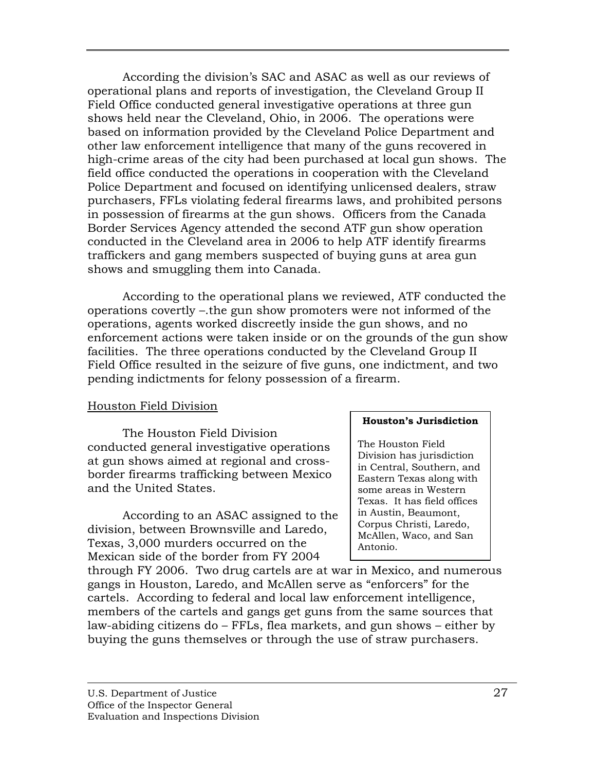According the division's SAC and ASAC as well as our reviews of operational plans and reports of investigation, the Cleveland Group II Field Office conducted general investigative operations at three gun shows held near the Cleveland, Ohio, in 2006. The operations were based on information provided by the Cleveland Police Department and other law enforcement intelligence that many of the guns recovered in high-crime areas of the city had been purchased at local gun shows. The field office conducted the operations in cooperation with the Cleveland Police Department and focused on identifying unlicensed dealers, straw purchasers, FFLs violating federal firearms laws, and prohibited persons in possession of firearms at the gun shows. Officers from the Canada Border Services Agency attended the second ATF gun show operation conducted in the Cleveland area in 2006 to help ATF identify firearms traffickers and gang members suspected of buying guns at area gun shows and smuggling them into Canada.

According to the operational plans we reviewed, ATF conducted the operations covertly –.the gun show promoters were not informed of the operations, agents worked discreetly inside the gun shows, and no enforcement actions were taken inside or on the grounds of the gun show facilities. The three operations conducted by the Cleveland Group II Field Office resulted in the seizure of five guns, one indictment, and two pending indictments for felony possession of a firearm.

Houston Field Division

The Houston Field Division conducted general investigative operations at gun shows aimed at regional and cross-border firearms trafficking between Mexico and the United States.

> **Houston's Jurisdiction**
>
> The Houston Field Division has jurisdiction in Central, Southern, and Eastern Texas along with some areas in Western Texas. It has field offices in Austin, Beaumont, Corpus Christi, Laredo, McAllen, Waco, and San Antonio.

According to an ASAC assigned to the division, between Brownsville and Laredo, Texas, 3,000 murders occurred on the Mexican side of the border from FY 2004 through FY 2006. Two drug cartels are at war in Mexico, and numerous gangs in Houston, Laredo, and McAllen serve as "enforcers" for the cartels. According to federal and local law enforcement intelligence, members of the cartels and gangs get guns from the same sources that law-abiding citizens do – FFLs, flea markets, and gun shows – either by buying the guns themselves or through the use of straw purchasers.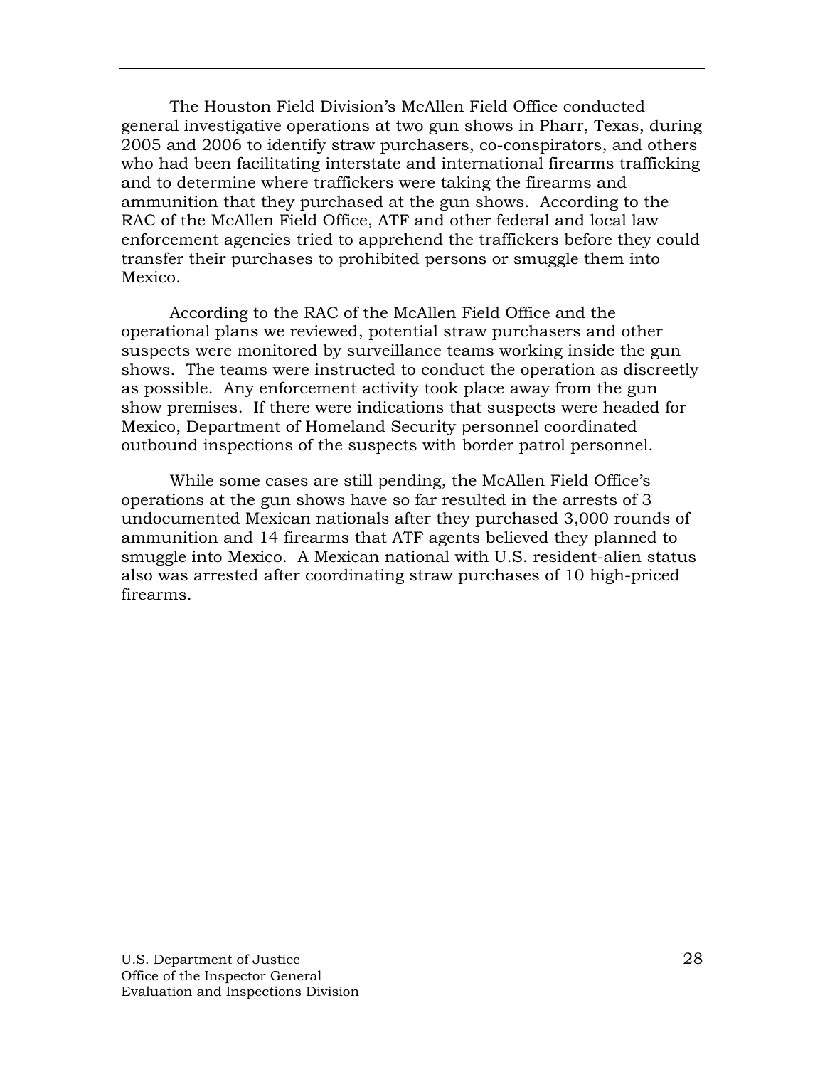The Houston Field Division's McAllen Field Office conducted general investigative operations at two gun shows in Pharr, Texas, during 2005 and 2006 to identify straw purchasers, co-conspirators, and others who had been facilitating interstate and international firearms trafficking and to determine where traffickers were taking the firearms and ammunition that they purchased at the gun shows. According to the RAC of the McAllen Field Office, ATF and other federal and local law enforcement agencies tried to apprehend the traffickers before they could transfer their purchases to prohibited persons or smuggle them into Mexico.

According to the RAC of the McAllen Field Office and the operational plans we reviewed, potential straw purchasers and other suspects were monitored by surveillance teams working inside the gun shows. The teams were instructed to conduct the operation as discreetly as possible. Any enforcement activity took place away from the gun show premises. If there were indications that suspects were headed for Mexico, Department of Homeland Security personnel coordinated outbound inspections of the suspects with border patrol personnel.

While some cases are still pending, the McAllen Field Office's operations at the gun shows have so far resulted in the arrests of 3 undocumented Mexican nationals after they purchased 3,000 rounds of ammunition and 14 firearms that ATF agents believed they planned to smuggle into Mexico. A Mexican national with U.S. resident-alien status also was arrested after coordinating straw purchases of 10 high-priced firearms.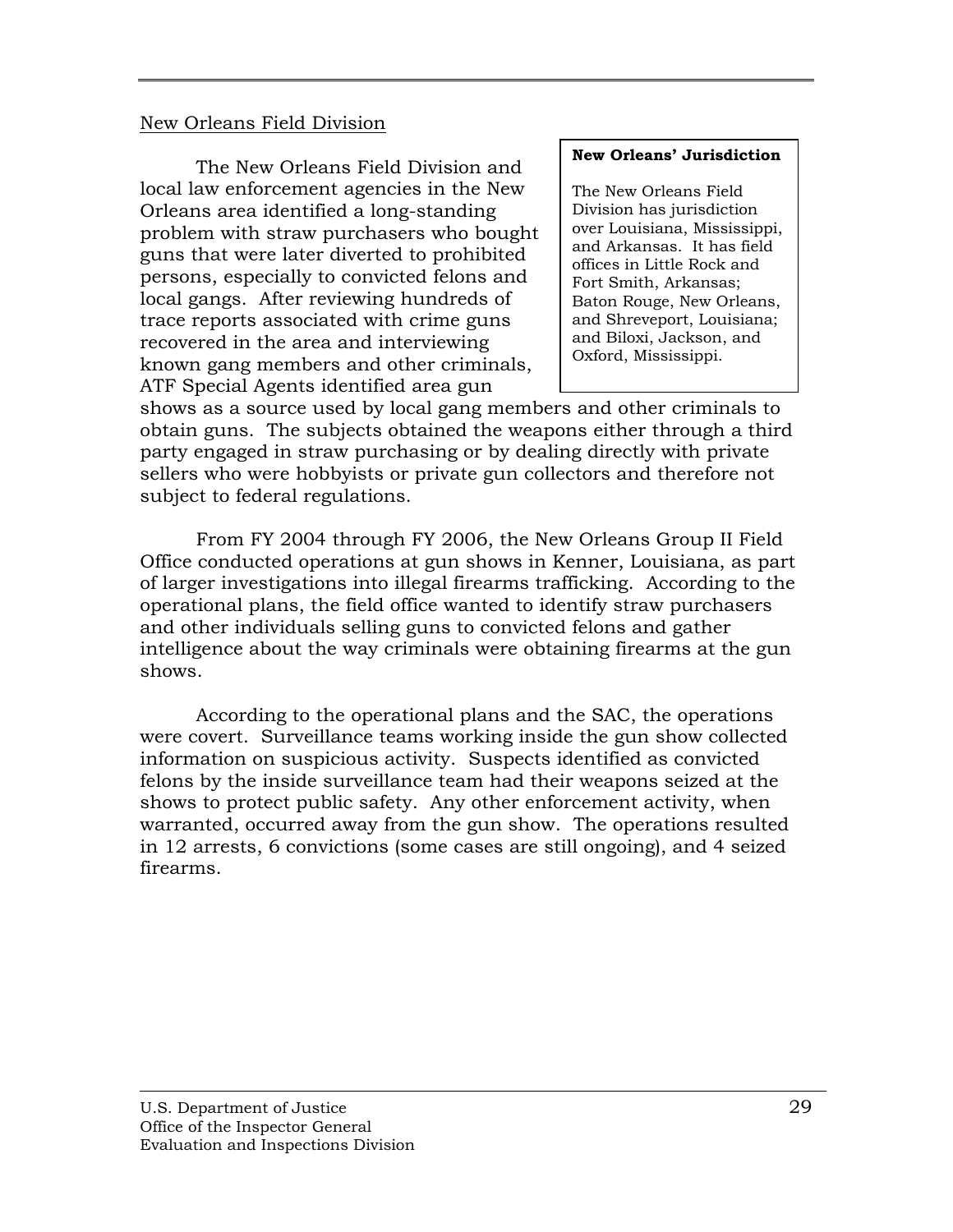New Orleans Field Division

> **New Orleans' Jurisdiction**
>
> The New Orleans Field Division has jurisdiction over Louisiana, Mississippi, and Arkansas. It has field offices in Little Rock and Fort Smith, Arkansas; Baton Rouge, New Orleans, and Shreveport, Louisiana; and Biloxi, Jackson, and Oxford, Mississippi.

The New Orleans Field Division and local law enforcement agencies in the New Orleans area identified a long-standing problem with straw purchasers who bought guns that were later diverted to prohibited persons, especially to convicted felons and local gangs. After reviewing hundreds of trace reports associated with crime guns recovered in the area and interviewing known gang members and other criminals, ATF Special Agents identified area gun shows as a source used by local gang members and other criminals to obtain guns. The subjects obtained the weapons either through a third party engaged in straw purchasing or by dealing directly with private sellers who were hobbyists or private gun collectors and therefore not subject to federal regulations.

From FY 2004 through FY 2006, the New Orleans Group II Field Office conducted operations at gun shows in Kenner, Louisiana, as part of larger investigations into illegal firearms trafficking. According to the operational plans, the field office wanted to identify straw purchasers and other individuals selling guns to convicted felons and gather intelligence about the way criminals were obtaining firearms at the gun shows.

According to the operational plans and the SAC, the operations were covert. Surveillance teams working inside the gun show collected information on suspicious activity. Suspects identified as convicted felons by the inside surveillance team had their weapons seized at the shows to protect public safety. Any other enforcement activity, when warranted, occurred away from the gun show. The operations resulted in 12 arrests, 6 convictions (some cases are still ongoing), and 4 seized firearms.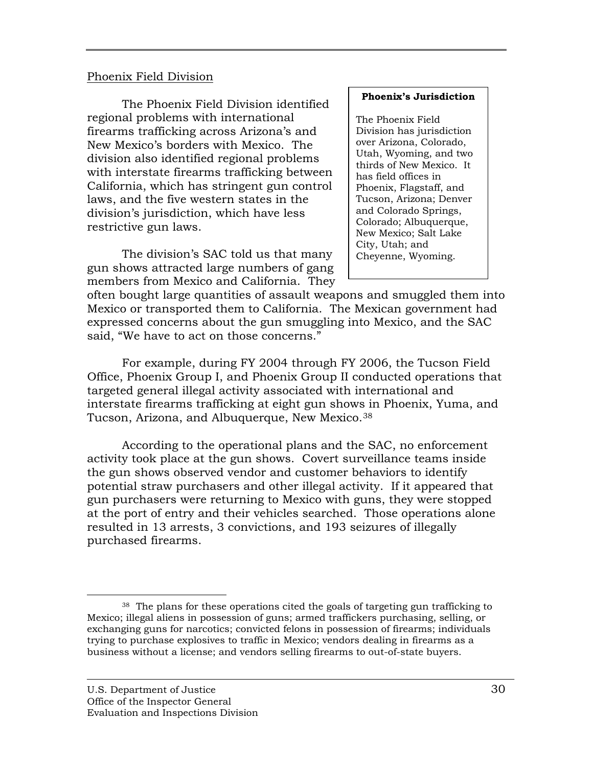Phoenix Field Division

> **Phoenix's Jurisdiction**
>
> The Phoenix Field Division has jurisdiction over Arizona, Colorado, Utah, Wyoming, and two thirds of New Mexico. It has field offices in Phoenix, Flagstaff, and Tucson, Arizona; Denver and Colorado Springs, Colorado; Albuquerque, New Mexico; Salt Lake City, Utah; and Cheyenne, Wyoming.

The Phoenix Field Division identified regional problems with international firearms trafficking across Arizona's and New Mexico's borders with Mexico. The division also identified regional problems with interstate firearms trafficking between California, which has stringent gun control laws, and the five western states in the division's jurisdiction, which have less restrictive gun laws.

The division's SAC told us that many gun shows attracted large numbers of gang members from Mexico and California. They often bought large quantities of assault weapons and smuggled them into Mexico or transported them to California. The Mexican government had expressed concerns about the gun smuggling into Mexico, and the SAC said, "We have to act on those concerns."

For example, during FY 2004 through FY 2006, the Tucson Field Office, Phoenix Group I, and Phoenix Group II conducted operations that targeted general illegal activity associated with international and interstate firearms trafficking at eight gun shows in Phoenix, Yuma, and Tucson, Arizona, and Albuquerque, New Mexico.[38]

According to the operational plans and the SAC, no enforcement activity took place at the gun shows. Covert surveillance teams inside the gun shows observed vendor and customer behaviors to identify potential straw purchasers and other illegal activity. If it appeared that gun purchasers were returning to Mexico with guns, they were stopped at the port of entry and their vehicles searched. Those operations alone resulted in 13 arrests, 3 convictions, and 193 seizures of illegally purchased firearms.

---

[38] The plans for these operations cited the goals of targeting gun trafficking to Mexico; illegal aliens in possession of guns; armed traffickers purchasing, selling, or exchanging guns for narcotics; convicted felons in possession of firearms; individuals trying to purchase explosives to traffic in Mexico; vendors dealing in firearms as a business without a license; and vendors selling firearms to out-of-state buyers.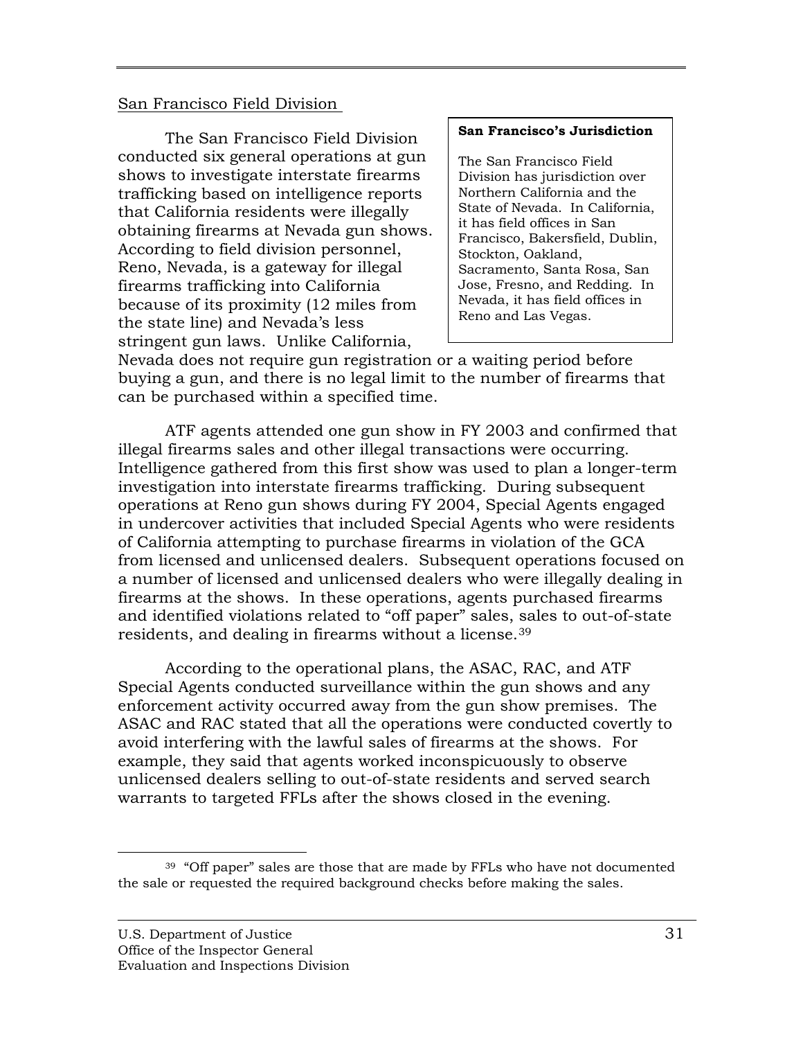San Francisco Field Division

> **San Francisco's Jurisdiction**
>
> The San Francisco Field Division has jurisdiction over Northern California and the State of Nevada. In California, it has field offices in San Francisco, Bakersfield, Dublin, Stockton, Oakland, Sacramento, Santa Rosa, San Jose, Fresno, and Redding. In Nevada, it has field offices in Reno and Las Vegas.

The San Francisco Field Division conducted six general operations at gun shows to investigate interstate firearms trafficking based on intelligence reports that California residents were illegally obtaining firearms at Nevada gun shows. According to field division personnel, Reno, Nevada, is a gateway for illegal firearms trafficking into California because of its proximity (12 miles from the state line) and Nevada's less stringent gun laws. Unlike California, Nevada does not require gun registration or a waiting period before buying a gun, and there is no legal limit to the number of firearms that can be purchased within a specified time.

ATF agents attended one gun show in FY 2003 and confirmed that illegal firearms sales and other illegal transactions were occurring. Intelligence gathered from this first show was used to plan a longer-term investigation into interstate firearms trafficking. During subsequent operations at Reno gun shows during FY 2004, Special Agents engaged in undercover activities that included Special Agents who were residents of California attempting to purchase firearms in violation of the GCA from licensed and unlicensed dealers. Subsequent operations focused on a number of licensed and unlicensed dealers who were illegally dealing in firearms at the shows. In these operations, agents purchased firearms and identified violations related to "off paper" sales, sales to out-of-state residents, and dealing in firearms without a license.[39]

According to the operational plans, the ASAC, RAC, and ATF Special Agents conducted surveillance within the gun shows and any enforcement activity occurred away from the gun show premises. The ASAC and RAC stated that all the operations were conducted covertly to avoid interfering with the lawful sales of firearms at the shows. For example, they said that agents worked inconspicuously to observe unlicensed dealers selling to out-of-state residents and served search warrants to targeted FFLs after the shows closed in the evening.

[39] "Off paper" sales are those that are made by FFLs who have not documented the sale or requested the required background checks before making the sales.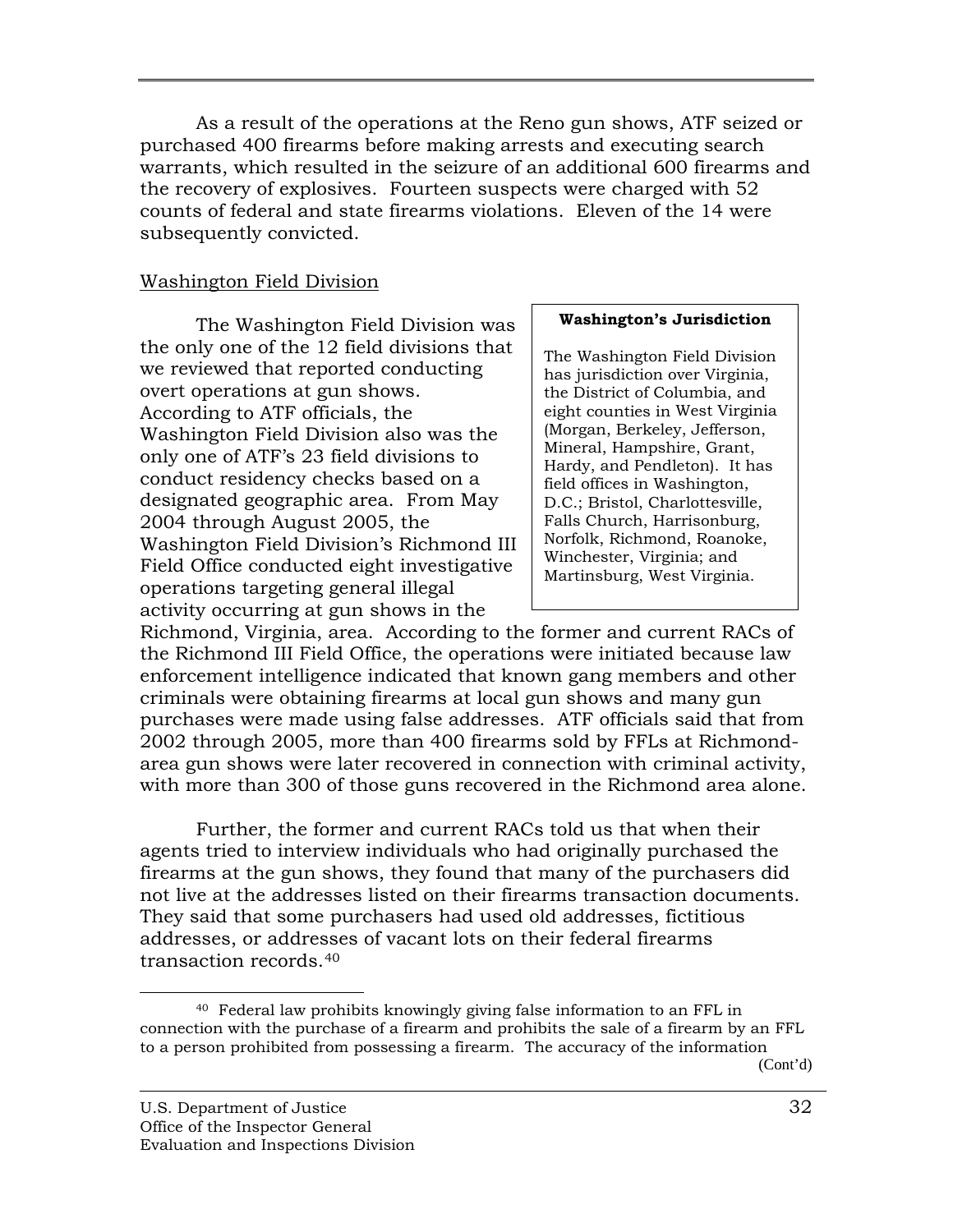As a result of the operations at the Reno gun shows, ATF seized or purchased 400 firearms before making arrests and executing search warrants, which resulted in the seizure of an additional 600 firearms and the recovery of explosives. Fourteen suspects were charged with 52 counts of federal and state firearms violations. Eleven of the 14 were subsequently convicted.

### Washington Field Division

> **Washington's Jurisdiction**
>
> The Washington Field Division has jurisdiction over Virginia, the District of Columbia, and eight counties in West Virginia (Morgan, Berkeley, Jefferson, Mineral, Hampshire, Grant, Hardy, and Pendleton). It has field offices in Washington, D.C.; Bristol, Charlottesville, Falls Church, Harrisonburg, Norfolk, Richmond, Roanoke, Winchester, Virginia; and Martinsburg, West Virginia.

The Washington Field Division was the only one of the 12 field divisions that we reviewed that reported conducting overt operations at gun shows. According to ATF officials, the Washington Field Division also was the only one of ATF's 23 field divisions to conduct residency checks based on a designated geographic area. From May 2004 through August 2005, the Washington Field Division's Richmond III Field Office conducted eight investigative operations targeting general illegal activity occurring at gun shows in the Richmond, Virginia, area. According to the former and current RACs of the Richmond III Field Office, the operations were initiated because law enforcement intelligence indicated that known gang members and other criminals were obtaining firearms at local gun shows and many gun purchases were made using false addresses. ATF officials said that from 2002 through 2005, more than 400 firearms sold by FFLs at Richmond-area gun shows were later recovered in connection with criminal activity, with more than 300 of those guns recovered in the Richmond area alone.

Further, the former and current RACs told us that when their agents tried to interview individuals who had originally purchased the firearms at the gun shows, they found that many of the purchasers did not live at the addresses listed on their firearms transaction documents. They said that some purchasers had used old addresses, fictitious addresses, or addresses of vacant lots on their federal firearms transaction records.[40]

---

[40] Federal law prohibits knowingly giving false information to an FFL in connection with the purchase of a firearm and prohibits the sale of a firearm by an FFL to a person prohibited from possessing a firearm. The accuracy of the information (Cont'd)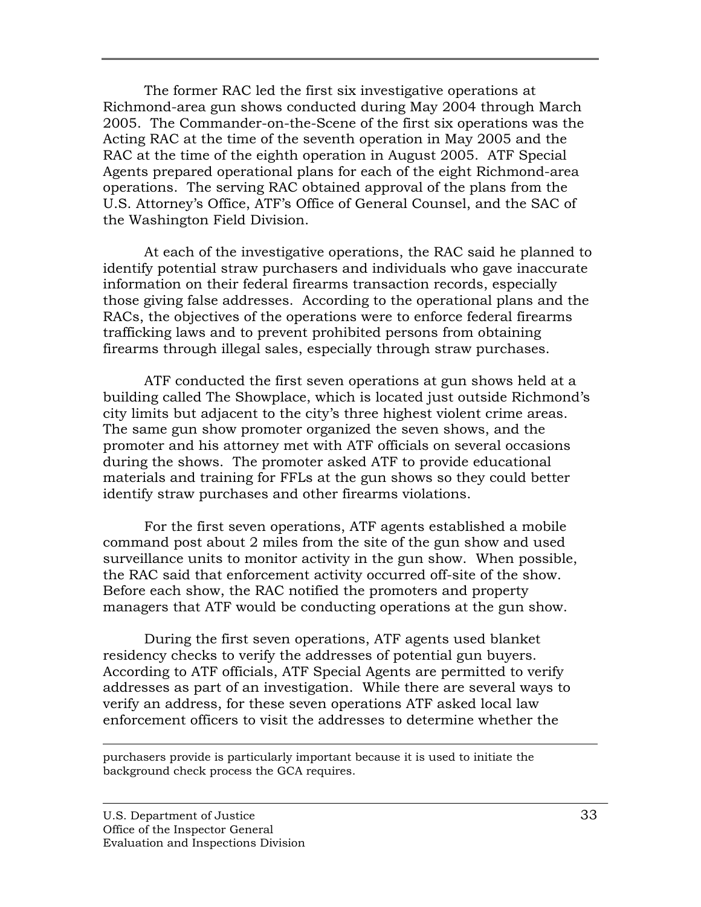The former RAC led the first six investigative operations at Richmond-area gun shows conducted during May 2004 through March 2005. The Commander-on-the-Scene of the first six operations was the Acting RAC at the time of the seventh operation in May 2005 and the RAC at the time of the eighth operation in August 2005. ATF Special Agents prepared operational plans for each of the eight Richmond-area operations. The serving RAC obtained approval of the plans from the U.S. Attorney's Office, ATF's Office of General Counsel, and the SAC of the Washington Field Division.

At each of the investigative operations, the RAC said he planned to identify potential straw purchasers and individuals who gave inaccurate information on their federal firearms transaction records, especially those giving false addresses. According to the operational plans and the RACs, the objectives of the operations were to enforce federal firearms trafficking laws and to prevent prohibited persons from obtaining firearms through illegal sales, especially through straw purchases.

ATF conducted the first seven operations at gun shows held at a building called The Showplace, which is located just outside Richmond's city limits but adjacent to the city's three highest violent crime areas. The same gun show promoter organized the seven shows, and the promoter and his attorney met with ATF officials on several occasions during the shows. The promoter asked ATF to provide educational materials and training for FFLs at the gun shows so they could better identify straw purchases and other firearms violations.

For the first seven operations, ATF agents established a mobile command post about 2 miles from the site of the gun show and used surveillance units to monitor activity in the gun show. When possible, the RAC said that enforcement activity occurred off-site of the show. Before each show, the RAC notified the promoters and property managers that ATF would be conducting operations at the gun show.

During the first seven operations, ATF agents used blanket residency checks to verify the addresses of potential gun buyers. According to ATF officials, ATF Special Agents are permitted to verify addresses as part of an investigation. While there are several ways to verify an address, for these seven operations ATF asked local law enforcement officers to visit the addresses to determine whether the

---

purchasers provide is particularly important because it is used to initiate the background check process the GCA requires.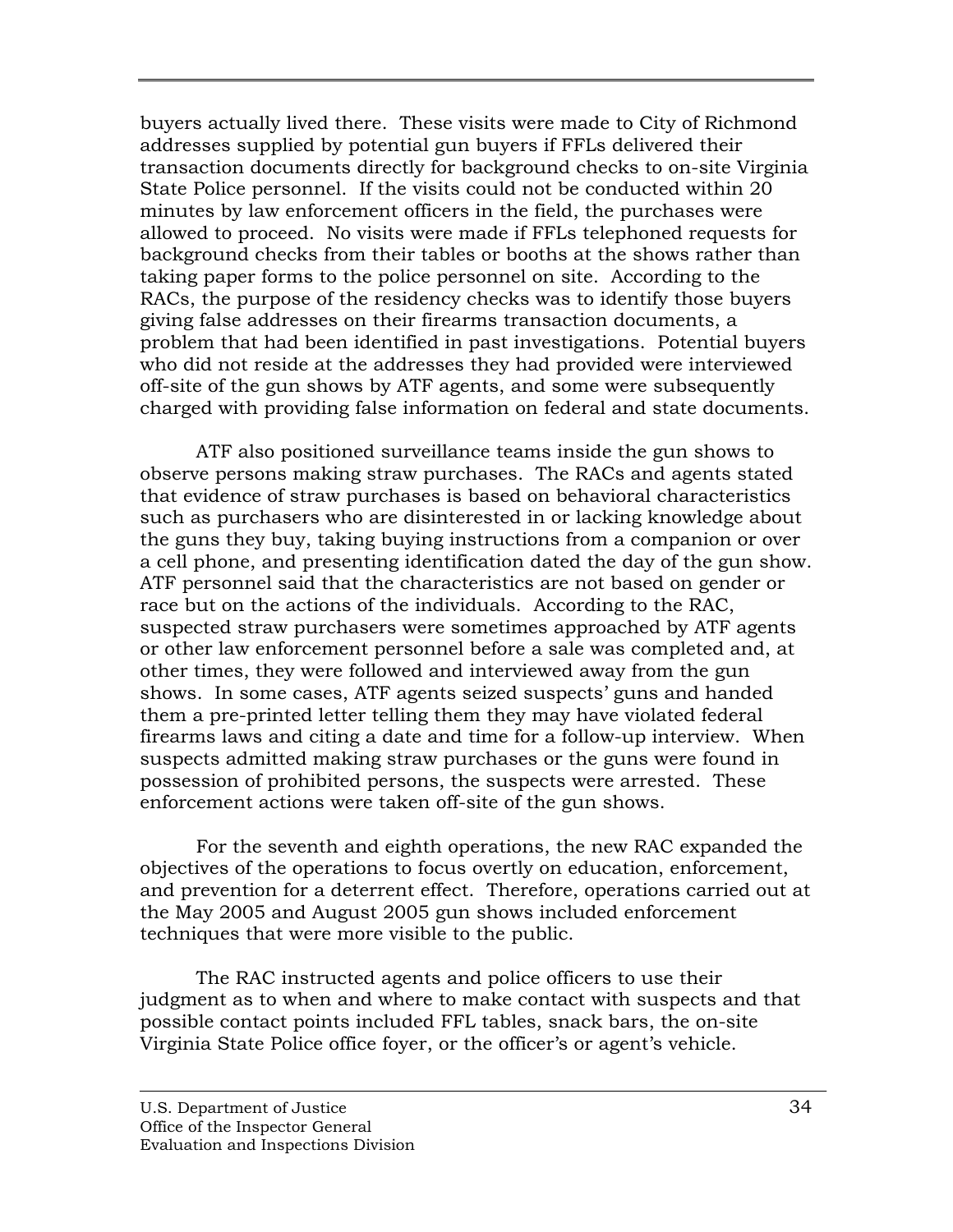buyers actually lived there. These visits were made to City of Richmond addresses supplied by potential gun buyers if FFLs delivered their transaction documents directly for background checks to on-site Virginia State Police personnel. If the visits could not be conducted within 20 minutes by law enforcement officers in the field, the purchases were allowed to proceed. No visits were made if FFLs telephoned requests for background checks from their tables or booths at the shows rather than taking paper forms to the police personnel on site. According to the RACs, the purpose of the residency checks was to identify those buyers giving false addresses on their firearms transaction documents, a problem that had been identified in past investigations. Potential buyers who did not reside at the addresses they had provided were interviewed off-site of the gun shows by ATF agents, and some were subsequently charged with providing false information on federal and state documents.

ATF also positioned surveillance teams inside the gun shows to observe persons making straw purchases. The RACs and agents stated that evidence of straw purchases is based on behavioral characteristics such as purchasers who are disinterested in or lacking knowledge about the guns they buy, taking buying instructions from a companion or over a cell phone, and presenting identification dated the day of the gun show. ATF personnel said that the characteristics are not based on gender or race but on the actions of the individuals. According to the RAC, suspected straw purchasers were sometimes approached by ATF agents or other law enforcement personnel before a sale was completed and, at other times, they were followed and interviewed away from the gun shows. In some cases, ATF agents seized suspects' guns and handed them a pre-printed letter telling them they may have violated federal firearms laws and citing a date and time for a follow-up interview. When suspects admitted making straw purchases or the guns were found in possession of prohibited persons, the suspects were arrested. These enforcement actions were taken off-site of the gun shows.

For the seventh and eighth operations, the new RAC expanded the objectives of the operations to focus overtly on education, enforcement, and prevention for a deterrent effect. Therefore, operations carried out at the May 2005 and August 2005 gun shows included enforcement techniques that were more visible to the public.

The RAC instructed agents and police officers to use their judgment as to when and where to make contact with suspects and that possible contact points included FFL tables, snack bars, the on-site Virginia State Police office foyer, or the officer's or agent's vehicle.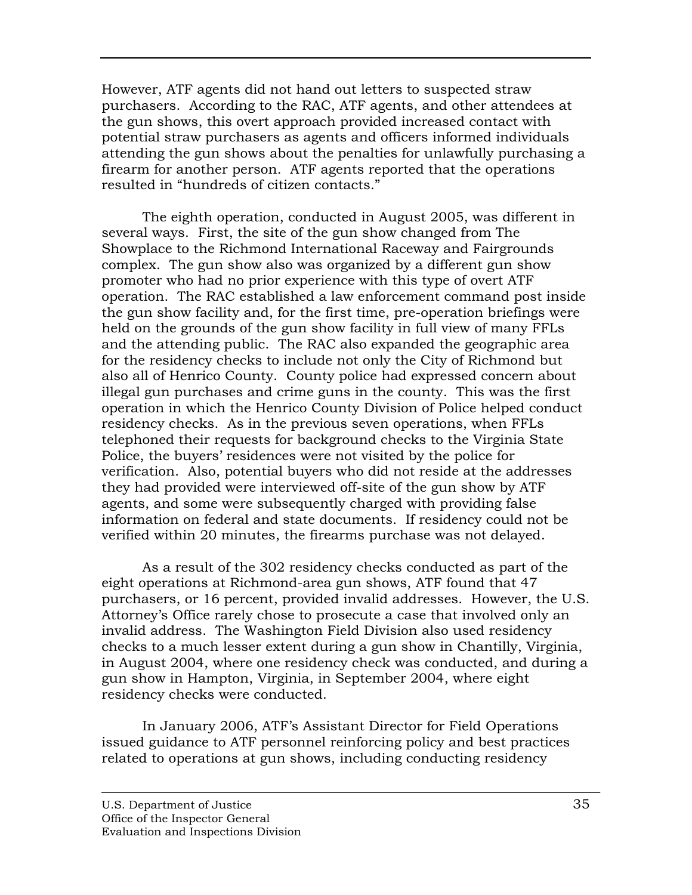However, ATF agents did not hand out letters to suspected straw purchasers. According to the RAC, ATF agents, and other attendees at the gun shows, this overt approach provided increased contact with potential straw purchasers as agents and officers informed individuals attending the gun shows about the penalties for unlawfully purchasing a firearm for another person. ATF agents reported that the operations resulted in "hundreds of citizen contacts."

The eighth operation, conducted in August 2005, was different in several ways. First, the site of the gun show changed from The Showplace to the Richmond International Raceway and Fairgrounds complex. The gun show also was organized by a different gun show promoter who had no prior experience with this type of overt ATF operation. The RAC established a law enforcement command post inside the gun show facility and, for the first time, pre-operation briefings were held on the grounds of the gun show facility in full view of many FFLs and the attending public. The RAC also expanded the geographic area for the residency checks to include not only the City of Richmond but also all of Henrico County. County police had expressed concern about illegal gun purchases and crime guns in the county. This was the first operation in which the Henrico County Division of Police helped conduct residency checks. As in the previous seven operations, when FFLs telephoned their requests for background checks to the Virginia State Police, the buyers' residences were not visited by the police for verification. Also, potential buyers who did not reside at the addresses they had provided were interviewed off-site of the gun show by ATF agents, and some were subsequently charged with providing false information on federal and state documents. If residency could not be verified within 20 minutes, the firearms purchase was not delayed.

As a result of the 302 residency checks conducted as part of the eight operations at Richmond-area gun shows, ATF found that 47 purchasers, or 16 percent, provided invalid addresses. However, the U.S. Attorney's Office rarely chose to prosecute a case that involved only an invalid address. The Washington Field Division also used residency checks to a much lesser extent during a gun show in Chantilly, Virginia, in August 2004, where one residency check was conducted, and during a gun show in Hampton, Virginia, in September 2004, where eight residency checks were conducted.

In January 2006, ATF's Assistant Director for Field Operations issued guidance to ATF personnel reinforcing policy and best practices related to operations at gun shows, including conducting residency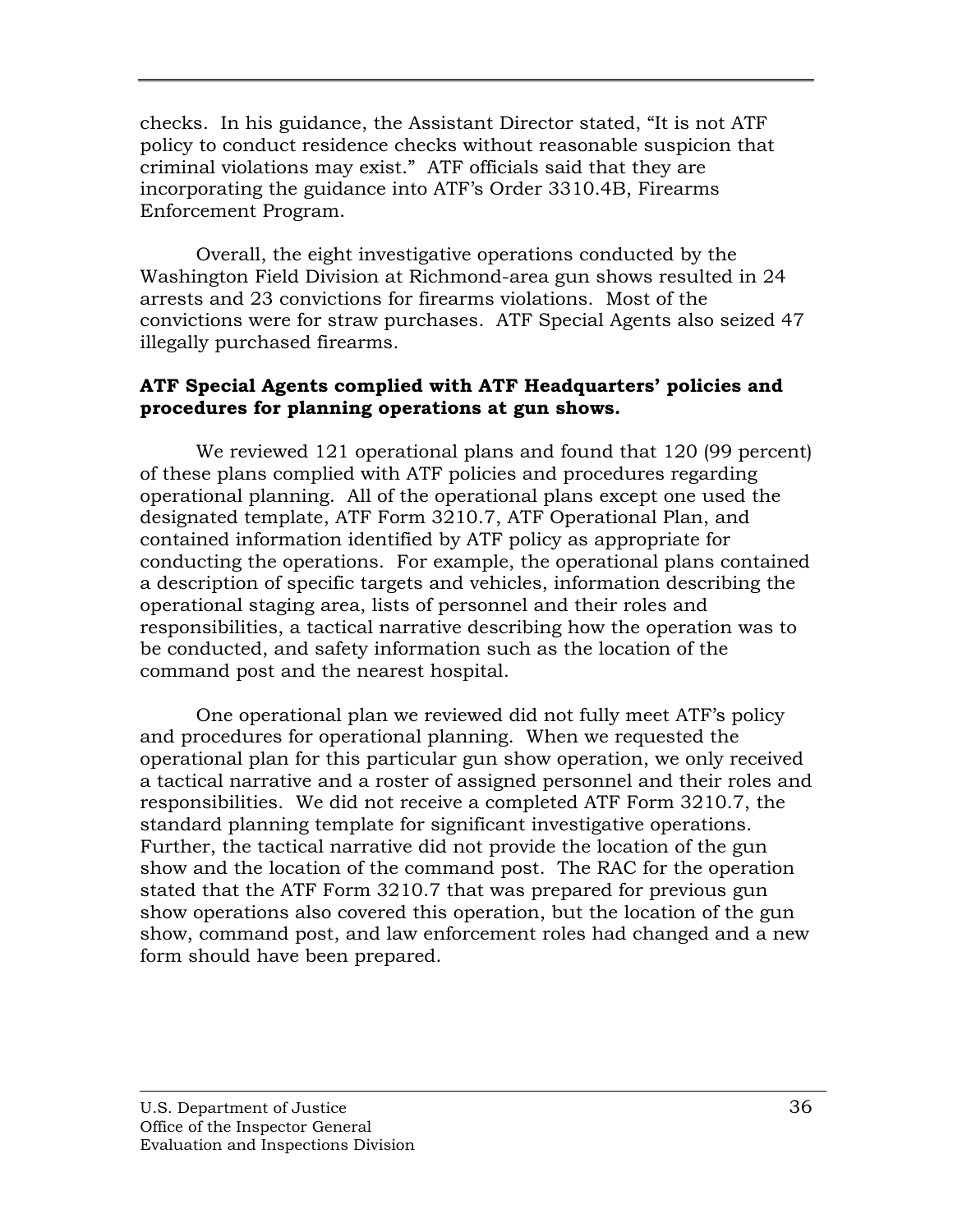checks. In his guidance, the Assistant Director stated, "It is not ATF policy to conduct residence checks without reasonable suspicion that criminal violations may exist." ATF officials said that they are incorporating the guidance into ATF's Order 3310.4B, Firearms Enforcement Program.

Overall, the eight investigative operations conducted by the Washington Field Division at Richmond-area gun shows resulted in 24 arrests and 23 convictions for firearms violations. Most of the convictions were for straw purchases. ATF Special Agents also seized 47 illegally purchased firearms.

**ATF Special Agents complied with ATF Headquarters' policies and procedures for planning operations at gun shows.**

We reviewed 121 operational plans and found that 120 (99 percent) of these plans complied with ATF policies and procedures regarding operational planning. All of the operational plans except one used the designated template, ATF Form 3210.7, ATF Operational Plan, and contained information identified by ATF policy as appropriate for conducting the operations. For example, the operational plans contained a description of specific targets and vehicles, information describing the operational staging area, lists of personnel and their roles and responsibilities, a tactical narrative describing how the operation was to be conducted, and safety information such as the location of the command post and the nearest hospital.

One operational plan we reviewed did not fully meet ATF's policy and procedures for operational planning. When we requested the operational plan for this particular gun show operation, we only received a tactical narrative and a roster of assigned personnel and their roles and responsibilities. We did not receive a completed ATF Form 3210.7, the standard planning template for significant investigative operations. Further, the tactical narrative did not provide the location of the gun show and the location of the command post. The RAC for the operation stated that the ATF Form 3210.7 that was prepared for previous gun show operations also covered this operation, but the location of the gun show, command post, and law enforcement roles had changed and a new form should have been prepared.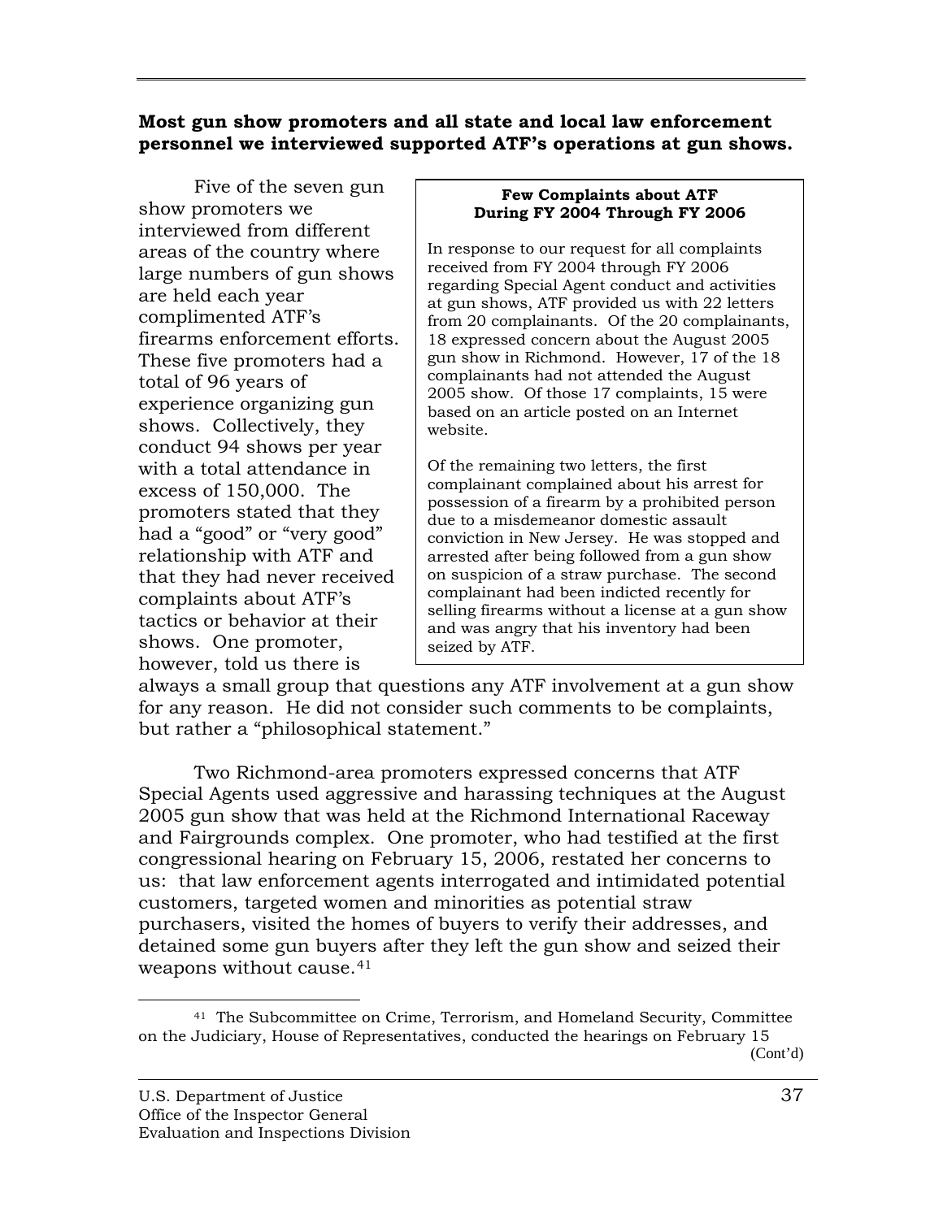**Most gun show promoters and all state and local law enforcement personnel we interviewed supported ATF's operations at gun shows.**

> **Few Complaints about ATF During FY 2004 Through FY 2006**
>
> In response to our request for all complaints received from FY 2004 through FY 2006 regarding Special Agent conduct and activities at gun shows, ATF provided us with 22 letters from 20 complainants. Of the 20 complainants, 18 expressed concern about the August 2005 gun show in Richmond. However, 17 of the 18 complainants had not attended the August 2005 show. Of those 17 complaints, 15 were based on an article posted on an Internet website.
>
> Of the remaining two letters, the first complainant complained about his arrest for possession of a firearm by a prohibited person due to a misdemeanor domestic assault conviction in New Jersey. He was stopped and arrested after being followed from a gun show on suspicion of a straw purchase. The second complainant had been indicted recently for selling firearms without a license at a gun show and was angry that his inventory had been seized by ATF.

Five of the seven gun show promoters we interviewed from different areas of the country where large numbers of gun shows are held each year complimented ATF's firearms enforcement efforts. These five promoters had a total of 96 years of experience organizing gun shows. Collectively, they conduct 94 shows per year with a total attendance in excess of 150,000. The promoters stated that they had a "good" or "very good" relationship with ATF and that they had never received complaints about ATF's tactics or behavior at their shows. One promoter, however, told us there is always a small group that questions any ATF involvement at a gun show for any reason. He did not consider such comments to be complaints, but rather a "philosophical statement."

Two Richmond-area promoters expressed concerns that ATF Special Agents used aggressive and harassing techniques at the August 2005 gun show that was held at the Richmond International Raceway and Fairgrounds complex. One promoter, who had testified at the first congressional hearing on February 15, 2006, restated her concerns to us: that law enforcement agents interrogated and intimidated potential customers, targeted women and minorities as potential straw purchasers, visited the homes of buyers to verify their addresses, and detained some gun buyers after they left the gun show and seized their weapons without cause.[41]

---

[41] The Subcommittee on Crime, Terrorism, and Homeland Security, Committee on the Judiciary, House of Representatives, conducted the hearings on February 15 (Cont'd)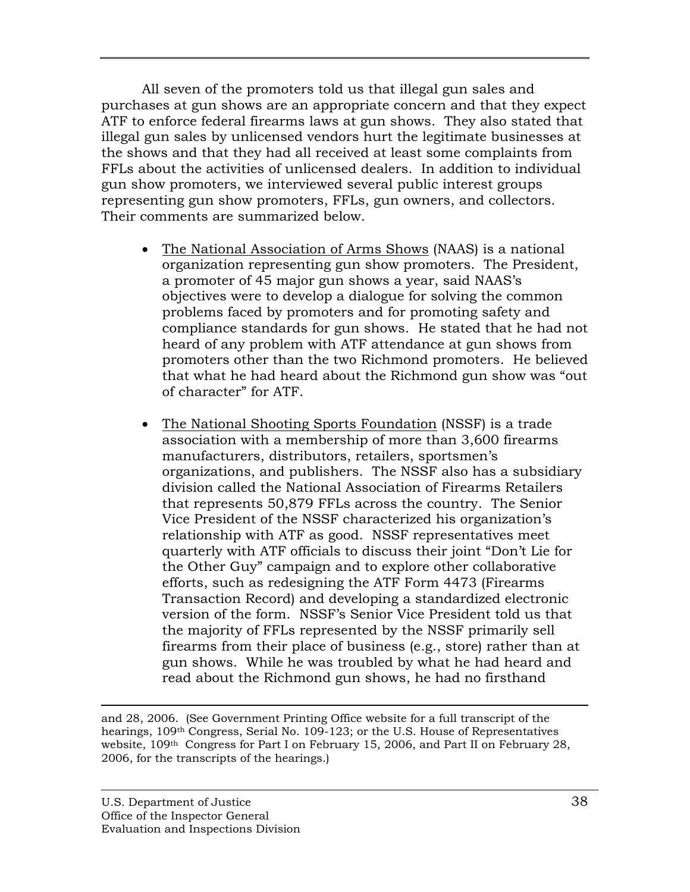All seven of the promoters told us that illegal gun sales and purchases at gun shows are an appropriate concern and that they expect ATF to enforce federal firearms laws at gun shows. They also stated that illegal gun sales by unlicensed vendors hurt the legitimate businesses at the shows and that they had all received at least some complaints from FFLs about the activities of unlicensed dealers. In addition to individual gun show promoters, we interviewed several public interest groups representing gun show promoters, FFLs, gun owners, and collectors. Their comments are summarized below.

- The National Association of Arms Shows (NAAS) is a national organization representing gun show promoters. The President, a promoter of 45 major gun shows a year, said NAAS's objectives were to develop a dialogue for solving the common problems faced by promoters and for promoting safety and compliance standards for gun shows. He stated that he had not heard of any problem with ATF attendance at gun shows from promoters other than the two Richmond promoters. He believed that what he had heard about the Richmond gun show was "out of character" for ATF.

- The National Shooting Sports Foundation (NSSF) is a trade association with a membership of more than 3,600 firearms manufacturers, distributors, retailers, sportsmen's organizations, and publishers. The NSSF also has a subsidiary division called the National Association of Firearms Retailers that represents 50,879 FFLs across the country. The Senior Vice President of the NSSF characterized his organization's relationship with ATF as good. NSSF representatives meet quarterly with ATF officials to discuss their joint "Don't Lie for the Other Guy" campaign and to explore other collaborative efforts, such as redesigning the ATF Form 4473 (Firearms Transaction Record) and developing a standardized electronic version of the form. NSSF's Senior Vice President told us that the majority of FFLs represented by the NSSF primarily sell firearms from their place of business (e.g., store) rather than at gun shows. While he was troubled by what he had heard and read about the Richmond gun shows, he had no firsthand

---

and 28, 2006. (See Government Printing Office website for a full transcript of the hearings, 109th Congress, Serial No. 109-123; or the U.S. House of Representatives website, 109th Congress for Part I on February 15, 2006, and Part II on February 28, 2006, for the transcripts of the hearings.)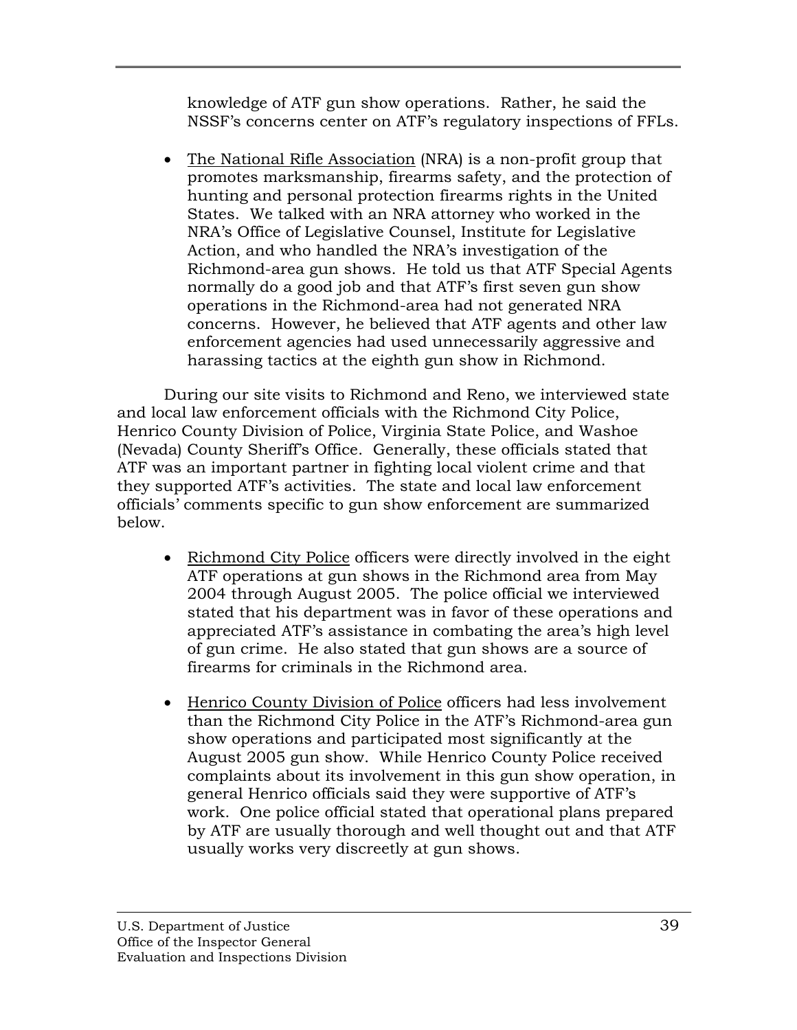knowledge of ATF gun show operations. Rather, he said the NSSF's concerns center on ATF's regulatory inspections of FFLs.

- The National Rifle Association (NRA) is a non-profit group that promotes marksmanship, firearms safety, and the protection of hunting and personal protection firearms rights in the United States. We talked with an NRA attorney who worked in the NRA's Office of Legislative Counsel, Institute for Legislative Action, and who handled the NRA's investigation of the Richmond-area gun shows. He told us that ATF Special Agents normally do a good job and that ATF's first seven gun show operations in the Richmond-area had not generated NRA concerns. However, he believed that ATF agents and other law enforcement agencies had used unnecessarily aggressive and harassing tactics at the eighth gun show in Richmond.

During our site visits to Richmond and Reno, we interviewed state and local law enforcement officials with the Richmond City Police, Henrico County Division of Police, Virginia State Police, and Washoe (Nevada) County Sheriff's Office. Generally, these officials stated that ATF was an important partner in fighting local violent crime and that they supported ATF's activities. The state and local law enforcement officials' comments specific to gun show enforcement are summarized below.

- Richmond City Police officers were directly involved in the eight ATF operations at gun shows in the Richmond area from May 2004 through August 2005. The police official we interviewed stated that his department was in favor of these operations and appreciated ATF's assistance in combating the area's high level of gun crime. He also stated that gun shows are a source of firearms for criminals in the Richmond area.

- Henrico County Division of Police officers had less involvement than the Richmond City Police in the ATF's Richmond-area gun show operations and participated most significantly at the August 2005 gun show. While Henrico County Police received complaints about its involvement in this gun show operation, in general Henrico officials said they were supportive of ATF's work. One police official stated that operational plans prepared by ATF are usually thorough and well thought out and that ATF usually works very discreetly at gun shows.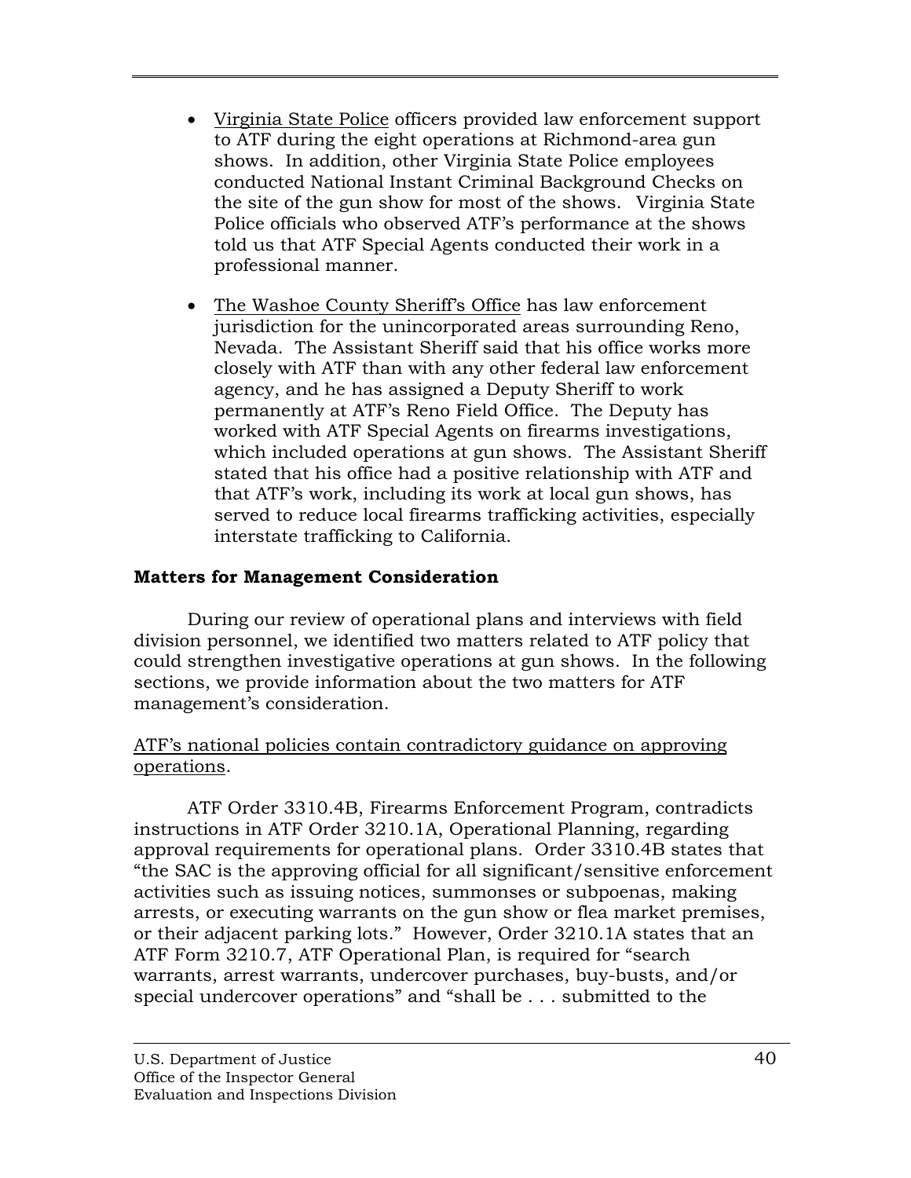- Virginia State Police officers provided law enforcement support to ATF during the eight operations at Richmond-area gun shows. In addition, other Virginia State Police employees conducted National Instant Criminal Background Checks on the site of the gun show for most of the shows. Virginia State Police officials who observed ATF's performance at the shows told us that ATF Special Agents conducted their work in a professional manner.

- The Washoe County Sheriff's Office has law enforcement jurisdiction for the unincorporated areas surrounding Reno, Nevada. The Assistant Sheriff said that his office works more closely with ATF than with any other federal law enforcement agency, and he has assigned a Deputy Sheriff to work permanently at ATF's Reno Field Office. The Deputy has worked with ATF Special Agents on firearms investigations, which included operations at gun shows. The Assistant Sheriff stated that his office had a positive relationship with ATF and that ATF's work, including its work at local gun shows, has served to reduce local firearms trafficking activities, especially interstate trafficking to California.

**Matters for Management Consideration**

During our review of operational plans and interviews with field division personnel, we identified two matters related to ATF policy that could strengthen investigative operations at gun shows. In the following sections, we provide information about the two matters for ATF management's consideration.

ATF's national policies contain contradictory guidance on approving operations.

ATF Order 3310.4B, Firearms Enforcement Program, contradicts instructions in ATF Order 3210.1A, Operational Planning, regarding approval requirements for operational plans. Order 3310.4B states that "the SAC is the approving official for all significant/sensitive enforcement activities such as issuing notices, summonses or subpoenas, making arrests, or executing warrants on the gun show or flea market premises, or their adjacent parking lots." However, Order 3210.1A states that an ATF Form 3210.7, ATF Operational Plan, is required for "search warrants, arrest warrants, undercover purchases, buy-busts, and/or special undercover operations" and "shall be . . . submitted to the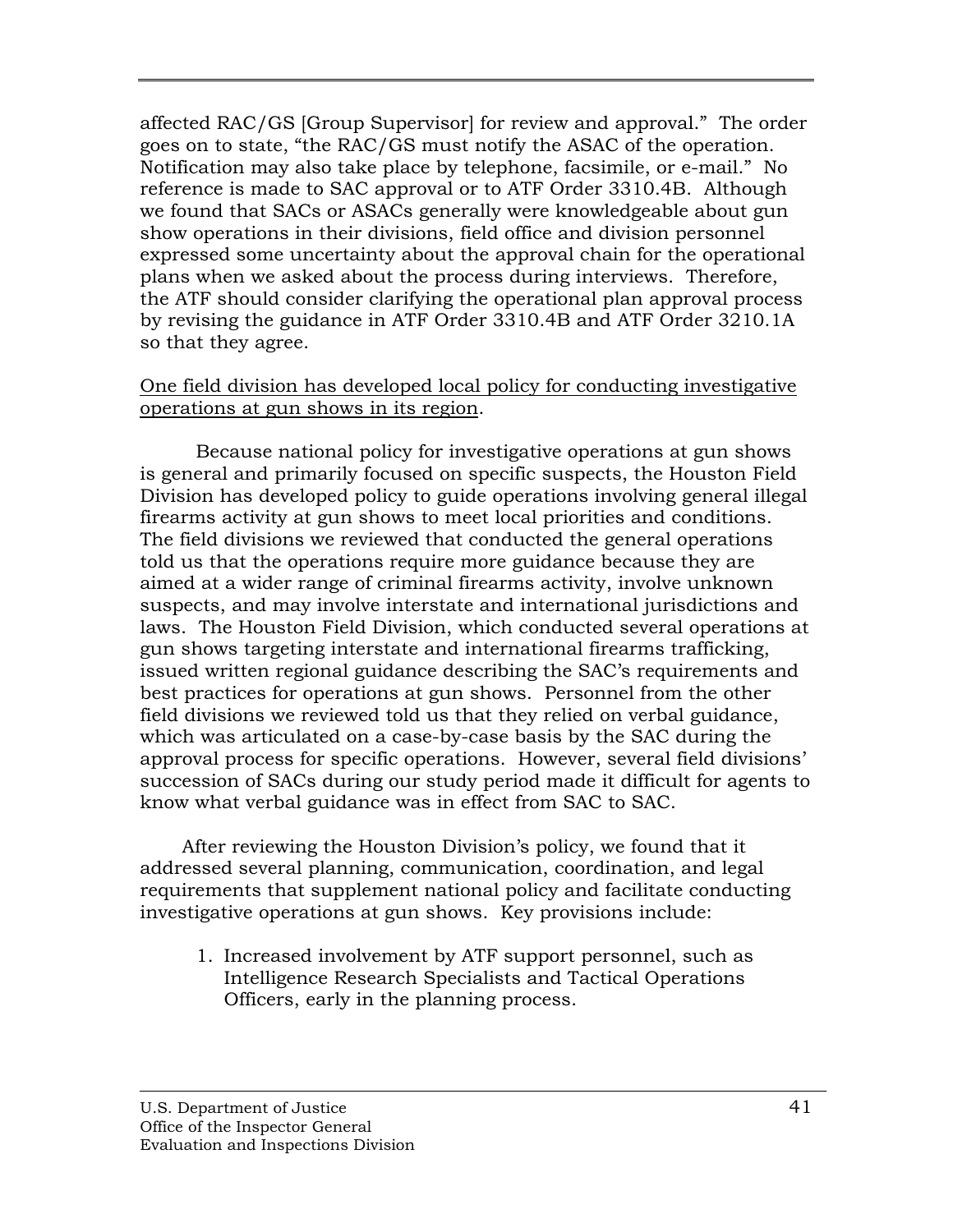affected RAC/GS [Group Supervisor] for review and approval." The order goes on to state, "the RAC/GS must notify the ASAC of the operation. Notification may also take place by telephone, facsimile, or e-mail." No reference is made to SAC approval or to ATF Order 3310.4B. Although we found that SACs or ASACs generally were knowledgeable about gun show operations in their divisions, field office and division personnel expressed some uncertainty about the approval chain for the operational plans when we asked about the process during interviews. Therefore, the ATF should consider clarifying the operational plan approval process by revising the guidance in ATF Order 3310.4B and ATF Order 3210.1A so that they agree.

<u>One field division has developed local policy for conducting investigative operations at gun shows in its region</u>.

Because national policy for investigative operations at gun shows is general and primarily focused on specific suspects, the Houston Field Division has developed policy to guide operations involving general illegal firearms activity at gun shows to meet local priorities and conditions. The field divisions we reviewed that conducted the general operations told us that the operations require more guidance because they are aimed at a wider range of criminal firearms activity, involve unknown suspects, and may involve interstate and international jurisdictions and laws. The Houston Field Division, which conducted several operations at gun shows targeting interstate and international firearms trafficking, issued written regional guidance describing the SAC's requirements and best practices for operations at gun shows. Personnel from the other field divisions we reviewed told us that they relied on verbal guidance, which was articulated on a case-by-case basis by the SAC during the approval process for specific operations. However, several field divisions' succession of SACs during our study period made it difficult for agents to know what verbal guidance was in effect from SAC to SAC.

After reviewing the Houston Division's policy, we found that it addressed several planning, communication, coordination, and legal requirements that supplement national policy and facilitate conducting investigative operations at gun shows. Key provisions include:

1. Increased involvement by ATF support personnel, such as Intelligence Research Specialists and Tactical Operations Officers, early in the planning process.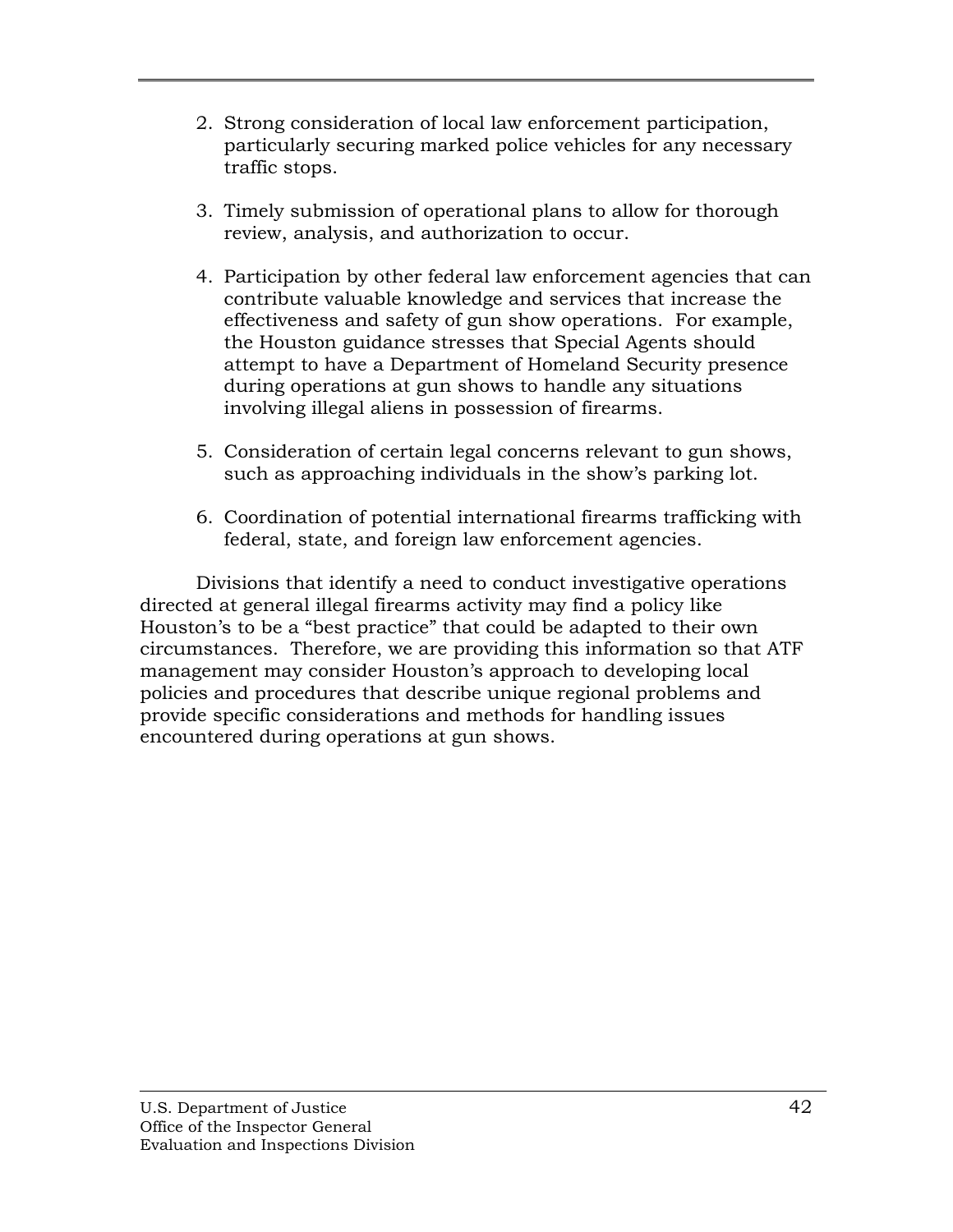2. Strong consideration of local law enforcement participation, particularly securing marked police vehicles for any necessary traffic stops.

3. Timely submission of operational plans to allow for thorough review, analysis, and authorization to occur.

4. Participation by other federal law enforcement agencies that can contribute valuable knowledge and services that increase the effectiveness and safety of gun show operations. For example, the Houston guidance stresses that Special Agents should attempt to have a Department of Homeland Security presence during operations at gun shows to handle any situations involving illegal aliens in possession of firearms.

5. Consideration of certain legal concerns relevant to gun shows, such as approaching individuals in the show's parking lot.

6. Coordination of potential international firearms trafficking with federal, state, and foreign law enforcement agencies.

Divisions that identify a need to conduct investigative operations directed at general illegal firearms activity may find a policy like Houston's to be a "best practice" that could be adapted to their own circumstances. Therefore, we are providing this information so that ATF management may consider Houston's approach to developing local policies and procedures that describe unique regional problems and provide specific considerations and methods for handling issues encountered during operations at gun shows.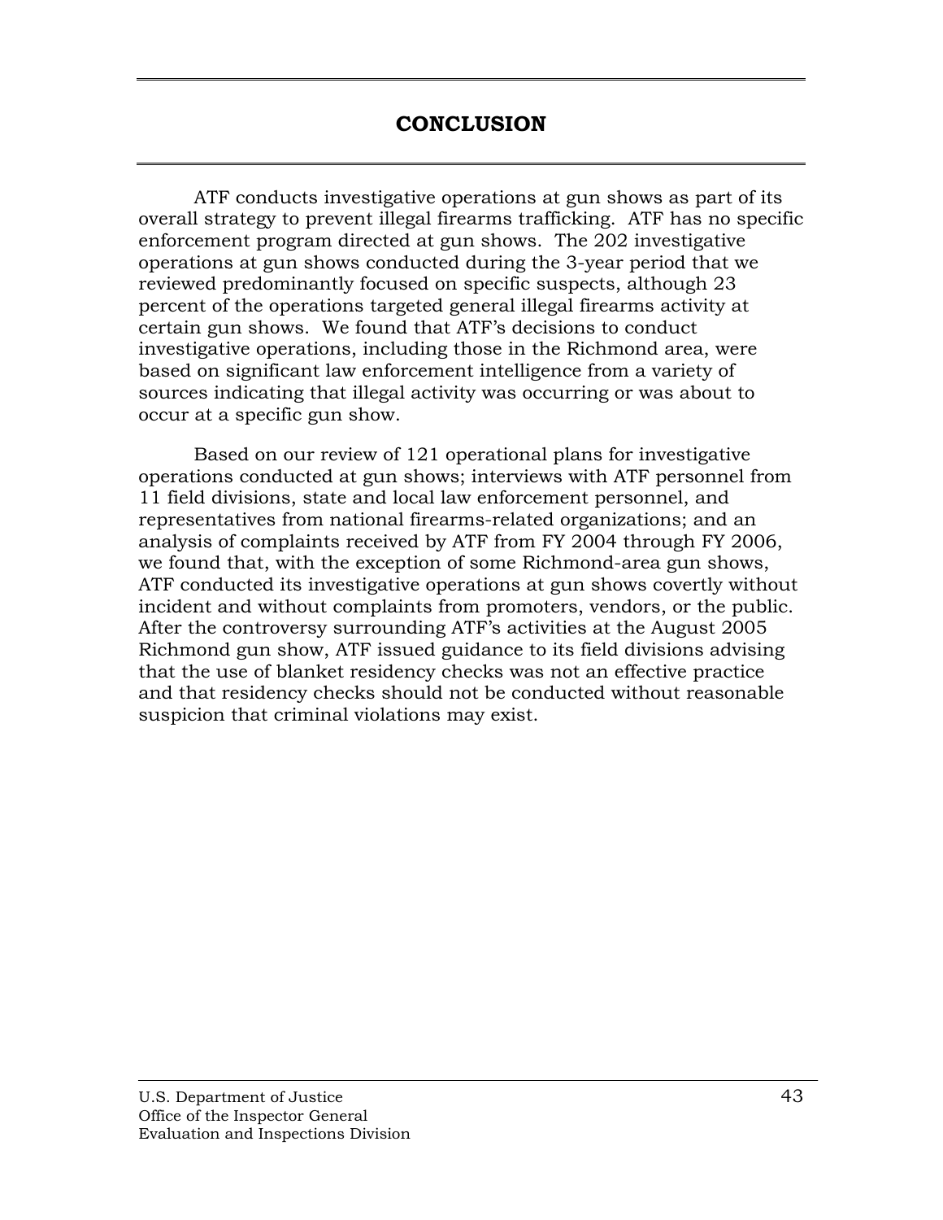# CONCLUSION

ATF conducts investigative operations at gun shows as part of its overall strategy to prevent illegal firearms trafficking. ATF has no specific enforcement program directed at gun shows. The 202 investigative operations at gun shows conducted during the 3-year period that we reviewed predominantly focused on specific suspects, although 23 percent of the operations targeted general illegal firearms activity at certain gun shows. We found that ATF's decisions to conduct investigative operations, including those in the Richmond area, were based on significant law enforcement intelligence from a variety of sources indicating that illegal activity was occurring or was about to occur at a specific gun show.

Based on our review of 121 operational plans for investigative operations conducted at gun shows; interviews with ATF personnel from 11 field divisions, state and local law enforcement personnel, and representatives from national firearms-related organizations; and an analysis of complaints received by ATF from FY 2004 through FY 2006, we found that, with the exception of some Richmond-area gun shows, ATF conducted its investigative operations at gun shows covertly without incident and without complaints from promoters, vendors, or the public. After the controversy surrounding ATF's activities at the August 2005 Richmond gun show, ATF issued guidance to its field divisions advising that the use of blanket residency checks was not an effective practice and that residency checks should not be conducted without reasonable suspicion that criminal violations may exist.